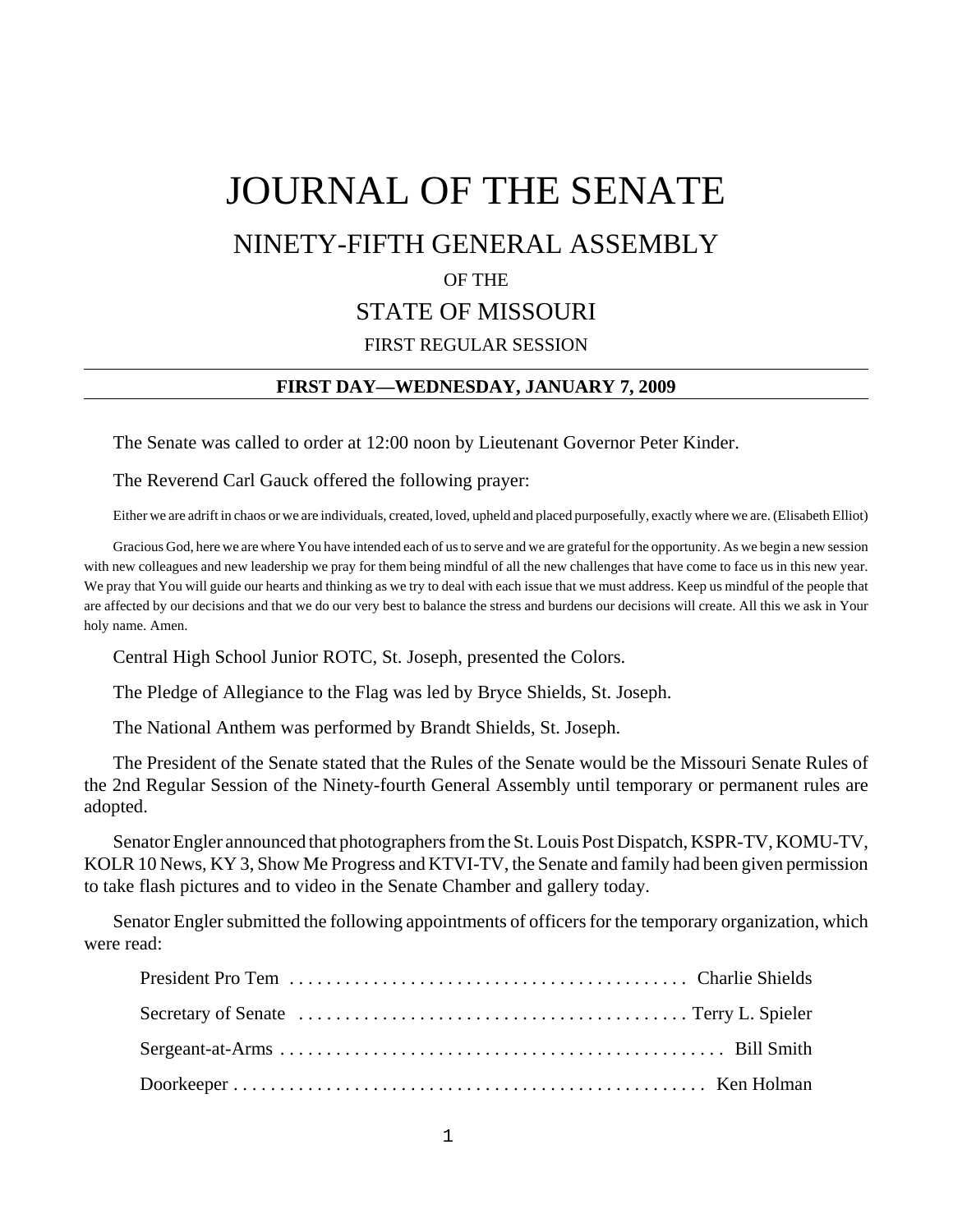# JOURNAL OF THE SENATE

## NINETY-FIFTH GENERAL ASSEMBLY

OF THE

## STATE OF MISSOURI

FIRST REGULAR SESSION

---

**FIRST DAY—WEDNESDAY, JANUARY 7, 2009**

---

The Senate was called to order at 12:00 noon by Lieutenant Governor Peter Kinder.

The Reverend Carl Gauck offered the following prayer:

Either we are adrift in chaos or we are individuals, created, loved, upheld and placed purposefully, exactly where we are. (Elisabeth Elliot)

Gracious God, here we are where You have intended each of us to serve and we are grateful for the opportunity. As we begin a new session with new colleagues and new leadership we pray for them being mindful of all the new challenges that have come to face us in this new year. We pray that You will guide our hearts and thinking as we try to deal with each issue that we must address. Keep us mindful of the people that are affected by our decisions and that we do our very best to balance the stress and burdens our decisions will create. All this we ask in Your holy name. Amen.

Central High School Junior ROTC, St. Joseph, presented the Colors.

The Pledge of Allegiance to the Flag was led by Bryce Shields, St. Joseph.

The National Anthem was performed by Brandt Shields, St. Joseph.

The President of the Senate stated that the Rules of the Senate would be the Missouri Senate Rules of the 2nd Regular Session of the Ninety-fourth General Assembly until temporary or permanent rules are adopted.

Senator Engler announced that photographers from the St. Louis Post Dispatch, KSPR-TV, KOMU-TV, KOLR 10 News, KY 3, Show Me Progress and KTVI-TV, the Senate and family had been given permission to take flash pictures and to video in the Senate Chamber and gallery today.

Senator Engler submitted the following appointments of officers for the temporary organization, which were read:

President Pro Tem . . . . . . . . . . . . . . . . . . . . . . . . . . . . . . . . . . . . . . . . . . . Charlie Shields

Secretary of Senate . . . . . . . . . . . . . . . . . . . . . . . . . . . . . . . . . . . . . . . . . . Terry L. Spieler

Sergeant-at-Arms . . . . . . . . . . . . . . . . . . . . . . . . . . . . . . . . . . . . . . . . . . . . . . . . Bill Smith

Doorkeeper . . . . . . . . . . . . . . . . . . . . . . . . . . . . . . . . . . . . . . . . . . . . . . . . . . Ken Holman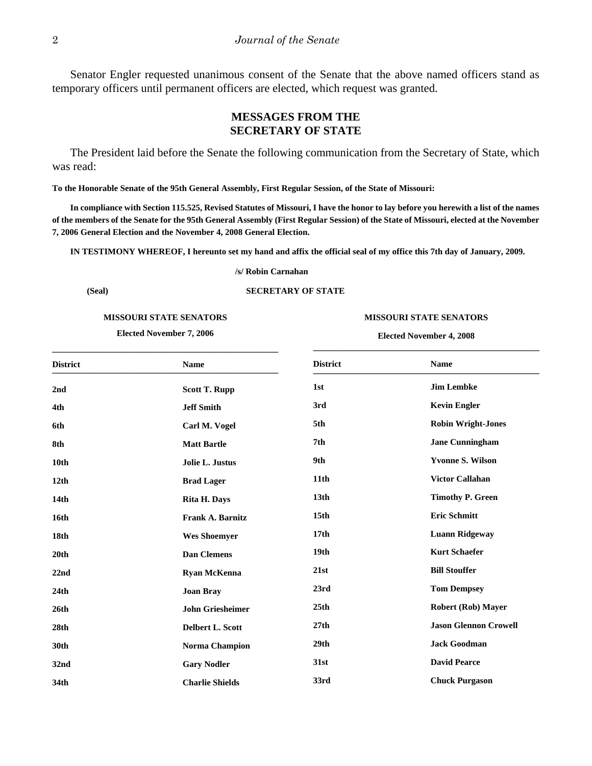Senator Engler requested unanimous consent of the Senate that the above named officers stand as temporary officers until permanent officers are elected, which request was granted.

## MESSAGES FROM THE SECRETARY OF STATE

The President laid before the Senate the following communication from the Secretary of State, which was read:

**To the Honorable Senate of the 95th General Assembly, First Regular Session, of the State of Missouri:**

**In compliance with Section 115.525, Revised Statutes of Missouri, I have the honor to lay before you herewith a list of the names of the members of the Senate for the 95th General Assembly (First Regular Session) of the State of Missouri, elected at the November 7, 2006 General Election and the November 4, 2008 General Election.**

**IN TESTIMONY WHEREOF, I hereunto set my hand and affix the official seal of my office this 7th day of January, 2009.**

**/s/ Robin Carnahan**

**(Seal)** **SECRETARY OF STATE**

**MISSOURI STATE SENATORS**

**Elected November 7, 2006**

| District | Name |
|---|---|
| 2nd | Scott T. Rupp |
| 4th | Jeff Smith |
| 6th | Carl M. Vogel |
| 8th | Matt Bartle |
| 10th | Jolie L. Justus |
| 12th | Brad Lager |
| 14th | Rita H. Days |
| 16th | Frank A. Barnitz |
| 18th | Wes Shoemyer |
| 20th | Dan Clemens |
| 22nd | Ryan McKenna |
| 24th | Joan Bray |
| 26th | John Griesheimer |
| 28th | Delbert L. Scott |
| 30th | Norma Champion |
| 32nd | Gary Nodler |
| 34th | Charlie Shields |

**MISSOURI STATE SENATORS**

**Elected November 4, 2008**

| District | Name |
|---|---|
| 1st | Jim Lembke |
| 3rd | Kevin Engler |
| 5th | Robin Wright-Jones |
| 7th | Jane Cunningham |
| 9th | Yvonne S. Wilson |
| 11th | Victor Callahan |
| 13th | Timothy P. Green |
| 15th | Eric Schmitt |
| 17th | Luann Ridgeway |
| 19th | Kurt Schaefer |
| 21st | Bill Stouffer |
| 23rd | Tom Dempsey |
| 25th | Robert (Rob) Mayer |
| 27th | Jason Glennon Crowell |
| 29th | Jack Goodman |
| 31st | David Pearce |
| 33rd | Chuck Purgason |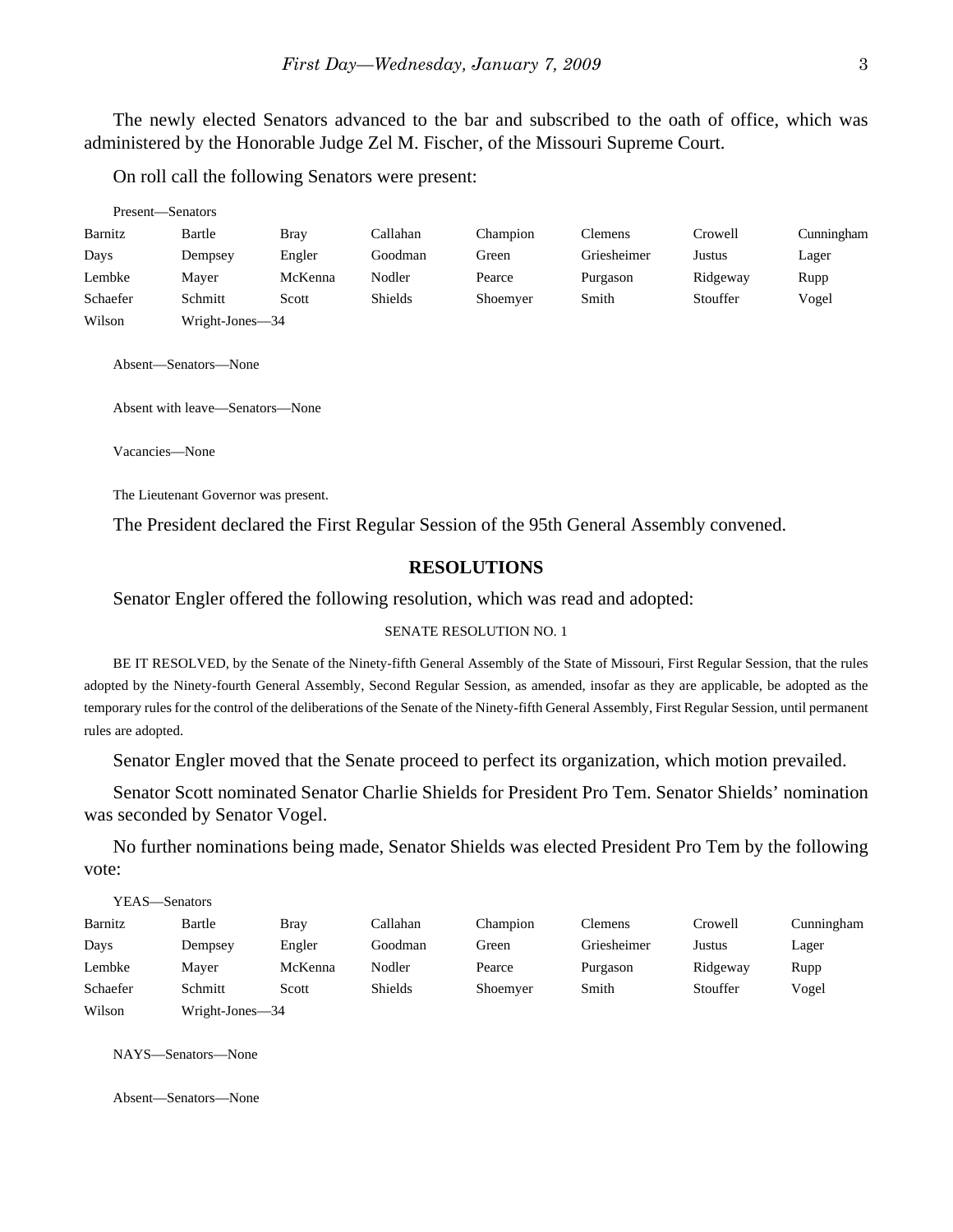The newly elected Senators advanced to the bar and subscribed to the oath of office, which was administered by the Honorable Judge Zel M. Fischer, of the Missouri Supreme Court.

On roll call the following Senators were present:

Present—Senators

| | | | | | | | |
|---|---|---|---|---|---|---|---|
| Barnitz | Bartle | Bray | Callahan | Champion | Clemens | Crowell | Cunningham |
| Days | Dempsey | Engler | Goodman | Green | Griesheimer | Justus | Lager |
| Lembke | Mayer | McKenna | Nodler | Pearce | Purgason | Ridgeway | Rupp |
| Schaefer | Schmitt | Scott | Shields | Shoemyer | Smith | Stouffer | Vogel |
| Wilson | Wright-Jones—34 | | | | | | |

Absent—Senators—None

Absent with leave—Senators—None

Vacancies—None

The Lieutenant Governor was present.

The President declared the First Regular Session of the 95th General Assembly convened.

## RESOLUTIONS

Senator Engler offered the following resolution, which was read and adopted:

SENATE RESOLUTION NO. 1

BE IT RESOLVED, by the Senate of the Ninety-fifth General Assembly of the State of Missouri, First Regular Session, that the rules adopted by the Ninety-fourth General Assembly, Second Regular Session, as amended, insofar as they are applicable, be adopted as the temporary rules for the control of the deliberations of the Senate of the Ninety-fifth General Assembly, First Regular Session, until permanent rules are adopted.

Senator Engler moved that the Senate proceed to perfect its organization, which motion prevailed.

Senator Scott nominated Senator Charlie Shields for President Pro Tem. Senator Shields' nomination was seconded by Senator Vogel.

No further nominations being made, Senator Shields was elected President Pro Tem by the following vote:

YEAS—Senators

| | | | | | | | |
|---|---|---|---|---|---|---|---|
| Barnitz | Bartle | Bray | Callahan | Champion | Clemens | Crowell | Cunningham |
| Days | Dempsey | Engler | Goodman | Green | Griesheimer | Justus | Lager |
| Lembke | Mayer | McKenna | Nodler | Pearce | Purgason | Ridgeway | Rupp |
| Schaefer | Schmitt | Scott | Shields | Shoemyer | Smith | Stouffer | Vogel |
| Wilson | Wright-Jones—34 | | | | | | |

NAYS—Senators—None

Absent—Senators—None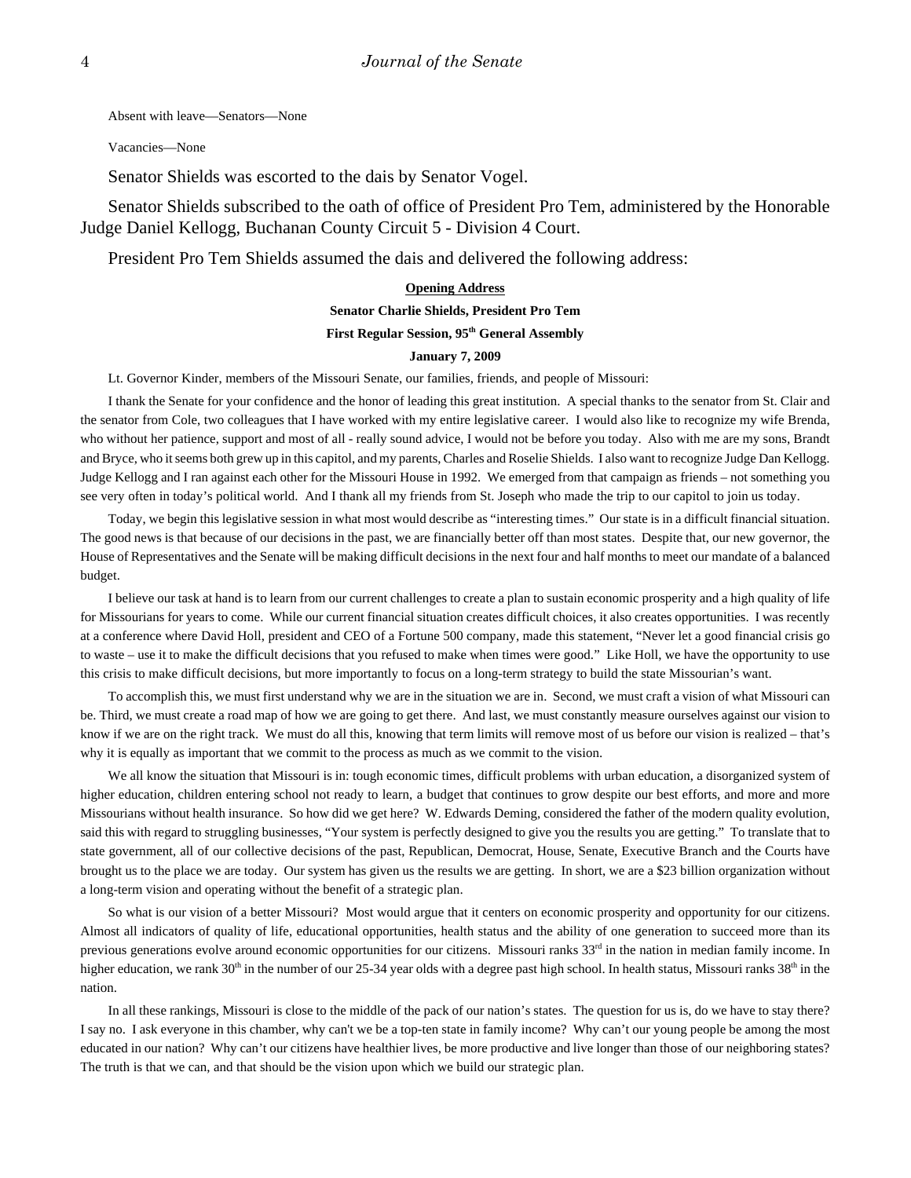Absent with leave—Senators—None

Vacancies—None

Senator Shields was escorted to the dais by Senator Vogel.

Senator Shields subscribed to the oath of office of President Pro Tem, administered by the Honorable Judge Daniel Kellogg, Buchanan County Circuit 5 - Division 4 Court.

President Pro Tem Shields assumed the dais and delivered the following address:

**Opening Address**

**Senator Charlie Shields, President Pro Tem**

**First Regular Session, 95th General Assembly**

**January 7, 2009**

Lt. Governor Kinder, members of the Missouri Senate, our families, friends, and people of Missouri:

I thank the Senate for your confidence and the honor of leading this great institution. A special thanks to the senator from St. Clair and the senator from Cole, two colleagues that I have worked with my entire legislative career. I would also like to recognize my wife Brenda, who without her patience, support and most of all - really sound advice, I would not be before you today. Also with me are my sons, Brandt and Bryce, who it seems both grew up in this capitol, and my parents, Charles and Roselie Shields. I also want to recognize Judge Dan Kellogg. Judge Kellogg and I ran against each other for the Missouri House in 1992. We emerged from that campaign as friends – not something you see very often in today's political world. And I thank all my friends from St. Joseph who made the trip to our capitol to join us today.

Today, we begin this legislative session in what most would describe as "interesting times." Our state is in a difficult financial situation. The good news is that because of our decisions in the past, we are financially better off than most states. Despite that, our new governor, the House of Representatives and the Senate will be making difficult decisions in the next four and half months to meet our mandate of a balanced budget.

I believe our task at hand is to learn from our current challenges to create a plan to sustain economic prosperity and a high quality of life for Missourians for years to come. While our current financial situation creates difficult choices, it also creates opportunities. I was recently at a conference where David Holl, president and CEO of a Fortune 500 company, made this statement, "Never let a good financial crisis go to waste – use it to make the difficult decisions that you refused to make when times were good." Like Holl, we have the opportunity to use this crisis to make difficult decisions, but more importantly to focus on a long-term strategy to build the state Missourian's want.

To accomplish this, we must first understand why we are in the situation we are in. Second, we must craft a vision of what Missouri can be. Third, we must create a road map of how we are going to get there. And last, we must constantly measure ourselves against our vision to know if we are on the right track. We must do all this, knowing that term limits will remove most of us before our vision is realized – that's why it is equally as important that we commit to the process as much as we commit to the vision.

We all know the situation that Missouri is in: tough economic times, difficult problems with urban education, a disorganized system of higher education, children entering school not ready to learn, a budget that continues to grow despite our best efforts, and more and more Missourians without health insurance. So how did we get here? W. Edwards Deming, considered the father of the modern quality evolution, said this with regard to struggling businesses, "Your system is perfectly designed to give you the results you are getting." To translate that to state government, all of our collective decisions of the past, Republican, Democrat, House, Senate, Executive Branch and the Courts have brought us to the place we are today. Our system has given us the results we are getting. In short, we are a $23 billion organization without a long-term vision and operating without the benefit of a strategic plan.

So what is our vision of a better Missouri? Most would argue that it centers on economic prosperity and opportunity for our citizens. Almost all indicators of quality of life, educational opportunities, health status and the ability of one generation to succeed more than its previous generations evolve around economic opportunities for our citizens. Missouri ranks 33rd in the nation in median family income. In higher education, we rank 30th in the number of our 25-34 year olds with a degree past high school. In health status, Missouri ranks 38th in the nation.

In all these rankings, Missouri is close to the middle of the pack of our nation's states. The question for us is, do we have to stay there? I say no. I ask everyone in this chamber, why can't we be a top-ten state in family income? Why can't our young people be among the most educated in our nation? Why can't our citizens have healthier lives, be more productive and live longer than those of our neighboring states? The truth is that we can, and that should be the vision upon which we build our strategic plan.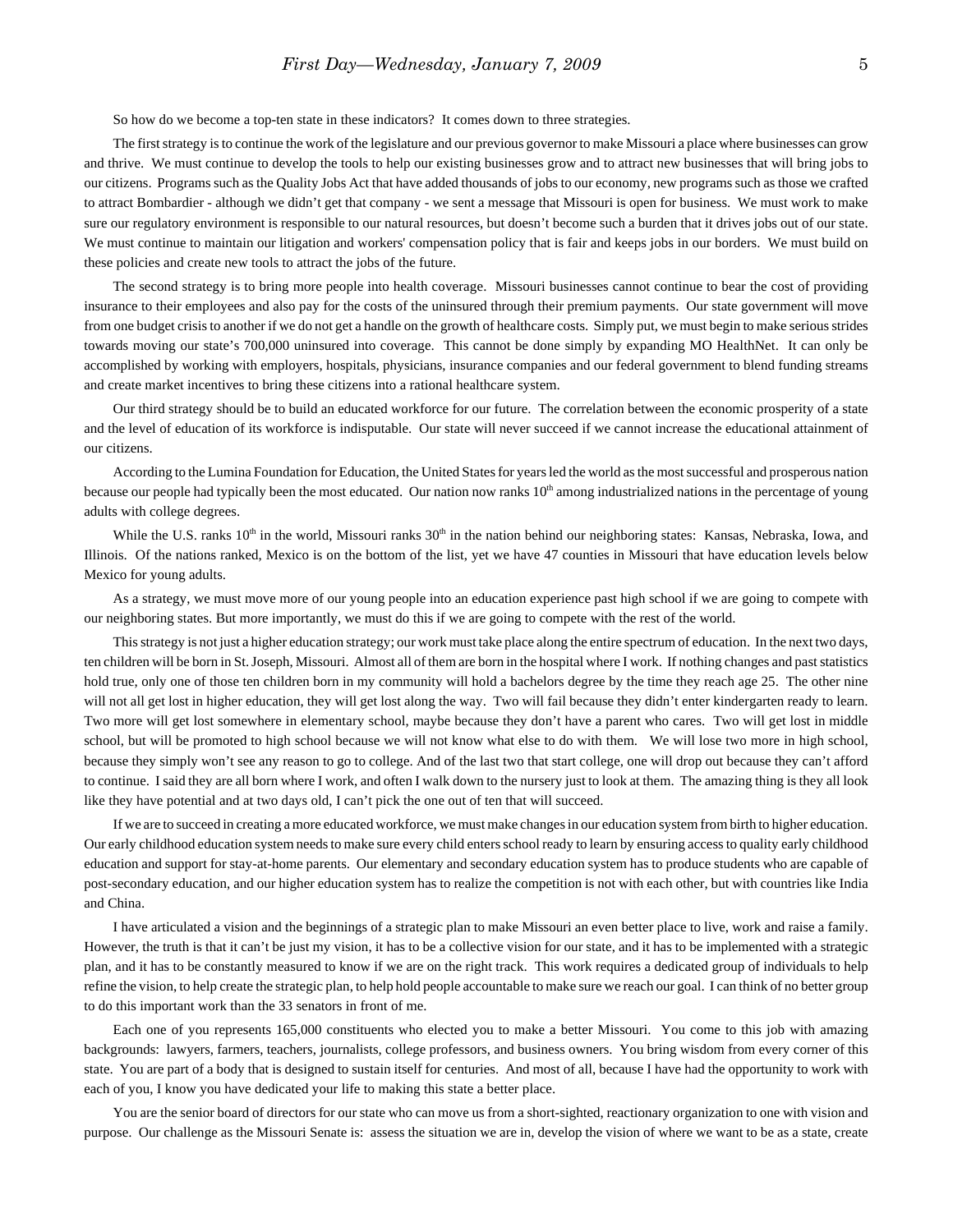So how do we become a top-ten state in these indicators? It comes down to three strategies.

The first strategy is to continue the work of the legislature and our previous governor to make Missouri a place where businesses can grow and thrive. We must continue to develop the tools to help our existing businesses grow and to attract new businesses that will bring jobs to our citizens. Programs such as the Quality Jobs Act that have added thousands of jobs to our economy, new programs such as those we crafted to attract Bombardier - although we didn't get that company - we sent a message that Missouri is open for business. We must work to make sure our regulatory environment is responsible to our natural resources, but doesn't become such a burden that it drives jobs out of our state. We must continue to maintain our litigation and workers' compensation policy that is fair and keeps jobs in our borders. We must build on these policies and create new tools to attract the jobs of the future.

The second strategy is to bring more people into health coverage. Missouri businesses cannot continue to bear the cost of providing insurance to their employees and also pay for the costs of the uninsured through their premium payments. Our state government will move from one budget crisis to another if we do not get a handle on the growth of healthcare costs. Simply put, we must begin to make serious strides towards moving our state's 700,000 uninsured into coverage. This cannot be done simply by expanding MO HealthNet. It can only be accomplished by working with employers, hospitals, physicians, insurance companies and our federal government to blend funding streams and create market incentives to bring these citizens into a rational healthcare system.

Our third strategy should be to build an educated workforce for our future. The correlation between the economic prosperity of a state and the level of education of its workforce is indisputable. Our state will never succeed if we cannot increase the educational attainment of our citizens.

According to the Lumina Foundation for Education, the United States for years led the world as the most successful and prosperous nation because our people had typically been the most educated. Our nation now ranks 10th among industrialized nations in the percentage of young adults with college degrees.

While the U.S. ranks 10th in the world, Missouri ranks 30th in the nation behind our neighboring states: Kansas, Nebraska, Iowa, and Illinois. Of the nations ranked, Mexico is on the bottom of the list, yet we have 47 counties in Missouri that have education levels below Mexico for young adults.

As a strategy, we must move more of our young people into an education experience past high school if we are going to compete with our neighboring states. But more importantly, we must do this if we are going to compete with the rest of the world.

This strategy is not just a higher education strategy; our work must take place along the entire spectrum of education. In the next two days, ten children will be born in St. Joseph, Missouri. Almost all of them are born in the hospital where I work. If nothing changes and past statistics hold true, only one of those ten children born in my community will hold a bachelors degree by the time they reach age 25. The other nine will not all get lost in higher education, they will get lost along the way. Two will fail because they didn't enter kindergarten ready to learn. Two more will get lost somewhere in elementary school, maybe because they don't have a parent who cares. Two will get lost in middle school, but will be promoted to high school because we will not know what else to do with them. We will lose two more in high school, because they simply won't see any reason to go to college. And of the last two that start college, one will drop out because they can't afford to continue. I said they are all born where I work, and often I walk down to the nursery just to look at them. The amazing thing is they all look like they have potential and at two days old, I can't pick the one out of ten that will succeed.

If we are to succeed in creating a more educated workforce, we must make changes in our education system from birth to higher education. Our early childhood education system needs to make sure every child enters school ready to learn by ensuring access to quality early childhood education and support for stay-at-home parents. Our elementary and secondary education system has to produce students who are capable of post-secondary education, and our higher education system has to realize the competition is not with each other, but with countries like India and China.

I have articulated a vision and the beginnings of a strategic plan to make Missouri an even better place to live, work and raise a family. However, the truth is that it can't be just my vision, it has to be a collective vision for our state, and it has to be implemented with a strategic plan, and it has to be constantly measured to know if we are on the right track. This work requires a dedicated group of individuals to help refine the vision, to help create the strategic plan, to help hold people accountable to make sure we reach our goal. I can think of no better group to do this important work than the 33 senators in front of me.

Each one of you represents 165,000 constituents who elected you to make a better Missouri. You come to this job with amazing backgrounds: lawyers, farmers, teachers, journalists, college professors, and business owners. You bring wisdom from every corner of this state. You are part of a body that is designed to sustain itself for centuries. And most of all, because I have had the opportunity to work with each of you, I know you have dedicated your life to making this state a better place.

You are the senior board of directors for our state who can move us from a short-sighted, reactionary organization to one with vision and purpose. Our challenge as the Missouri Senate is: assess the situation we are in, develop the vision of where we want to be as a state, create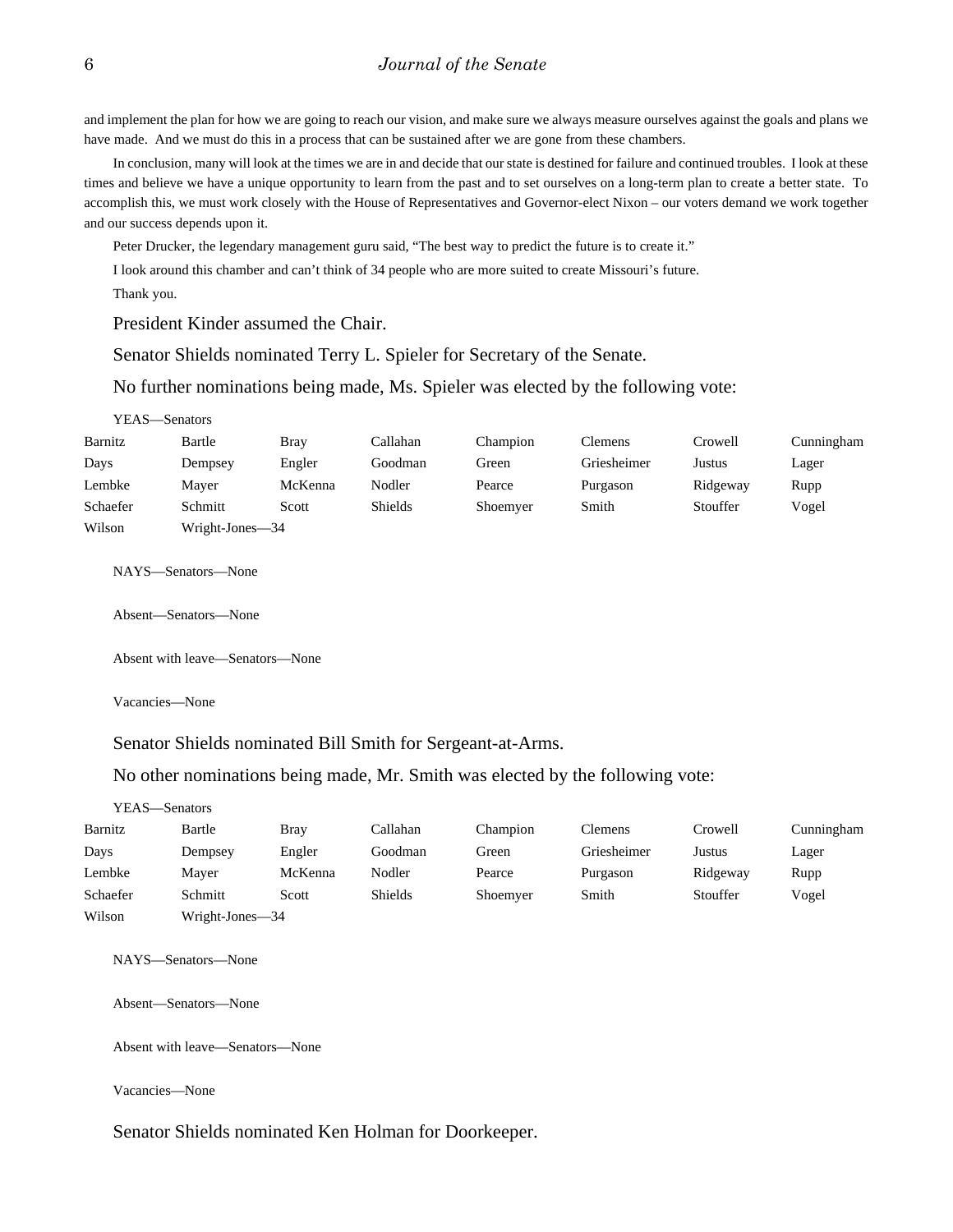and implement the plan for how we are going to reach our vision, and make sure we always measure ourselves against the goals and plans we have made. And we must do this in a process that can be sustained after we are gone from these chambers.

In conclusion, many will look at the times we are in and decide that our state is destined for failure and continued troubles. I look at these times and believe we have a unique opportunity to learn from the past and to set ourselves on a long-term plan to create a better state. To accomplish this, we must work closely with the House of Representatives and Governor-elect Nixon – our voters demand we work together and our success depends upon it.

Peter Drucker, the legendary management guru said, "The best way to predict the future is to create it."

I look around this chamber and can't think of 34 people who are more suited to create Missouri's future.

Thank you.

President Kinder assumed the Chair.

Senator Shields nominated Terry L. Spieler for Secretary of the Senate.

No further nominations being made, Ms. Spieler was elected by the following vote:

YEAS—Senators

| | | | | | | | |
|---|---|---|---|---|---|---|---|
| Barnitz | Bartle | Bray | Callahan | Champion | Clemens | Crowell | Cunningham |
| Days | Dempsey | Engler | Goodman | Green | Griesheimer | Justus | Lager |
| Lembke | Mayer | McKenna | Nodler | Pearce | Purgason | Ridgeway | Rupp |
| Schaefer | Schmitt | Scott | Shields | Shoemyer | Smith | Stouffer | Vogel |
| Wilson | Wright-Jones—34 | | | | | | |

NAYS—Senators—None

Absent—Senators—None

Absent with leave—Senators—None

Vacancies—None

Senator Shields nominated Bill Smith for Sergeant-at-Arms.

No other nominations being made, Mr. Smith was elected by the following vote:

YEAS—Senators

| | | | | | | | |
|---|---|---|---|---|---|---|---|
| Barnitz | Bartle | Bray | Callahan | Champion | Clemens | Crowell | Cunningham |
| Days | Dempsey | Engler | Goodman | Green | Griesheimer | Justus | Lager |
| Lembke | Mayer | McKenna | Nodler | Pearce | Purgason | Ridgeway | Rupp |
| Schaefer | Schmitt | Scott | Shields | Shoemyer | Smith | Stouffer | Vogel |
| Wilson | Wright-Jones—34 | | | | | | |

NAYS—Senators—None

Absent—Senators—None

Absent with leave—Senators—None

Vacancies—None

Senator Shields nominated Ken Holman for Doorkeeper.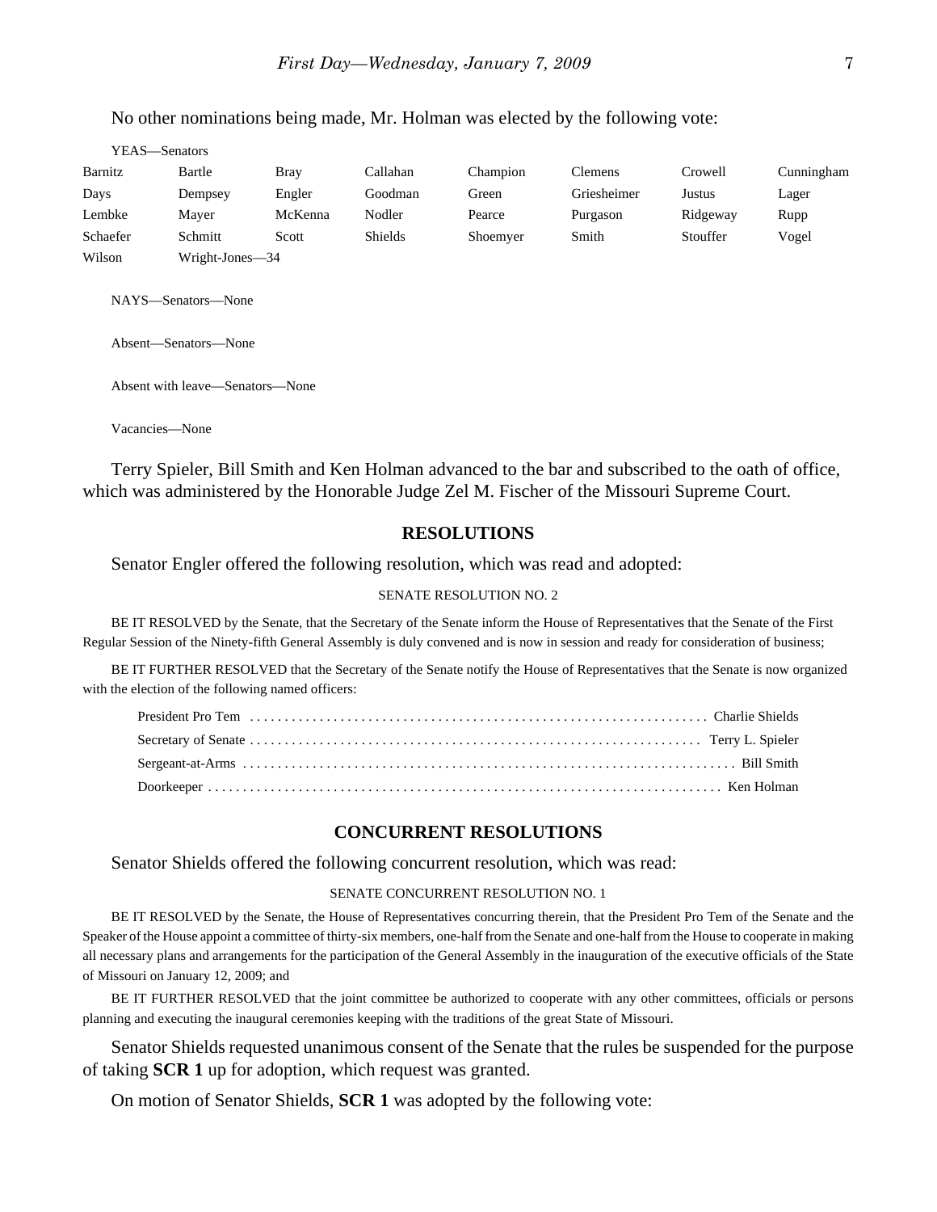No other nominations being made, Mr. Holman was elected by the following vote:

YEAS—Senators

| | | | | | | | |
|---|---|---|---|---|---|---|---|
| Barnitz | Bartle | Bray | Callahan | Champion | Clemens | Crowell | Cunningham |
| Days | Dempsey | Engler | Goodman | Green | Griesheimer | Justus | Lager |
| Lembke | Mayer | McKenna | Nodler | Pearce | Purgason | Ridgeway | Rupp |
| Schaefer | Schmitt | Scott | Shields | Shoemyer | Smith | Stouffer | Vogel |
| Wilson | Wright-Jones—34 | | | | | | |

NAYS—Senators—None

Absent—Senators—None

Absent with leave—Senators—None

Vacancies—None

Terry Spieler, Bill Smith and Ken Holman advanced to the bar and subscribed to the oath of office, which was administered by the Honorable Judge Zel M. Fischer of the Missouri Supreme Court.

## RESOLUTIONS

Senator Engler offered the following resolution, which was read and adopted:

SENATE RESOLUTION NO. 2

BE IT RESOLVED by the Senate, that the Secretary of the Senate inform the House of Representatives that the Senate of the First Regular Session of the Ninety-fifth General Assembly is duly convened and is now in session and ready for consideration of business;

BE IT FURTHER RESOLVED that the Secretary of the Senate notify the House of Representatives that the Senate is now organized with the election of the following named officers:

President Pro Tem . . . . . . . . . . Charlie Shields
Secretary of Senate . . . . . . . . . . Terry L. Spieler
Sergeant-at-Arms . . . . . . . . . . Bill Smith
Doorkeeper . . . . . . . . . . Ken Holman

## CONCURRENT RESOLUTIONS

Senator Shields offered the following concurrent resolution, which was read:

SENATE CONCURRENT RESOLUTION NO. 1

BE IT RESOLVED by the Senate, the House of Representatives concurring therein, that the President Pro Tem of the Senate and the Speaker of the House appoint a committee of thirty-six members, one-half from the Senate and one-half from the House to cooperate in making all necessary plans and arrangements for the participation of the General Assembly in the inauguration of the executive officials of the State of Missouri on January 12, 2009; and

BE IT FURTHER RESOLVED that the joint committee be authorized to cooperate with any other committees, officials or persons planning and executing the inaugural ceremonies keeping with the traditions of the great State of Missouri.

Senator Shields requested unanimous consent of the Senate that the rules be suspended for the purpose of taking **SCR 1** up for adoption, which request was granted.

On motion of Senator Shields, **SCR 1** was adopted by the following vote: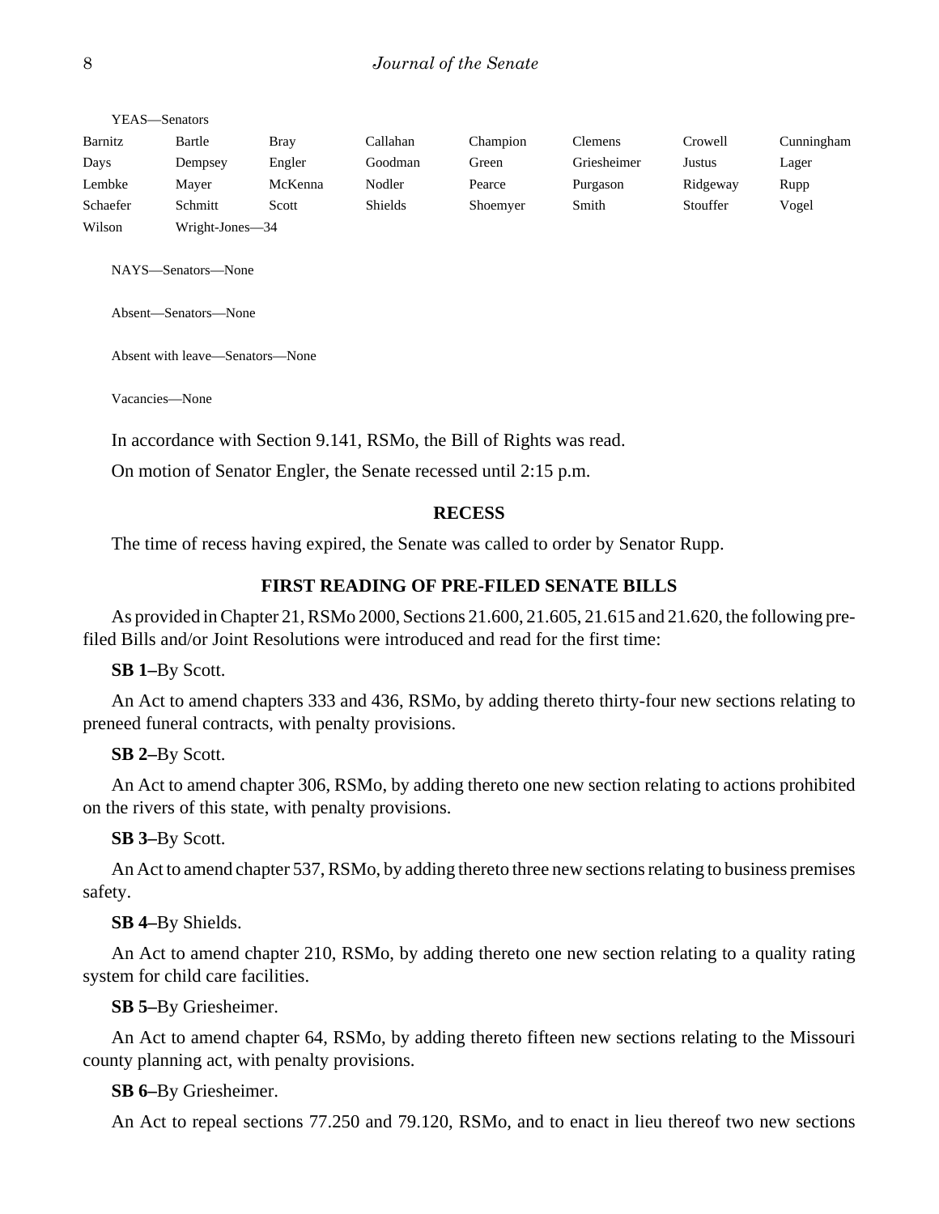YEAS—Senators

| | | | | | | | |
|---|---|---|---|---|---|---|---|
| Barnitz | Bartle | Bray | Callahan | Champion | Clemens | Crowell | Cunningham |
| Days | Dempsey | Engler | Goodman | Green | Griesheimer | Justus | Lager |
| Lembke | Mayer | McKenna | Nodler | Pearce | Purgason | Ridgeway | Rupp |
| Schaefer | Schmitt | Scott | Shields | Shoemyer | Smith | Stouffer | Vogel |
| Wilson | Wright-Jones—34 | | | | | | |

NAYS—Senators—None

Absent—Senators—None

Absent with leave—Senators—None

Vacancies—None

In accordance with Section 9.141, RSMo, the Bill of Rights was read.

On motion of Senator Engler, the Senate recessed until 2:15 p.m.

## RECESS

The time of recess having expired, the Senate was called to order by Senator Rupp.

## FIRST READING OF PRE-FILED SENATE BILLS

As provided in Chapter 21, RSMo 2000, Sections 21.600, 21.605, 21.615 and 21.620, the following pre-filed Bills and/or Joint Resolutions were introduced and read for the first time:

**SB 1**–By Scott.

An Act to amend chapters 333 and 436, RSMo, by adding thereto thirty-four new sections relating to preneed funeral contracts, with penalty provisions.

**SB 2**–By Scott.

An Act to amend chapter 306, RSMo, by adding thereto one new section relating to actions prohibited on the rivers of this state, with penalty provisions.

**SB 3**–By Scott.

An Act to amend chapter 537, RSMo, by adding thereto three new sections relating to business premises safety.

**SB 4**–By Shields.

An Act to amend chapter 210, RSMo, by adding thereto one new section relating to a quality rating system for child care facilities.

**SB 5**–By Griesheimer.

An Act to amend chapter 64, RSMo, by adding thereto fifteen new sections relating to the Missouri county planning act, with penalty provisions.

**SB 6**–By Griesheimer.

An Act to repeal sections 77.250 and 79.120, RSMo, and to enact in lieu thereof two new sections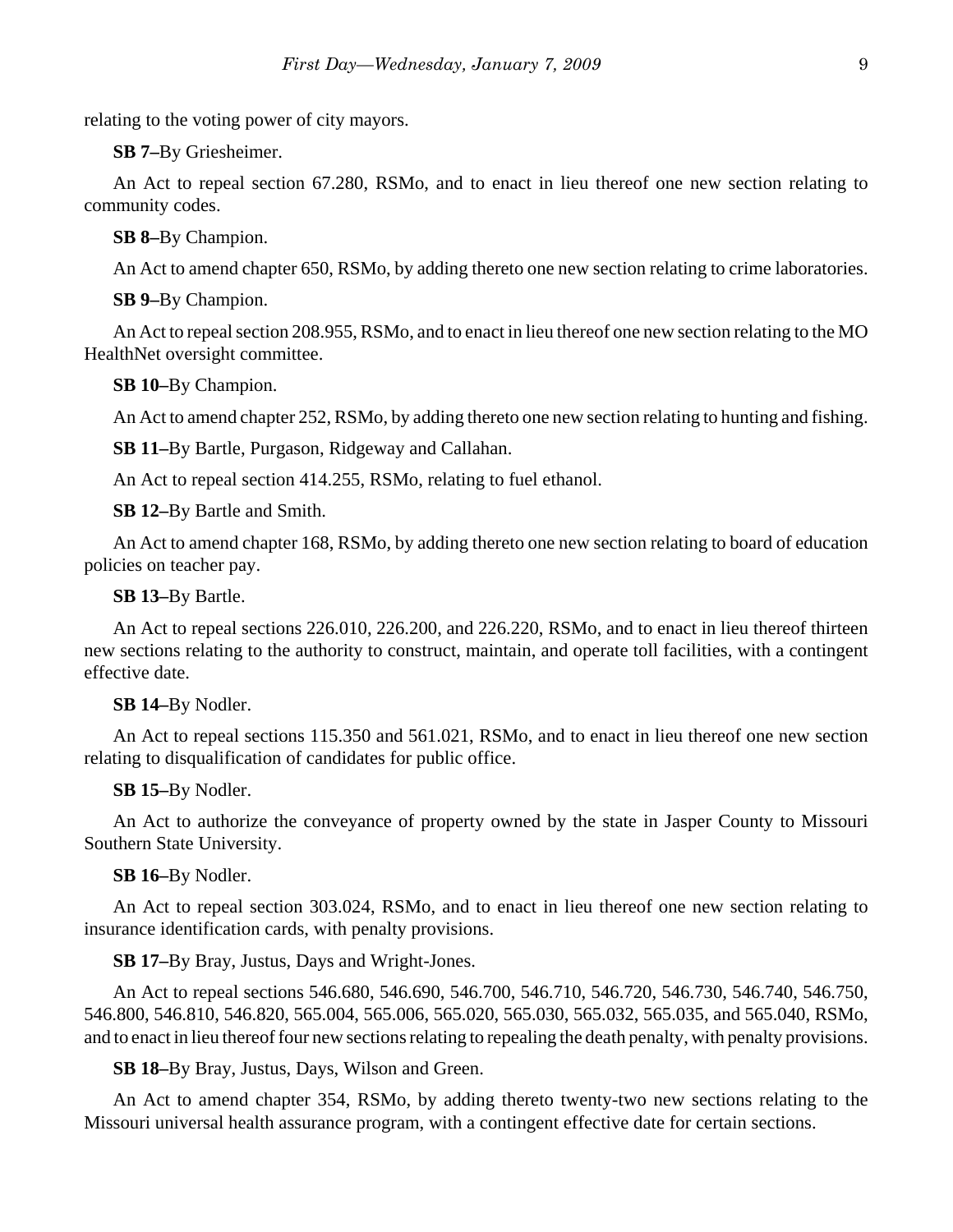relating to the voting power of city mayors.

**SB 7–**By Griesheimer.

An Act to repeal section 67.280, RSMo, and to enact in lieu thereof one new section relating to community codes.

**SB 8–**By Champion.

An Act to amend chapter 650, RSMo, by adding thereto one new section relating to crime laboratories.

**SB 9–**By Champion.

An Act to repeal section 208.955, RSMo, and to enact in lieu thereof one new section relating to the MO HealthNet oversight committee.

**SB 10–**By Champion.

An Act to amend chapter 252, RSMo, by adding thereto one new section relating to hunting and fishing.

**SB 11–**By Bartle, Purgason, Ridgeway and Callahan.

An Act to repeal section 414.255, RSMo, relating to fuel ethanol.

**SB 12–**By Bartle and Smith.

An Act to amend chapter 168, RSMo, by adding thereto one new section relating to board of education policies on teacher pay.

**SB 13–**By Bartle.

An Act to repeal sections 226.010, 226.200, and 226.220, RSMo, and to enact in lieu thereof thirteen new sections relating to the authority to construct, maintain, and operate toll facilities, with a contingent effective date.

**SB 14–**By Nodler.

An Act to repeal sections 115.350 and 561.021, RSMo, and to enact in lieu thereof one new section relating to disqualification of candidates for public office.

**SB 15–**By Nodler.

An Act to authorize the conveyance of property owned by the state in Jasper County to Missouri Southern State University.

**SB 16–**By Nodler.

An Act to repeal section 303.024, RSMo, and to enact in lieu thereof one new section relating to insurance identification cards, with penalty provisions.

**SB 17–**By Bray, Justus, Days and Wright-Jones.

An Act to repeal sections 546.680, 546.690, 546.700, 546.710, 546.720, 546.730, 546.740, 546.750, 546.800, 546.810, 546.820, 565.004, 565.006, 565.020, 565.030, 565.032, 565.035, and 565.040, RSMo, and to enact in lieu thereof four new sections relating to repealing the death penalty, with penalty provisions.

**SB 18–**By Bray, Justus, Days, Wilson and Green.

An Act to amend chapter 354, RSMo, by adding thereto twenty-two new sections relating to the Missouri universal health assurance program, with a contingent effective date for certain sections.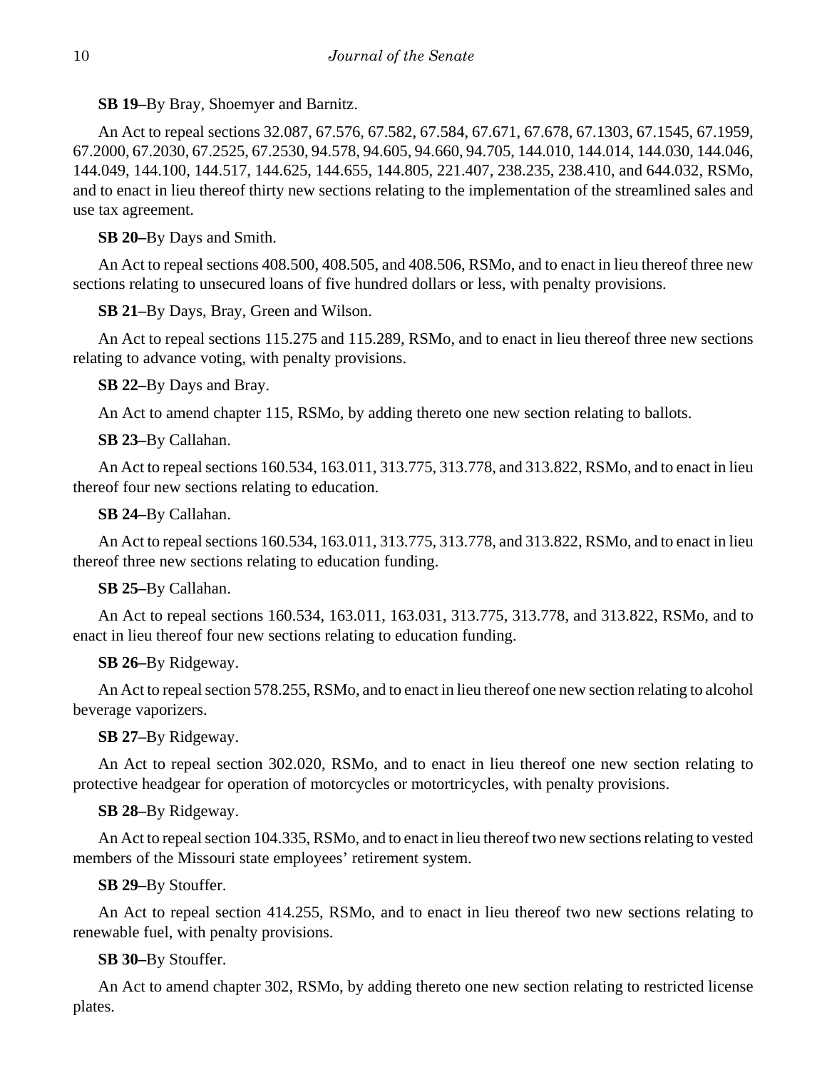**SB 19–**By Bray, Shoemyer and Barnitz.

An Act to repeal sections 32.087, 67.576, 67.582, 67.584, 67.671, 67.678, 67.1303, 67.1545, 67.1959, 67.2000, 67.2030, 67.2525, 67.2530, 94.578, 94.605, 94.660, 94.705, 144.010, 144.014, 144.030, 144.046, 144.049, 144.100, 144.517, 144.625, 144.655, 144.805, 221.407, 238.235, 238.410, and 644.032, RSMo, and to enact in lieu thereof thirty new sections relating to the implementation of the streamlined sales and use tax agreement.

**SB 20–**By Days and Smith.

An Act to repeal sections 408.500, 408.505, and 408.506, RSMo, and to enact in lieu thereof three new sections relating to unsecured loans of five hundred dollars or less, with penalty provisions.

**SB 21–**By Days, Bray, Green and Wilson.

An Act to repeal sections 115.275 and 115.289, RSMo, and to enact in lieu thereof three new sections relating to advance voting, with penalty provisions.

**SB 22–**By Days and Bray.

An Act to amend chapter 115, RSMo, by adding thereto one new section relating to ballots.

**SB 23–**By Callahan.

An Act to repeal sections 160.534, 163.011, 313.775, 313.778, and 313.822, RSMo, and to enact in lieu thereof four new sections relating to education.

**SB 24–**By Callahan.

An Act to repeal sections 160.534, 163.011, 313.775, 313.778, and 313.822, RSMo, and to enact in lieu thereof three new sections relating to education funding.

**SB 25–**By Callahan.

An Act to repeal sections 160.534, 163.011, 163.031, 313.775, 313.778, and 313.822, RSMo, and to enact in lieu thereof four new sections relating to education funding.

**SB 26–**By Ridgeway.

An Act to repeal section 578.255, RSMo, and to enact in lieu thereof one new section relating to alcohol beverage vaporizers.

**SB 27–**By Ridgeway.

An Act to repeal section 302.020, RSMo, and to enact in lieu thereof one new section relating to protective headgear for operation of motorcycles or motortricycles, with penalty provisions.

**SB 28–**By Ridgeway.

An Act to repeal section 104.335, RSMo, and to enact in lieu thereof two new sections relating to vested members of the Missouri state employees' retirement system.

**SB 29–**By Stouffer.

An Act to repeal section 414.255, RSMo, and to enact in lieu thereof two new sections relating to renewable fuel, with penalty provisions.

**SB 30–**By Stouffer.

An Act to amend chapter 302, RSMo, by adding thereto one new section relating to restricted license plates.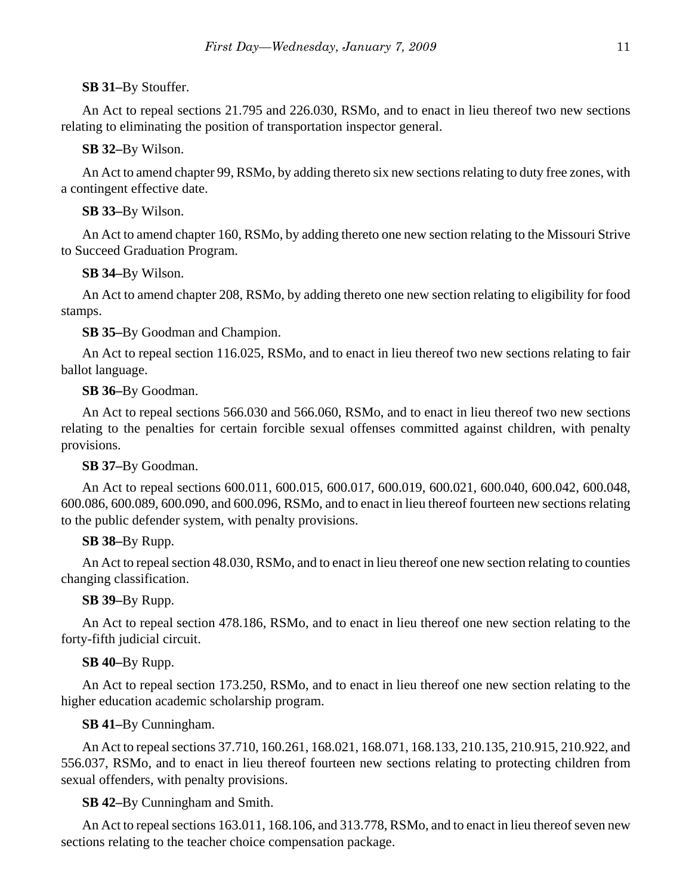**SB 31–**By Stouffer.

An Act to repeal sections 21.795 and 226.030, RSMo, and to enact in lieu thereof two new sections relating to eliminating the position of transportation inspector general.

**SB 32–**By Wilson.

An Act to amend chapter 99, RSMo, by adding thereto six new sections relating to duty free zones, with a contingent effective date.

**SB 33–**By Wilson.

An Act to amend chapter 160, RSMo, by adding thereto one new section relating to the Missouri Strive to Succeed Graduation Program.

**SB 34–**By Wilson.

An Act to amend chapter 208, RSMo, by adding thereto one new section relating to eligibility for food stamps.

**SB 35–**By Goodman and Champion.

An Act to repeal section 116.025, RSMo, and to enact in lieu thereof two new sections relating to fair ballot language.

**SB 36–**By Goodman.

An Act to repeal sections 566.030 and 566.060, RSMo, and to enact in lieu thereof two new sections relating to the penalties for certain forcible sexual offenses committed against children, with penalty provisions.

**SB 37–**By Goodman.

An Act to repeal sections 600.011, 600.015, 600.017, 600.019, 600.021, 600.040, 600.042, 600.048, 600.086, 600.089, 600.090, and 600.096, RSMo, and to enact in lieu thereof fourteen new sections relating to the public defender system, with penalty provisions.

**SB 38–**By Rupp.

An Act to repeal section 48.030, RSMo, and to enact in lieu thereof one new section relating to counties changing classification.

**SB 39–**By Rupp.

An Act to repeal section 478.186, RSMo, and to enact in lieu thereof one new section relating to the forty-fifth judicial circuit.

**SB 40–**By Rupp.

An Act to repeal section 173.250, RSMo, and to enact in lieu thereof one new section relating to the higher education academic scholarship program.

**SB 41–**By Cunningham.

An Act to repeal sections 37.710, 160.261, 168.021, 168.071, 168.133, 210.135, 210.915, 210.922, and 556.037, RSMo, and to enact in lieu thereof fourteen new sections relating to protecting children from sexual offenders, with penalty provisions.

**SB 42–**By Cunningham and Smith.

An Act to repeal sections 163.011, 168.106, and 313.778, RSMo, and to enact in lieu thereof seven new sections relating to the teacher choice compensation package.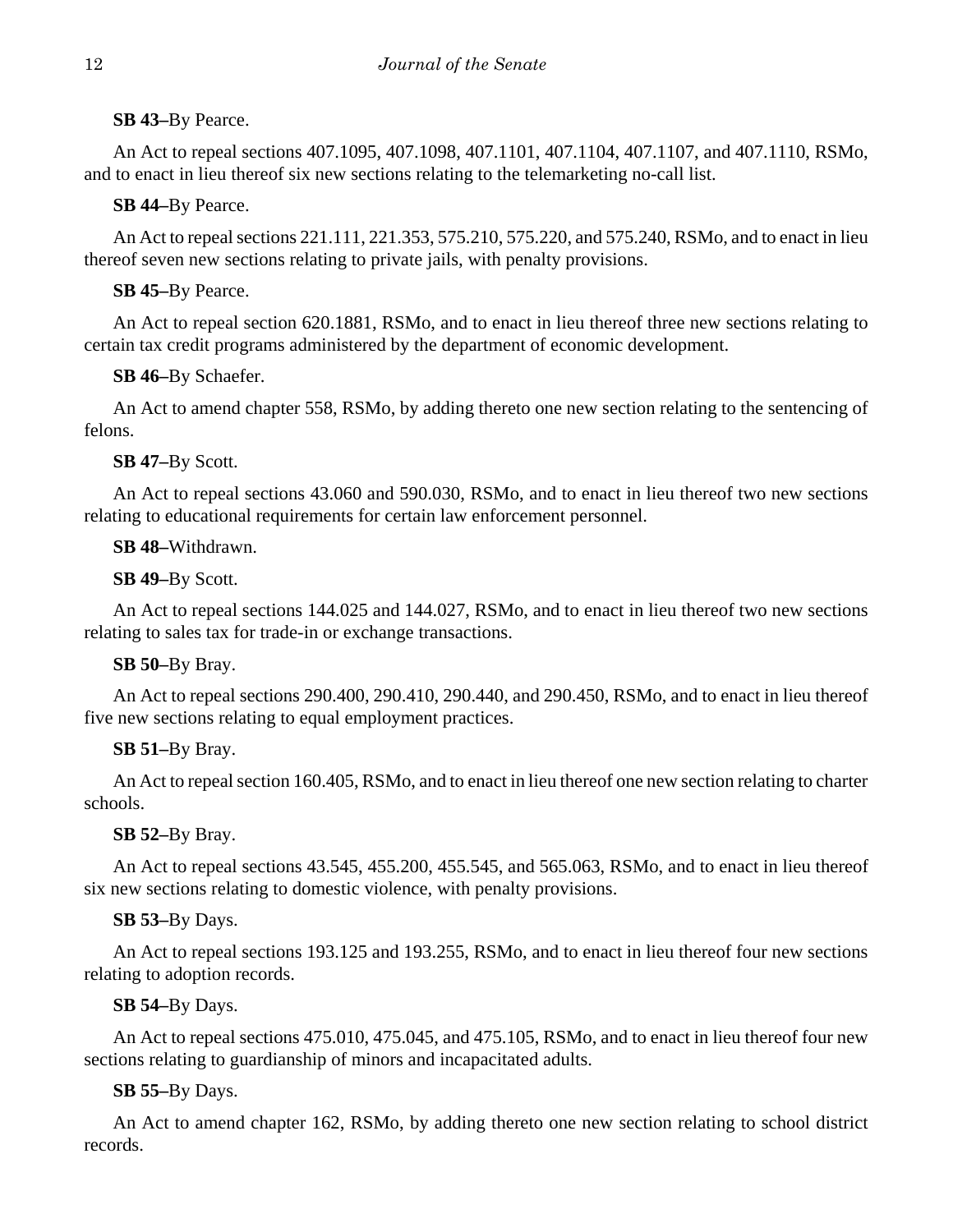**SB 43–**By Pearce.

An Act to repeal sections 407.1095, 407.1098, 407.1101, 407.1104, 407.1107, and 407.1110, RSMo, and to enact in lieu thereof six new sections relating to the telemarketing no-call list.

**SB 44–**By Pearce.

An Act to repeal sections 221.111, 221.353, 575.210, 575.220, and 575.240, RSMo, and to enact in lieu thereof seven new sections relating to private jails, with penalty provisions.

**SB 45–**By Pearce.

An Act to repeal section 620.1881, RSMo, and to enact in lieu thereof three new sections relating to certain tax credit programs administered by the department of economic development.

**SB 46–**By Schaefer.

An Act to amend chapter 558, RSMo, by adding thereto one new section relating to the sentencing of felons.

**SB 47–**By Scott.

An Act to repeal sections 43.060 and 590.030, RSMo, and to enact in lieu thereof two new sections relating to educational requirements for certain law enforcement personnel.

**SB 48–**Withdrawn.

**SB 49–**By Scott.

An Act to repeal sections 144.025 and 144.027, RSMo, and to enact in lieu thereof two new sections relating to sales tax for trade-in or exchange transactions.

**SB 50–**By Bray.

An Act to repeal sections 290.400, 290.410, 290.440, and 290.450, RSMo, and to enact in lieu thereof five new sections relating to equal employment practices.

**SB 51–**By Bray.

An Act to repeal section 160.405, RSMo, and to enact in lieu thereof one new section relating to charter schools.

**SB 52–**By Bray.

An Act to repeal sections 43.545, 455.200, 455.545, and 565.063, RSMo, and to enact in lieu thereof six new sections relating to domestic violence, with penalty provisions.

**SB 53–**By Days.

An Act to repeal sections 193.125 and 193.255, RSMo, and to enact in lieu thereof four new sections relating to adoption records.

**SB 54–**By Days.

An Act to repeal sections 475.010, 475.045, and 475.105, RSMo, and to enact in lieu thereof four new sections relating to guardianship of minors and incapacitated adults.

**SB 55–**By Days.

An Act to amend chapter 162, RSMo, by adding thereto one new section relating to school district records.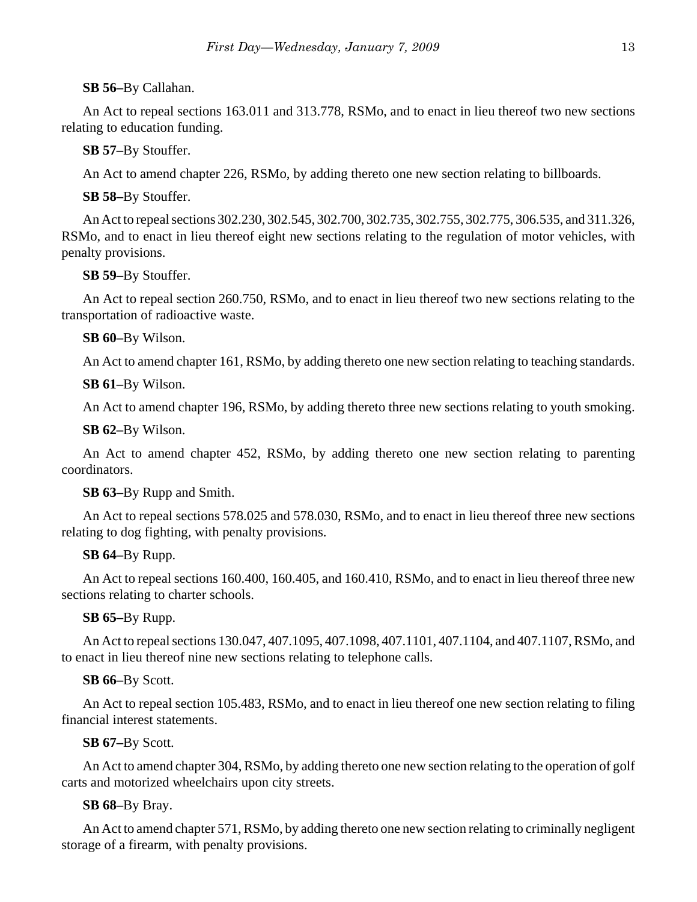**SB 56–**By Callahan.

An Act to repeal sections 163.011 and 313.778, RSMo, and to enact in lieu thereof two new sections relating to education funding.

**SB 57–**By Stouffer.

An Act to amend chapter 226, RSMo, by adding thereto one new section relating to billboards.

**SB 58–**By Stouffer.

An Act to repeal sections 302.230, 302.545, 302.700, 302.735, 302.755, 302.775, 306.535, and 311.326, RSMo, and to enact in lieu thereof eight new sections relating to the regulation of motor vehicles, with penalty provisions.

**SB 59–**By Stouffer.

An Act to repeal section 260.750, RSMo, and to enact in lieu thereof two new sections relating to the transportation of radioactive waste.

**SB 60–**By Wilson.

An Act to amend chapter 161, RSMo, by adding thereto one new section relating to teaching standards.

**SB 61–**By Wilson.

An Act to amend chapter 196, RSMo, by adding thereto three new sections relating to youth smoking.

**SB 62–**By Wilson.

An Act to amend chapter 452, RSMo, by adding thereto one new section relating to parenting coordinators.

**SB 63–**By Rupp and Smith.

An Act to repeal sections 578.025 and 578.030, RSMo, and to enact in lieu thereof three new sections relating to dog fighting, with penalty provisions.

**SB 64–**By Rupp.

An Act to repeal sections 160.400, 160.405, and 160.410, RSMo, and to enact in lieu thereof three new sections relating to charter schools.

**SB 65–**By Rupp.

An Act to repeal sections 130.047, 407.1095, 407.1098, 407.1101, 407.1104, and 407.1107, RSMo, and to enact in lieu thereof nine new sections relating to telephone calls.

**SB 66–**By Scott.

An Act to repeal section 105.483, RSMo, and to enact in lieu thereof one new section relating to filing financial interest statements.

**SB 67–**By Scott.

An Act to amend chapter 304, RSMo, by adding thereto one new section relating to the operation of golf carts and motorized wheelchairs upon city streets.

**SB 68–**By Bray.

An Act to amend chapter 571, RSMo, by adding thereto one new section relating to criminally negligent storage of a firearm, with penalty provisions.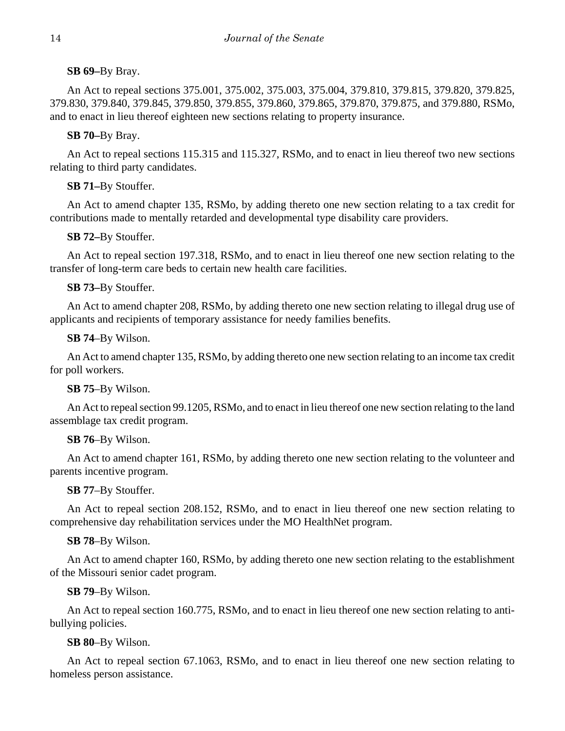**SB 69–**By Bray.

An Act to repeal sections 375.001, 375.002, 375.003, 375.004, 379.810, 379.815, 379.820, 379.825, 379.830, 379.840, 379.845, 379.850, 379.855, 379.860, 379.865, 379.870, 379.875, and 379.880, RSMo, and to enact in lieu thereof eighteen new sections relating to property insurance.

**SB 70–**By Bray.

An Act to repeal sections 115.315 and 115.327, RSMo, and to enact in lieu thereof two new sections relating to third party candidates.

**SB 71–**By Stouffer.

An Act to amend chapter 135, RSMo, by adding thereto one new section relating to a tax credit for contributions made to mentally retarded and developmental type disability care providers.

**SB 72–**By Stouffer.

An Act to repeal section 197.318, RSMo, and to enact in lieu thereof one new section relating to the transfer of long-term care beds to certain new health care facilities.

**SB 73–**By Stouffer.

An Act to amend chapter 208, RSMo, by adding thereto one new section relating to illegal drug use of applicants and recipients of temporary assistance for needy families benefits.

**SB 74**–By Wilson.

An Act to amend chapter 135, RSMo, by adding thereto one new section relating to an income tax credit for poll workers.

**SB 75**–By Wilson.

An Act to repeal section 99.1205, RSMo, and to enact in lieu thereof one new section relating to the land assemblage tax credit program.

**SB 76**–By Wilson.

An Act to amend chapter 161, RSMo, by adding thereto one new section relating to the volunteer and parents incentive program.

**SB 77**–By Stouffer.

An Act to repeal section 208.152, RSMo, and to enact in lieu thereof one new section relating to comprehensive day rehabilitation services under the MO HealthNet program.

**SB 78**–By Wilson.

An Act to amend chapter 160, RSMo, by adding thereto one new section relating to the establishment of the Missouri senior cadet program.

**SB 79**–By Wilson.

An Act to repeal section 160.775, RSMo, and to enact in lieu thereof one new section relating to anti-bullying policies.

**SB 80**–By Wilson.

An Act to repeal section 67.1063, RSMo, and to enact in lieu thereof one new section relating to homeless person assistance.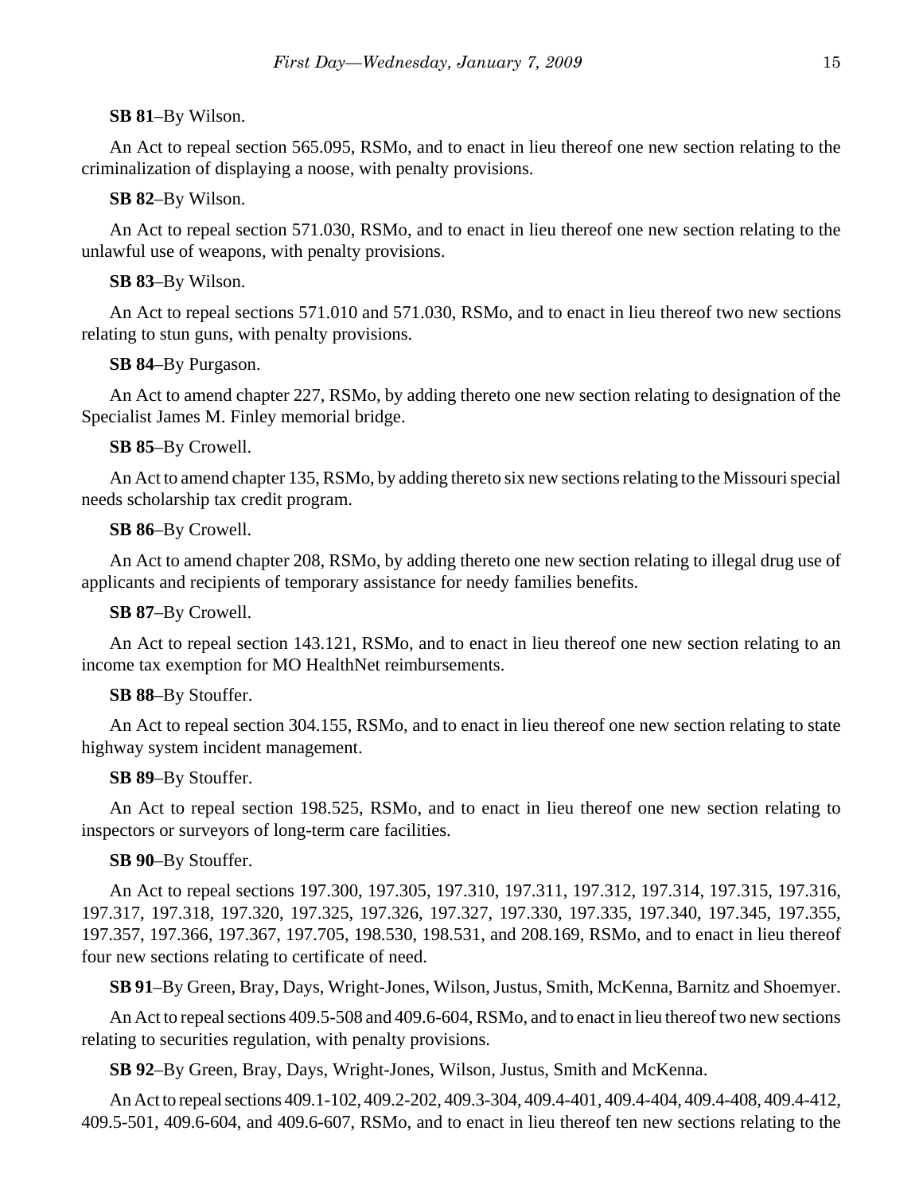**SB 81**–By Wilson.

An Act to repeal section 565.095, RSMo, and to enact in lieu thereof one new section relating to the criminalization of displaying a noose, with penalty provisions.

**SB 82**–By Wilson.

An Act to repeal section 571.030, RSMo, and to enact in lieu thereof one new section relating to the unlawful use of weapons, with penalty provisions.

**SB 83**–By Wilson.

An Act to repeal sections 571.010 and 571.030, RSMo, and to enact in lieu thereof two new sections relating to stun guns, with penalty provisions.

**SB 84**–By Purgason.

An Act to amend chapter 227, RSMo, by adding thereto one new section relating to designation of the Specialist James M. Finley memorial bridge.

**SB 85**–By Crowell.

An Act to amend chapter 135, RSMo, by adding thereto six new sections relating to the Missouri special needs scholarship tax credit program.

**SB 86**–By Crowell.

An Act to amend chapter 208, RSMo, by adding thereto one new section relating to illegal drug use of applicants and recipients of temporary assistance for needy families benefits.

**SB 87**–By Crowell.

An Act to repeal section 143.121, RSMo, and to enact in lieu thereof one new section relating to an income tax exemption for MO HealthNet reimbursements.

**SB 88**–By Stouffer.

An Act to repeal section 304.155, RSMo, and to enact in lieu thereof one new section relating to state highway system incident management.

**SB 89**–By Stouffer.

An Act to repeal section 198.525, RSMo, and to enact in lieu thereof one new section relating to inspectors or surveyors of long-term care facilities.

**SB 90**–By Stouffer.

An Act to repeal sections 197.300, 197.305, 197.310, 197.311, 197.312, 197.314, 197.315, 197.316, 197.317, 197.318, 197.320, 197.325, 197.326, 197.327, 197.330, 197.335, 197.340, 197.345, 197.355, 197.357, 197.366, 197.367, 197.705, 198.530, 198.531, and 208.169, RSMo, and to enact in lieu thereof four new sections relating to certificate of need.

**SB 91**–By Green, Bray, Days, Wright-Jones, Wilson, Justus, Smith, McKenna, Barnitz and Shoemyer.

An Act to repeal sections 409.5-508 and 409.6-604, RSMo, and to enact in lieu thereof two new sections relating to securities regulation, with penalty provisions.

**SB 92**–By Green, Bray, Days, Wright-Jones, Wilson, Justus, Smith and McKenna.

An Act to repeal sections 409.1-102, 409.2-202, 409.3-304, 409.4-401, 409.4-404, 409.4-408, 409.4-412, 409.5-501, 409.6-604, and 409.6-607, RSMo, and to enact in lieu thereof ten new sections relating to the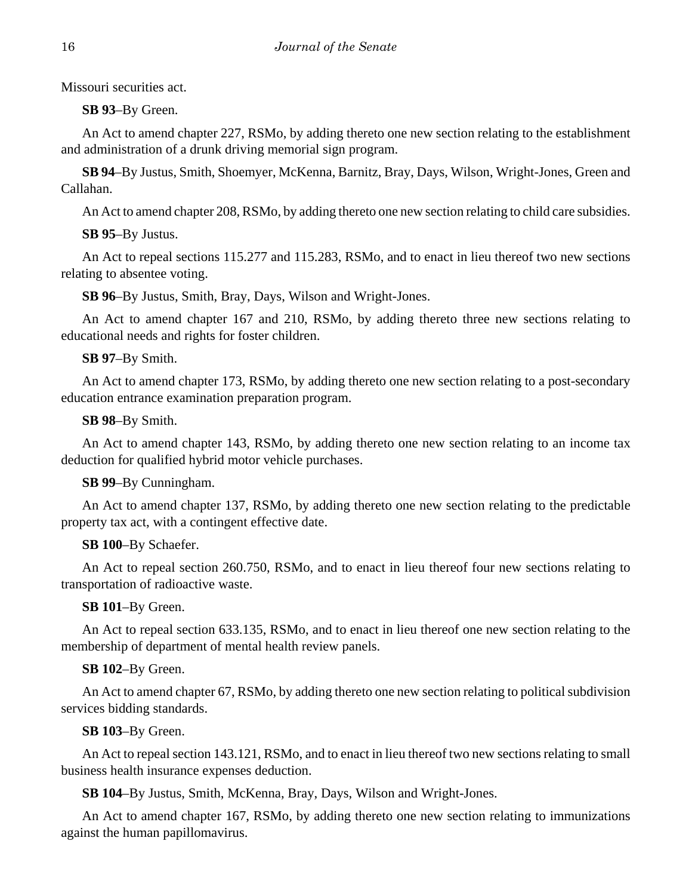Missouri securities act.

**SB 93**–By Green.

An Act to amend chapter 227, RSMo, by adding thereto one new section relating to the establishment and administration of a drunk driving memorial sign program.

**SB 94**–By Justus, Smith, Shoemyer, McKenna, Barnitz, Bray, Days, Wilson, Wright-Jones, Green and Callahan.

An Act to amend chapter 208, RSMo, by adding thereto one new section relating to child care subsidies.

**SB 95**–By Justus.

An Act to repeal sections 115.277 and 115.283, RSMo, and to enact in lieu thereof two new sections relating to absentee voting.

**SB 96**–By Justus, Smith, Bray, Days, Wilson and Wright-Jones.

An Act to amend chapter 167 and 210, RSMo, by adding thereto three new sections relating to educational needs and rights for foster children.

**SB 97**–By Smith.

An Act to amend chapter 173, RSMo, by adding thereto one new section relating to a post-secondary education entrance examination preparation program.

**SB 98**–By Smith.

An Act to amend chapter 143, RSMo, by adding thereto one new section relating to an income tax deduction for qualified hybrid motor vehicle purchases.

**SB 99**–By Cunningham.

An Act to amend chapter 137, RSMo, by adding thereto one new section relating to the predictable property tax act, with a contingent effective date.

**SB 100**–By Schaefer.

An Act to repeal section 260.750, RSMo, and to enact in lieu thereof four new sections relating to transportation of radioactive waste.

**SB 101**–By Green.

An Act to repeal section 633.135, RSMo, and to enact in lieu thereof one new section relating to the membership of department of mental health review panels.

**SB 102**–By Green.

An Act to amend chapter 67, RSMo, by adding thereto one new section relating to political subdivision services bidding standards.

**SB 103**–By Green.

An Act to repeal section 143.121, RSMo, and to enact in lieu thereof two new sections relating to small business health insurance expenses deduction.

**SB 104**–By Justus, Smith, McKenna, Bray, Days, Wilson and Wright-Jones.

An Act to amend chapter 167, RSMo, by adding thereto one new section relating to immunizations against the human papillomavirus.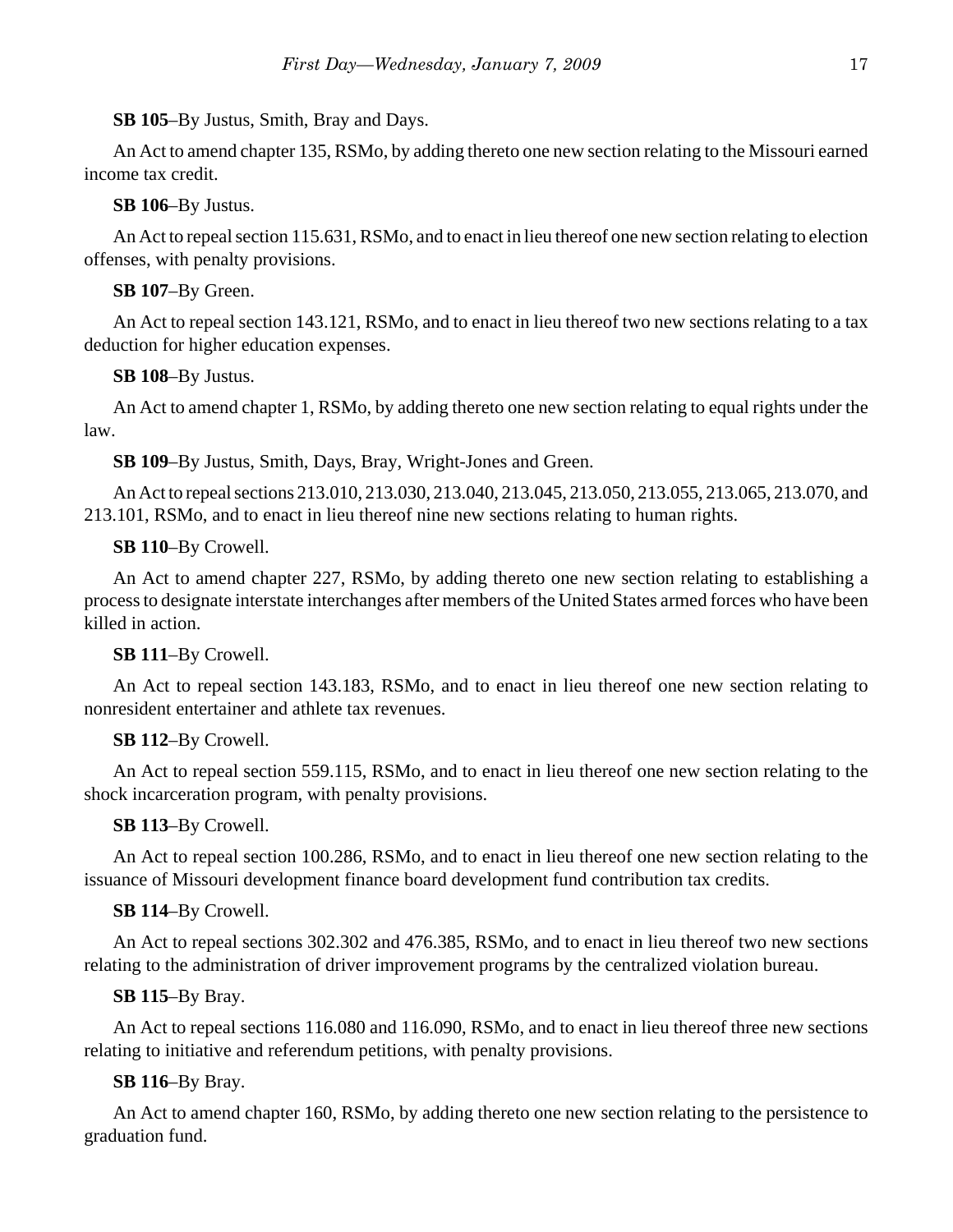**SB 105**–By Justus, Smith, Bray and Days.

An Act to amend chapter 135, RSMo, by adding thereto one new section relating to the Missouri earned income tax credit.

**SB 106**–By Justus.

An Act to repeal section 115.631, RSMo, and to enact in lieu thereof one new section relating to election offenses, with penalty provisions.

**SB 107**–By Green.

An Act to repeal section 143.121, RSMo, and to enact in lieu thereof two new sections relating to a tax deduction for higher education expenses.

**SB 108**–By Justus.

An Act to amend chapter 1, RSMo, by adding thereto one new section relating to equal rights under the law.

**SB 109**–By Justus, Smith, Days, Bray, Wright-Jones and Green.

An Act to repeal sections 213.010, 213.030, 213.040, 213.045, 213.050, 213.055, 213.065, 213.070, and 213.101, RSMo, and to enact in lieu thereof nine new sections relating to human rights.

**SB 110**–By Crowell.

An Act to amend chapter 227, RSMo, by adding thereto one new section relating to establishing a process to designate interstate interchanges after members of the United States armed forces who have been killed in action.

**SB 111**–By Crowell.

An Act to repeal section 143.183, RSMo, and to enact in lieu thereof one new section relating to nonresident entertainer and athlete tax revenues.

**SB 112**–By Crowell.

An Act to repeal section 559.115, RSMo, and to enact in lieu thereof one new section relating to the shock incarceration program, with penalty provisions.

**SB 113**–By Crowell.

An Act to repeal section 100.286, RSMo, and to enact in lieu thereof one new section relating to the issuance of Missouri development finance board development fund contribution tax credits.

**SB 114**–By Crowell.

An Act to repeal sections 302.302 and 476.385, RSMo, and to enact in lieu thereof two new sections relating to the administration of driver improvement programs by the centralized violation bureau.

**SB 115**–By Bray.

An Act to repeal sections 116.080 and 116.090, RSMo, and to enact in lieu thereof three new sections relating to initiative and referendum petitions, with penalty provisions.

**SB 116**–By Bray.

An Act to amend chapter 160, RSMo, by adding thereto one new section relating to the persistence to graduation fund.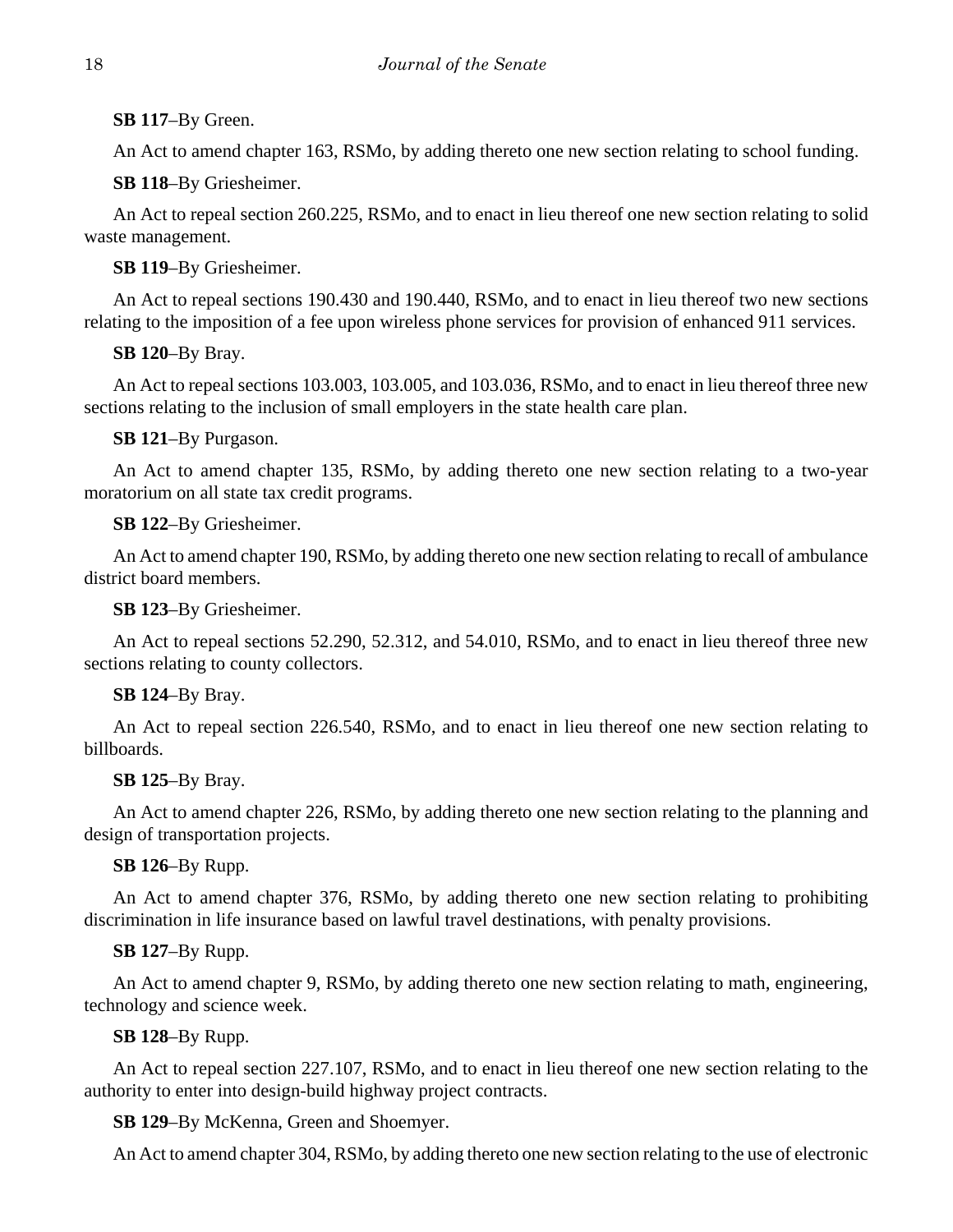**SB 117**–By Green.

An Act to amend chapter 163, RSMo, by adding thereto one new section relating to school funding.

**SB 118**–By Griesheimer.

An Act to repeal section 260.225, RSMo, and to enact in lieu thereof one new section relating to solid waste management.

**SB 119**–By Griesheimer.

An Act to repeal sections 190.430 and 190.440, RSMo, and to enact in lieu thereof two new sections relating to the imposition of a fee upon wireless phone services for provision of enhanced 911 services.

**SB 120**–By Bray.

An Act to repeal sections 103.003, 103.005, and 103.036, RSMo, and to enact in lieu thereof three new sections relating to the inclusion of small employers in the state health care plan.

**SB 121**–By Purgason.

An Act to amend chapter 135, RSMo, by adding thereto one new section relating to a two-year moratorium on all state tax credit programs.

**SB 122**–By Griesheimer.

An Act to amend chapter 190, RSMo, by adding thereto one new section relating to recall of ambulance district board members.

**SB 123**–By Griesheimer.

An Act to repeal sections 52.290, 52.312, and 54.010, RSMo, and to enact in lieu thereof three new sections relating to county collectors.

**SB 124**–By Bray.

An Act to repeal section 226.540, RSMo, and to enact in lieu thereof one new section relating to billboards.

**SB 125**–By Bray.

An Act to amend chapter 226, RSMo, by adding thereto one new section relating to the planning and design of transportation projects.

**SB 126**–By Rupp.

An Act to amend chapter 376, RSMo, by adding thereto one new section relating to prohibiting discrimination in life insurance based on lawful travel destinations, with penalty provisions.

**SB 127**–By Rupp.

An Act to amend chapter 9, RSMo, by adding thereto one new section relating to math, engineering, technology and science week.

**SB 128**–By Rupp.

An Act to repeal section 227.107, RSMo, and to enact in lieu thereof one new section relating to the authority to enter into design-build highway project contracts.

**SB 129**–By McKenna, Green and Shoemyer.

An Act to amend chapter 304, RSMo, by adding thereto one new section relating to the use of electronic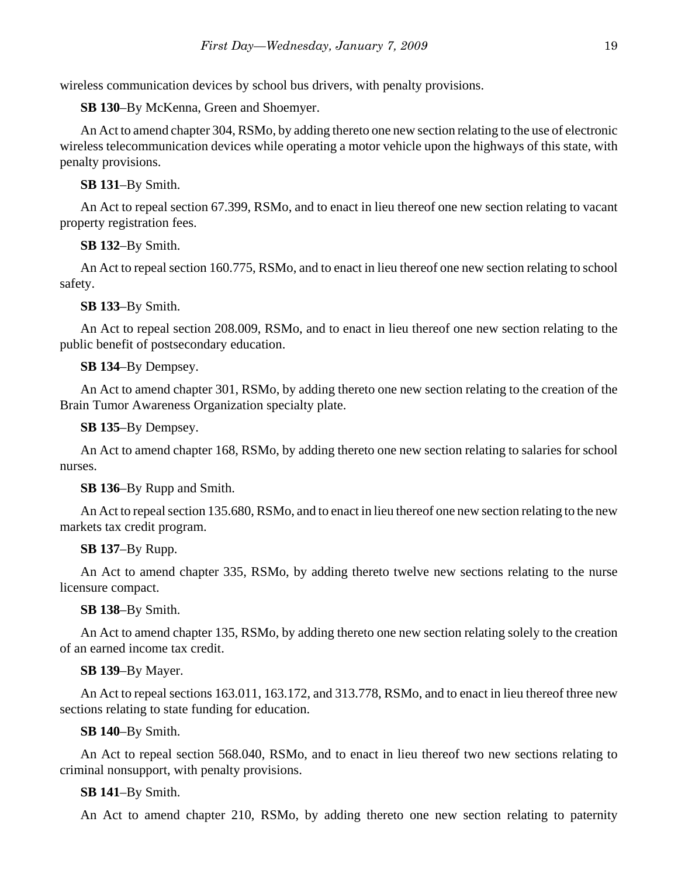wireless communication devices by school bus drivers, with penalty provisions.

**SB 130**–By McKenna, Green and Shoemyer.

An Act to amend chapter 304, RSMo, by adding thereto one new section relating to the use of electronic wireless telecommunication devices while operating a motor vehicle upon the highways of this state, with penalty provisions.

**SB 131**–By Smith.

An Act to repeal section 67.399, RSMo, and to enact in lieu thereof one new section relating to vacant property registration fees.

**SB 132**–By Smith.

An Act to repeal section 160.775, RSMo, and to enact in lieu thereof one new section relating to school safety.

**SB 133**–By Smith.

An Act to repeal section 208.009, RSMo, and to enact in lieu thereof one new section relating to the public benefit of postsecondary education.

**SB 134**–By Dempsey.

An Act to amend chapter 301, RSMo, by adding thereto one new section relating to the creation of the Brain Tumor Awareness Organization specialty plate.

**SB 135**–By Dempsey.

An Act to amend chapter 168, RSMo, by adding thereto one new section relating to salaries for school nurses.

**SB 136**–By Rupp and Smith.

An Act to repeal section 135.680, RSMo, and to enact in lieu thereof one new section relating to the new markets tax credit program.

**SB 137**–By Rupp.

An Act to amend chapter 335, RSMo, by adding thereto twelve new sections relating to the nurse licensure compact.

**SB 138**–By Smith.

An Act to amend chapter 135, RSMo, by adding thereto one new section relating solely to the creation of an earned income tax credit.

**SB 139**–By Mayer.

An Act to repeal sections 163.011, 163.172, and 313.778, RSMo, and to enact in lieu thereof three new sections relating to state funding for education.

**SB 140**–By Smith.

An Act to repeal section 568.040, RSMo, and to enact in lieu thereof two new sections relating to criminal nonsupport, with penalty provisions.

**SB 141**–By Smith.

An Act to amend chapter 210, RSMo, by adding thereto one new section relating to paternity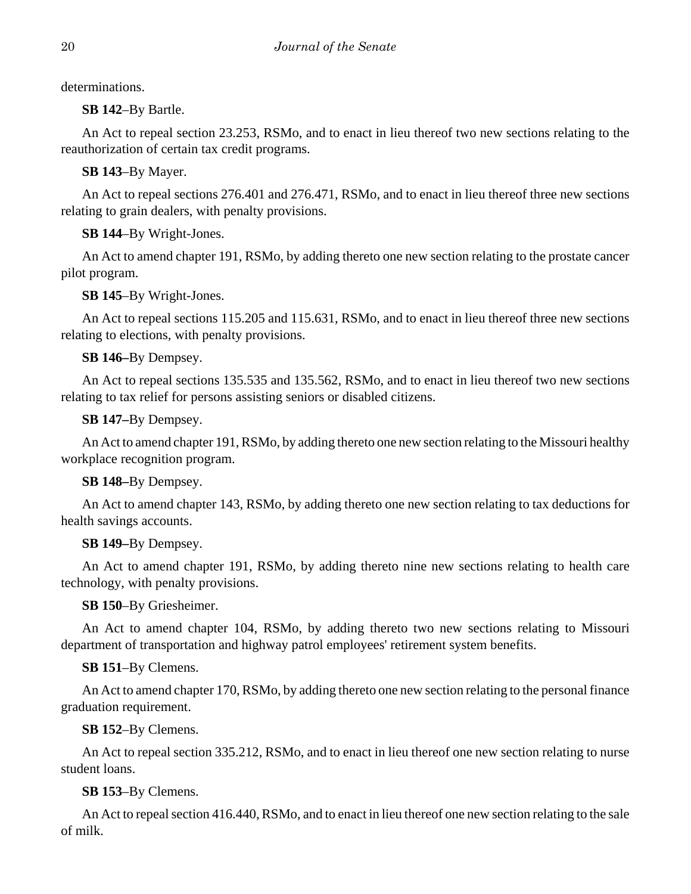determinations.

**SB 142**–By Bartle.

An Act to repeal section 23.253, RSMo, and to enact in lieu thereof two new sections relating to the reauthorization of certain tax credit programs.

**SB 143**–By Mayer.

An Act to repeal sections 276.401 and 276.471, RSMo, and to enact in lieu thereof three new sections relating to grain dealers, with penalty provisions.

**SB 144**–By Wright-Jones.

An Act to amend chapter 191, RSMo, by adding thereto one new section relating to the prostate cancer pilot program.

**SB 145**–By Wright-Jones.

An Act to repeal sections 115.205 and 115.631, RSMo, and to enact in lieu thereof three new sections relating to elections, with penalty provisions.

**SB 146–**By Dempsey.

An Act to repeal sections 135.535 and 135.562, RSMo, and to enact in lieu thereof two new sections relating to tax relief for persons assisting seniors or disabled citizens.

**SB 147–**By Dempsey.

An Act to amend chapter 191, RSMo, by adding thereto one new section relating to the Missouri healthy workplace recognition program.

**SB 148–**By Dempsey.

An Act to amend chapter 143, RSMo, by adding thereto one new section relating to tax deductions for health savings accounts.

**SB 149–**By Dempsey.

An Act to amend chapter 191, RSMo, by adding thereto nine new sections relating to health care technology, with penalty provisions.

**SB 150**–By Griesheimer.

An Act to amend chapter 104, RSMo, by adding thereto two new sections relating to Missouri department of transportation and highway patrol employees' retirement system benefits.

**SB 151**–By Clemens.

An Act to amend chapter 170, RSMo, by adding thereto one new section relating to the personal finance graduation requirement.

**SB 152**–By Clemens.

An Act to repeal section 335.212, RSMo, and to enact in lieu thereof one new section relating to nurse student loans.

**SB 153**–By Clemens.

An Act to repeal section 416.440, RSMo, and to enact in lieu thereof one new section relating to the sale of milk.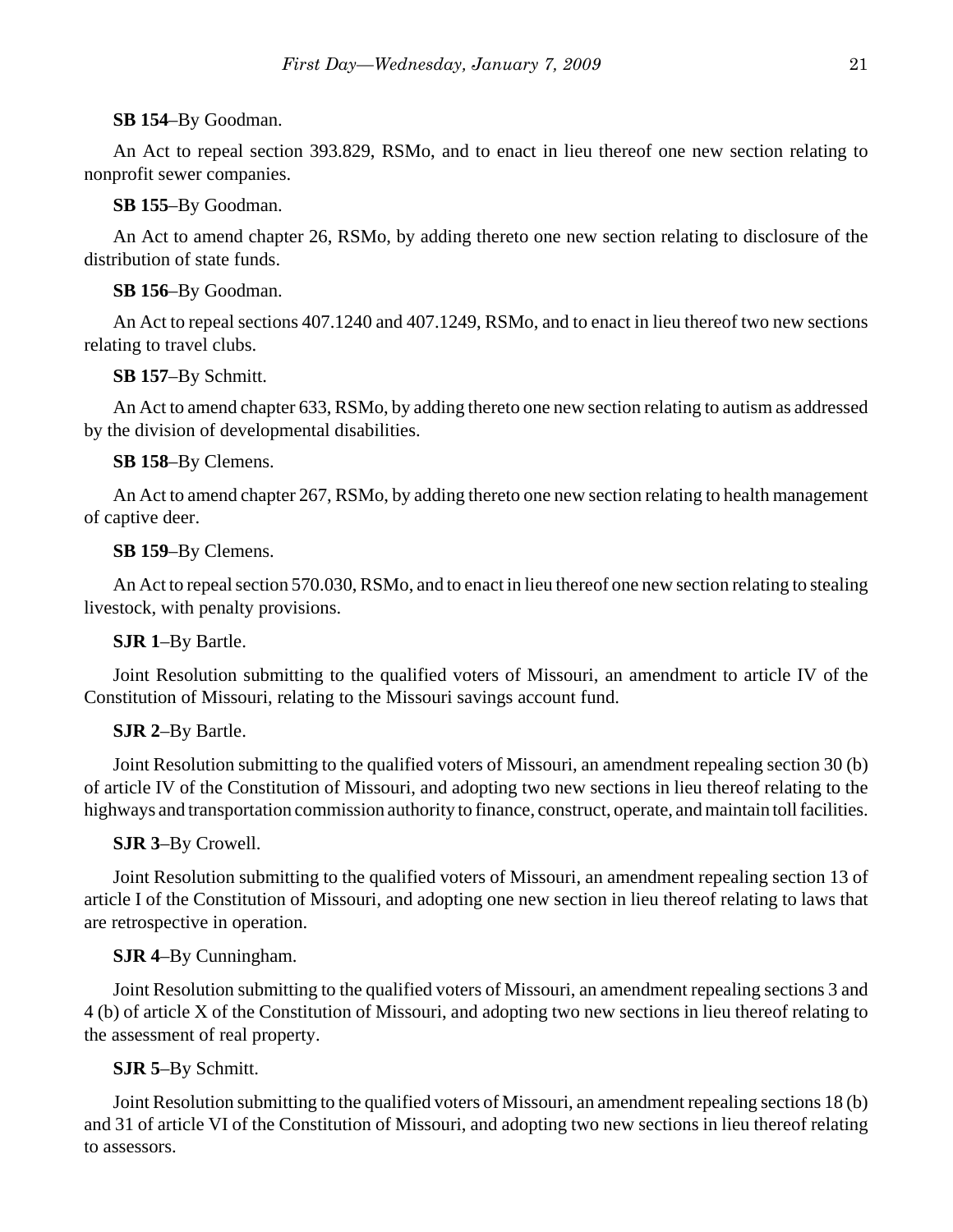**SB 154**–By Goodman.

An Act to repeal section 393.829, RSMo, and to enact in lieu thereof one new section relating to nonprofit sewer companies.

**SB 155**–By Goodman.

An Act to amend chapter 26, RSMo, by adding thereto one new section relating to disclosure of the distribution of state funds.

**SB 156**–By Goodman.

An Act to repeal sections 407.1240 and 407.1249, RSMo, and to enact in lieu thereof two new sections relating to travel clubs.

**SB 157**–By Schmitt.

An Act to amend chapter 633, RSMo, by adding thereto one new section relating to autism as addressed by the division of developmental disabilities.

**SB 158**–By Clemens.

An Act to amend chapter 267, RSMo, by adding thereto one new section relating to health management of captive deer.

**SB 159**–By Clemens.

An Act to repeal section 570.030, RSMo, and to enact in lieu thereof one new section relating to stealing livestock, with penalty provisions.

**SJR 1**–By Bartle.

Joint Resolution submitting to the qualified voters of Missouri, an amendment to article IV of the Constitution of Missouri, relating to the Missouri savings account fund.

**SJR 2**–By Bartle.

Joint Resolution submitting to the qualified voters of Missouri, an amendment repealing section 30 (b) of article IV of the Constitution of Missouri, and adopting two new sections in lieu thereof relating to the highways and transportation commission authority to finance, construct, operate, and maintain toll facilities.

**SJR 3**–By Crowell.

Joint Resolution submitting to the qualified voters of Missouri, an amendment repealing section 13 of article I of the Constitution of Missouri, and adopting one new section in lieu thereof relating to laws that are retrospective in operation.

**SJR 4**–By Cunningham.

Joint Resolution submitting to the qualified voters of Missouri, an amendment repealing sections 3 and 4 (b) of article X of the Constitution of Missouri, and adopting two new sections in lieu thereof relating to the assessment of real property.

**SJR 5**–By Schmitt.

Joint Resolution submitting to the qualified voters of Missouri, an amendment repealing sections 18 (b) and 31 of article VI of the Constitution of Missouri, and adopting two new sections in lieu thereof relating to assessors.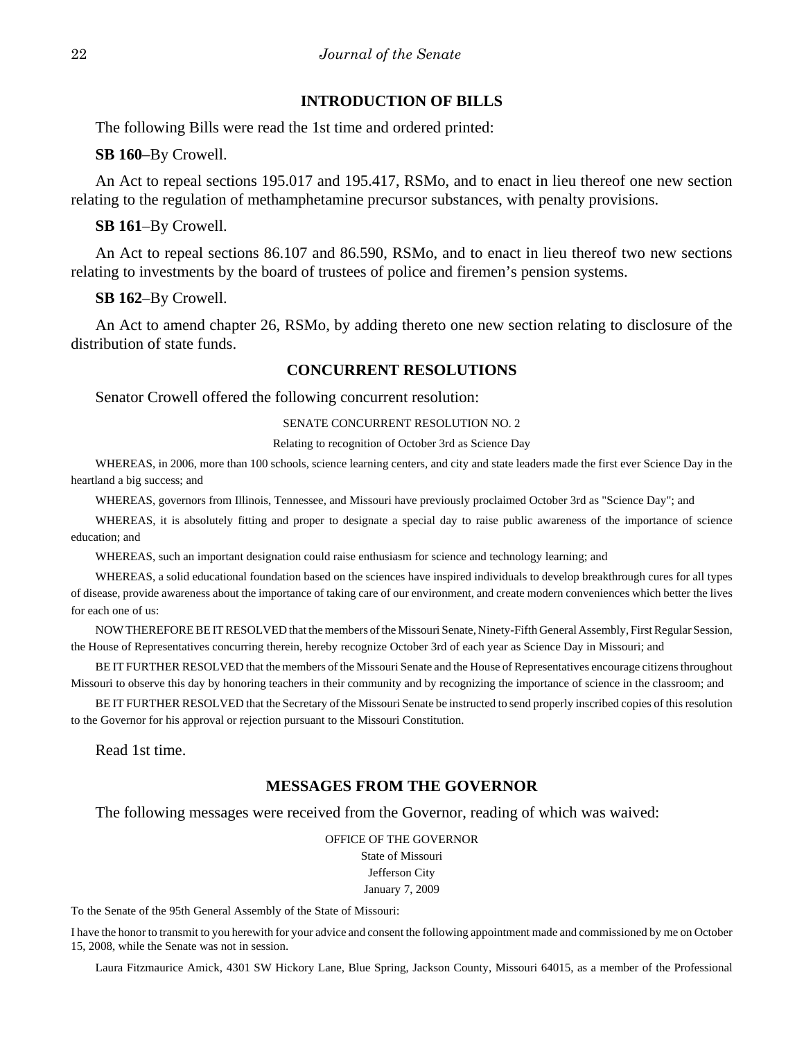## INTRODUCTION OF BILLS

The following Bills were read the 1st time and ordered printed:

**SB 160**–By Crowell.

An Act to repeal sections 195.017 and 195.417, RSMo, and to enact in lieu thereof one new section relating to the regulation of methamphetamine precursor substances, with penalty provisions.

**SB 161**–By Crowell.

An Act to repeal sections 86.107 and 86.590, RSMo, and to enact in lieu thereof two new sections relating to investments by the board of trustees of police and firemen's pension systems.

**SB 162**–By Crowell.

An Act to amend chapter 26, RSMo, by adding thereto one new section relating to disclosure of the distribution of state funds.

## CONCURRENT RESOLUTIONS

Senator Crowell offered the following concurrent resolution:

SENATE CONCURRENT RESOLUTION NO. 2

Relating to recognition of October 3rd as Science Day

WHEREAS, in 2006, more than 100 schools, science learning centers, and city and state leaders made the first ever Science Day in the heartland a big success; and

WHEREAS, governors from Illinois, Tennessee, and Missouri have previously proclaimed October 3rd as "Science Day"; and

WHEREAS, it is absolutely fitting and proper to designate a special day to raise public awareness of the importance of science education; and

WHEREAS, such an important designation could raise enthusiasm for science and technology learning; and

WHEREAS, a solid educational foundation based on the sciences have inspired individuals to develop breakthrough cures for all types of disease, provide awareness about the importance of taking care of our environment, and create modern conveniences which better the lives for each one of us:

NOW THEREFORE BE IT RESOLVED that the members of the Missouri Senate, Ninety-Fifth General Assembly, First Regular Session, the House of Representatives concurring therein, hereby recognize October 3rd of each year as Science Day in Missouri; and

BE IT FURTHER RESOLVED that the members of the Missouri Senate and the House of Representatives encourage citizens throughout Missouri to observe this day by honoring teachers in their community and by recognizing the importance of science in the classroom; and

BE IT FURTHER RESOLVED that the Secretary of the Missouri Senate be instructed to send properly inscribed copies of this resolution to the Governor for his approval or rejection pursuant to the Missouri Constitution.

Read 1st time.

## MESSAGES FROM THE GOVERNOR

The following messages were received from the Governor, reading of which was waived:

OFFICE OF THE GOVERNOR
State of Missouri
Jefferson City
January 7, 2009

To the Senate of the 95th General Assembly of the State of Missouri:

I have the honor to transmit to you herewith for your advice and consent the following appointment made and commissioned by me on October 15, 2008, while the Senate was not in session.

Laura Fitzmaurice Amick, 4301 SW Hickory Lane, Blue Spring, Jackson County, Missouri 64015, as a member of the Professional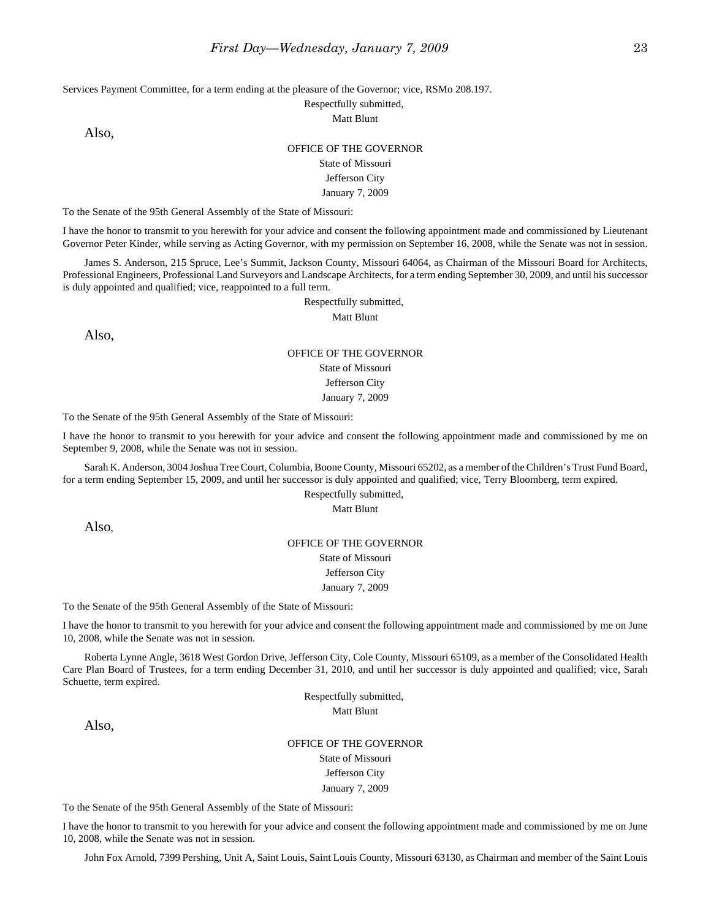Services Payment Committee, for a term ending at the pleasure of the Governor; vice, RSMo 208.197.

Respectfully submitted,

Matt Blunt

Also,

OFFICE OF THE GOVERNOR

State of Missouri

Jefferson City

January 7, 2009

To the Senate of the 95th General Assembly of the State of Missouri:

I have the honor to transmit to you herewith for your advice and consent the following appointment made and commissioned by Lieutenant Governor Peter Kinder, while serving as Acting Governor, with my permission on September 16, 2008, while the Senate was not in session.

James S. Anderson, 215 Spruce, Lee's Summit, Jackson County, Missouri 64064, as Chairman of the Missouri Board for Architects, Professional Engineers, Professional Land Surveyors and Landscape Architects, for a term ending September 30, 2009, and until his successor is duly appointed and qualified; vice, reappointed to a full term.

Respectfully submitted,

Matt Blunt

Also,

OFFICE OF THE GOVERNOR

State of Missouri

Jefferson City

January 7, 2009

To the Senate of the 95th General Assembly of the State of Missouri:

I have the honor to transmit to you herewith for your advice and consent the following appointment made and commissioned by me on September 9, 2008, while the Senate was not in session.

Sarah K. Anderson, 3004 Joshua Tree Court, Columbia, Boone County, Missouri 65202, as a member of the Children's Trust Fund Board, for a term ending September 15, 2009, and until her successor is duly appointed and qualified; vice, Terry Bloomberg, term expired.

Respectfully submitted,

Matt Blunt

Also,

OFFICE OF THE GOVERNOR

State of Missouri

Jefferson City

January 7, 2009

To the Senate of the 95th General Assembly of the State of Missouri:

I have the honor to transmit to you herewith for your advice and consent the following appointment made and commissioned by me on June 10, 2008, while the Senate was not in session.

Roberta Lynne Angle, 3618 West Gordon Drive, Jefferson City, Cole County, Missouri 65109, as a member of the Consolidated Health Care Plan Board of Trustees, for a term ending December 31, 2010, and until her successor is duly appointed and qualified; vice, Sarah Schuette, term expired.

Respectfully submitted,

Matt Blunt

Also,

OFFICE OF THE GOVERNOR

State of Missouri

Jefferson City

January 7, 2009

To the Senate of the 95th General Assembly of the State of Missouri:

I have the honor to transmit to you herewith for your advice and consent the following appointment made and commissioned by me on June 10, 2008, while the Senate was not in session.

John Fox Arnold, 7399 Pershing, Unit A, Saint Louis, Saint Louis County, Missouri 63130, as Chairman and member of the Saint Louis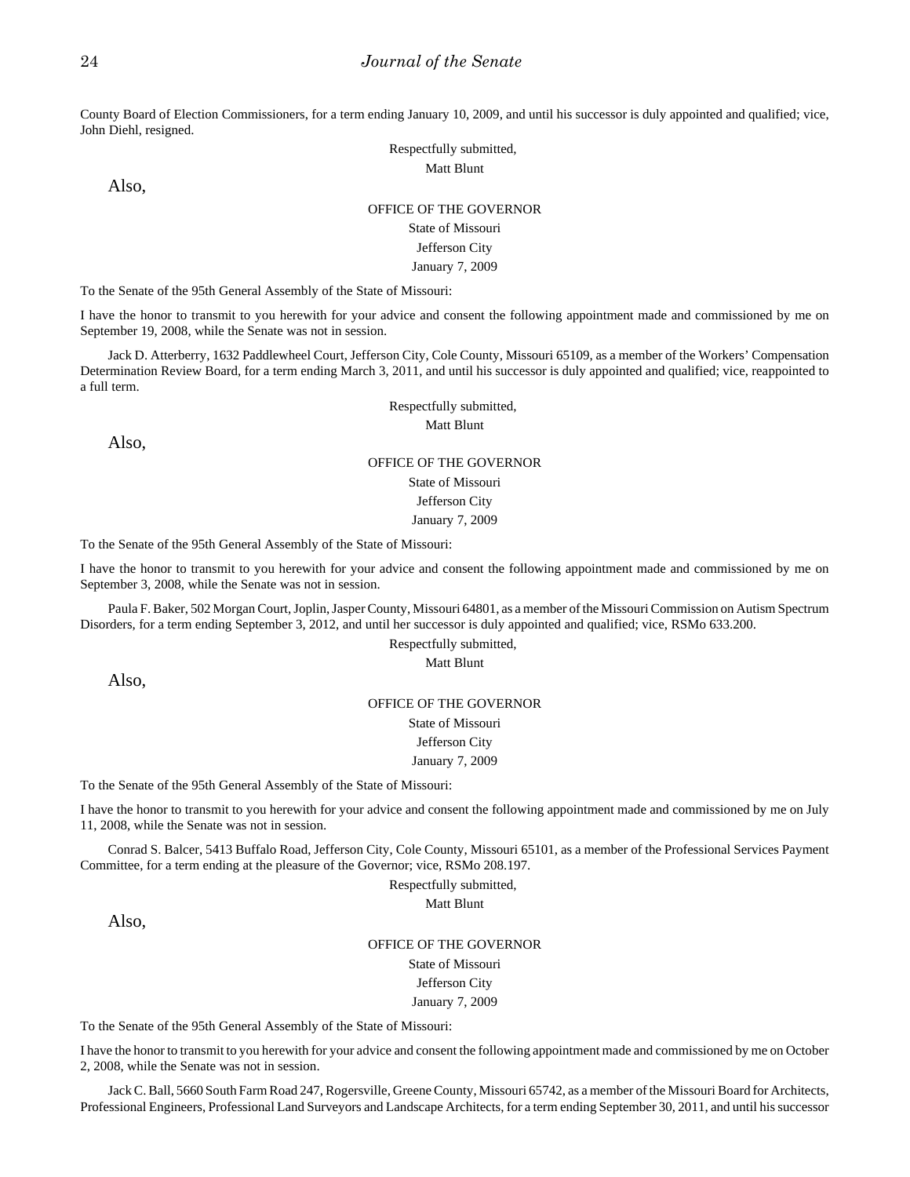County Board of Election Commissioners, for a term ending January 10, 2009, and until his successor is duly appointed and qualified; vice, John Diehl, resigned.

Respectfully submitted,
Matt Blunt

Also,

OFFICE OF THE GOVERNOR
State of Missouri
Jefferson City
January 7, 2009

To the Senate of the 95th General Assembly of the State of Missouri:

I have the honor to transmit to you herewith for your advice and consent the following appointment made and commissioned by me on September 19, 2008, while the Senate was not in session.

Jack D. Atterberry, 1632 Paddlewheel Court, Jefferson City, Cole County, Missouri 65109, as a member of the Workers' Compensation Determination Review Board, for a term ending March 3, 2011, and until his successor is duly appointed and qualified; vice, reappointed to a full term.

Respectfully submitted,
Matt Blunt

Also,

OFFICE OF THE GOVERNOR
State of Missouri
Jefferson City
January 7, 2009

To the Senate of the 95th General Assembly of the State of Missouri:

I have the honor to transmit to you herewith for your advice and consent the following appointment made and commissioned by me on September 3, 2008, while the Senate was not in session.

Paula F. Baker, 502 Morgan Court, Joplin, Jasper County, Missouri 64801, as a member of the Missouri Commission on Autism Spectrum Disorders, for a term ending September 3, 2012, and until her successor is duly appointed and qualified; vice, RSMo 633.200.

Respectfully submitted,
Matt Blunt

Also,

OFFICE OF THE GOVERNOR
State of Missouri
Jefferson City
January 7, 2009

To the Senate of the 95th General Assembly of the State of Missouri:

I have the honor to transmit to you herewith for your advice and consent the following appointment made and commissioned by me on July 11, 2008, while the Senate was not in session.

Conrad S. Balcer, 5413 Buffalo Road, Jefferson City, Cole County, Missouri 65101, as a member of the Professional Services Payment Committee, for a term ending at the pleasure of the Governor; vice, RSMo 208.197.

Respectfully submitted,
Matt Blunt

Also,

OFFICE OF THE GOVERNOR
State of Missouri
Jefferson City
January 7, 2009

To the Senate of the 95th General Assembly of the State of Missouri:

I have the honor to transmit to you herewith for your advice and consent the following appointment made and commissioned by me on October 2, 2008, while the Senate was not in session.

Jack C. Ball, 5660 South Farm Road 247, Rogersville, Greene County, Missouri 65742, as a member of the Missouri Board for Architects, Professional Engineers, Professional Land Surveyors and Landscape Architects, for a term ending September 30, 2011, and until his successor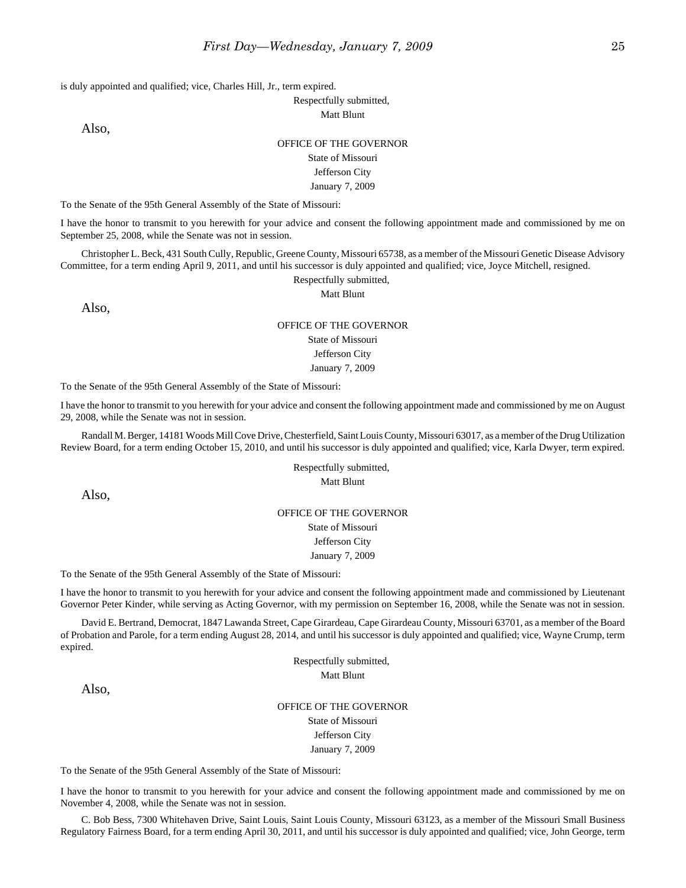is duly appointed and qualified; vice, Charles Hill, Jr., term expired.

Respectfully submitted,
Matt Blunt

Also,

OFFICE OF THE GOVERNOR
State of Missouri
Jefferson City
January 7, 2009

To the Senate of the 95th General Assembly of the State of Missouri:

I have the honor to transmit to you herewith for your advice and consent the following appointment made and commissioned by me on September 25, 2008, while the Senate was not in session.

Christopher L. Beck, 431 South Cully, Republic, Greene County, Missouri 65738, as a member of the Missouri Genetic Disease Advisory Committee, for a term ending April 9, 2011, and until his successor is duly appointed and qualified; vice, Joyce Mitchell, resigned.

Respectfully submitted,
Matt Blunt

Also,

OFFICE OF THE GOVERNOR
State of Missouri
Jefferson City
January 7, 2009

To the Senate of the 95th General Assembly of the State of Missouri:

I have the honor to transmit to you herewith for your advice and consent the following appointment made and commissioned by me on August 29, 2008, while the Senate was not in session.

Randall M. Berger, 14181 Woods Mill Cove Drive, Chesterfield, Saint Louis County, Missouri 63017, as a member of the Drug Utilization Review Board, for a term ending October 15, 2010, and until his successor is duly appointed and qualified; vice, Karla Dwyer, term expired.

Respectfully submitted,
Matt Blunt

Also,

OFFICE OF THE GOVERNOR
State of Missouri
Jefferson City
January 7, 2009

To the Senate of the 95th General Assembly of the State of Missouri:

I have the honor to transmit to you herewith for your advice and consent the following appointment made and commissioned by Lieutenant Governor Peter Kinder, while serving as Acting Governor, with my permission on September 16, 2008, while the Senate was not in session.

David E. Bertrand, Democrat, 1847 Lawanda Street, Cape Girardeau, Cape Girardeau County, Missouri 63701, as a member of the Board of Probation and Parole, for a term ending August 28, 2014, and until his successor is duly appointed and qualified; vice, Wayne Crump, term expired.

Respectfully submitted,
Matt Blunt

Also,

OFFICE OF THE GOVERNOR
State of Missouri
Jefferson City
January 7, 2009

To the Senate of the 95th General Assembly of the State of Missouri:

I have the honor to transmit to you herewith for your advice and consent the following appointment made and commissioned by me on November 4, 2008, while the Senate was not in session.

C. Bob Bess, 7300 Whitehaven Drive, Saint Louis, Saint Louis County, Missouri 63123, as a member of the Missouri Small Business Regulatory Fairness Board, for a term ending April 30, 2011, and until his successor is duly appointed and qualified; vice, John George, term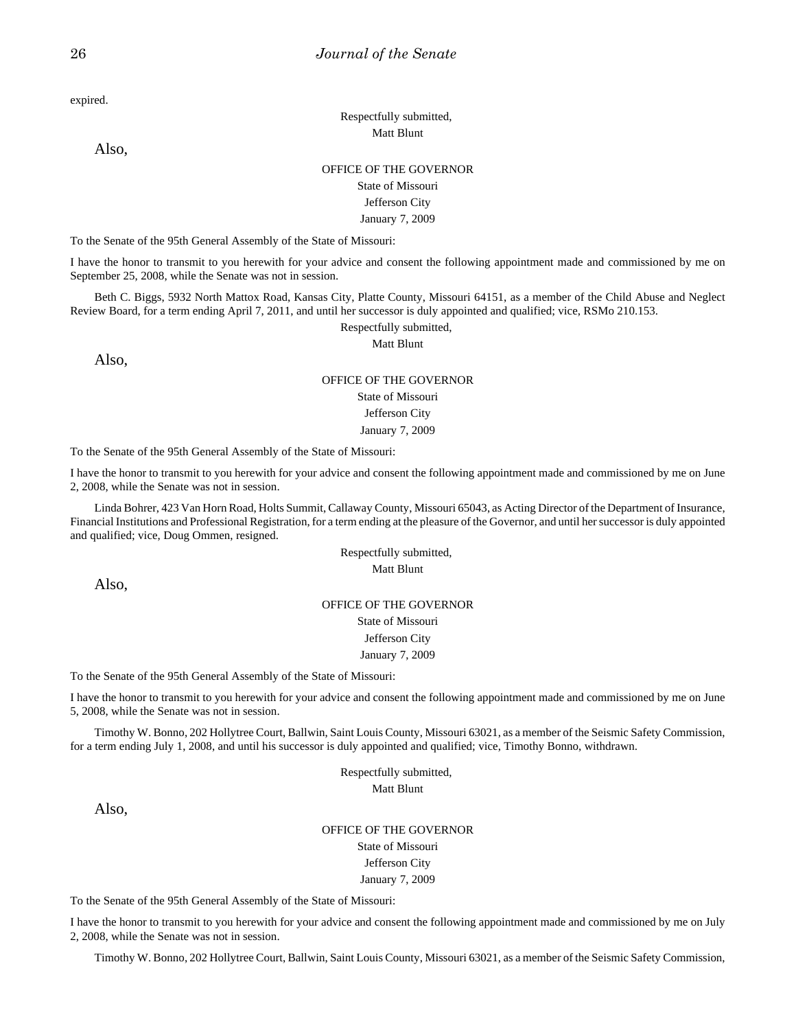expired.

Respectfully submitted,
Matt Blunt

Also,

OFFICE OF THE GOVERNOR
State of Missouri
Jefferson City
January 7, 2009

To the Senate of the 95th General Assembly of the State of Missouri:

I have the honor to transmit to you herewith for your advice and consent the following appointment made and commissioned by me on September 25, 2008, while the Senate was not in session.

Beth C. Biggs, 5932 North Mattox Road, Kansas City, Platte County, Missouri 64151, as a member of the Child Abuse and Neglect Review Board, for a term ending April 7, 2011, and until her successor is duly appointed and qualified; vice, RSMo 210.153.

Respectfully submitted,
Matt Blunt

Also,

OFFICE OF THE GOVERNOR
State of Missouri
Jefferson City
January 7, 2009

To the Senate of the 95th General Assembly of the State of Missouri:

I have the honor to transmit to you herewith for your advice and consent the following appointment made and commissioned by me on June 2, 2008, while the Senate was not in session.

Linda Bohrer, 423 Van Horn Road, Holts Summit, Callaway County, Missouri 65043, as Acting Director of the Department of Insurance, Financial Institutions and Professional Registration, for a term ending at the pleasure of the Governor, and until her successor is duly appointed and qualified; vice, Doug Ommen, resigned.

Respectfully submitted,
Matt Blunt

Also,

OFFICE OF THE GOVERNOR
State of Missouri
Jefferson City
January 7, 2009

To the Senate of the 95th General Assembly of the State of Missouri:

I have the honor to transmit to you herewith for your advice and consent the following appointment made and commissioned by me on June 5, 2008, while the Senate was not in session.

Timothy W. Bonno, 202 Hollytree Court, Ballwin, Saint Louis County, Missouri 63021, as a member of the Seismic Safety Commission, for a term ending July 1, 2008, and until his successor is duly appointed and qualified; vice, Timothy Bonno, withdrawn.

Respectfully submitted,
Matt Blunt

Also,

OFFICE OF THE GOVERNOR
State of Missouri
Jefferson City
January 7, 2009

To the Senate of the 95th General Assembly of the State of Missouri:

I have the honor to transmit to you herewith for your advice and consent the following appointment made and commissioned by me on July 2, 2008, while the Senate was not in session.

Timothy W. Bonno, 202 Hollytree Court, Ballwin, Saint Louis County, Missouri 63021, as a member of the Seismic Safety Commission,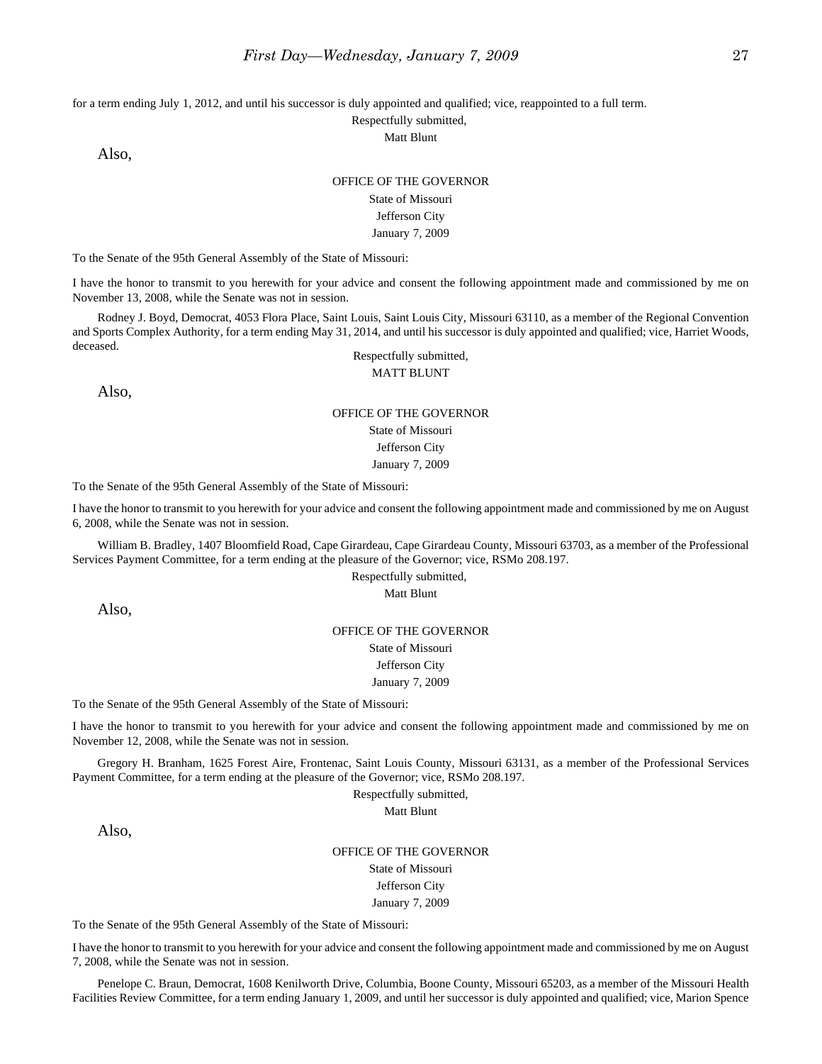for a term ending July 1, 2012, and until his successor is duly appointed and qualified; vice, reappointed to a full term.

Respectfully submitted,

Matt Blunt

Also,

OFFICE OF THE GOVERNOR

State of Missouri

Jefferson City

January 7, 2009

To the Senate of the 95th General Assembly of the State of Missouri:

I have the honor to transmit to you herewith for your advice and consent the following appointment made and commissioned by me on November 13, 2008, while the Senate was not in session.

Rodney J. Boyd, Democrat, 4053 Flora Place, Saint Louis, Saint Louis City, Missouri 63110, as a member of the Regional Convention and Sports Complex Authority, for a term ending May 31, 2014, and until his successor is duly appointed and qualified; vice, Harriet Woods, deceased.

Respectfully submitted,

MATT BLUNT

Also,

OFFICE OF THE GOVERNOR

State of Missouri

Jefferson City

January 7, 2009

To the Senate of the 95th General Assembly of the State of Missouri:

I have the honor to transmit to you herewith for your advice and consent the following appointment made and commissioned by me on August 6, 2008, while the Senate was not in session.

William B. Bradley, 1407 Bloomfield Road, Cape Girardeau, Cape Girardeau County, Missouri 63703, as a member of the Professional Services Payment Committee, for a term ending at the pleasure of the Governor; vice, RSMo 208.197.

Respectfully submitted,

Matt Blunt

Also,

OFFICE OF THE GOVERNOR

State of Missouri

Jefferson City

January 7, 2009

To the Senate of the 95th General Assembly of the State of Missouri:

I have the honor to transmit to you herewith for your advice and consent the following appointment made and commissioned by me on November 12, 2008, while the Senate was not in session.

Gregory H. Branham, 1625 Forest Aire, Frontenac, Saint Louis County, Missouri 63131, as a member of the Professional Services Payment Committee, for a term ending at the pleasure of the Governor; vice, RSMo 208.197.

Respectfully submitted,

Matt Blunt

Also,

OFFICE OF THE GOVERNOR

State of Missouri

Jefferson City

January 7, 2009

To the Senate of the 95th General Assembly of the State of Missouri:

I have the honor to transmit to you herewith for your advice and consent the following appointment made and commissioned by me on August 7, 2008, while the Senate was not in session.

Penelope C. Braun, Democrat, 1608 Kenilworth Drive, Columbia, Boone County, Missouri 65203, as a member of the Missouri Health Facilities Review Committee, for a term ending January 1, 2009, and until her successor is duly appointed and qualified; vice, Marion Spence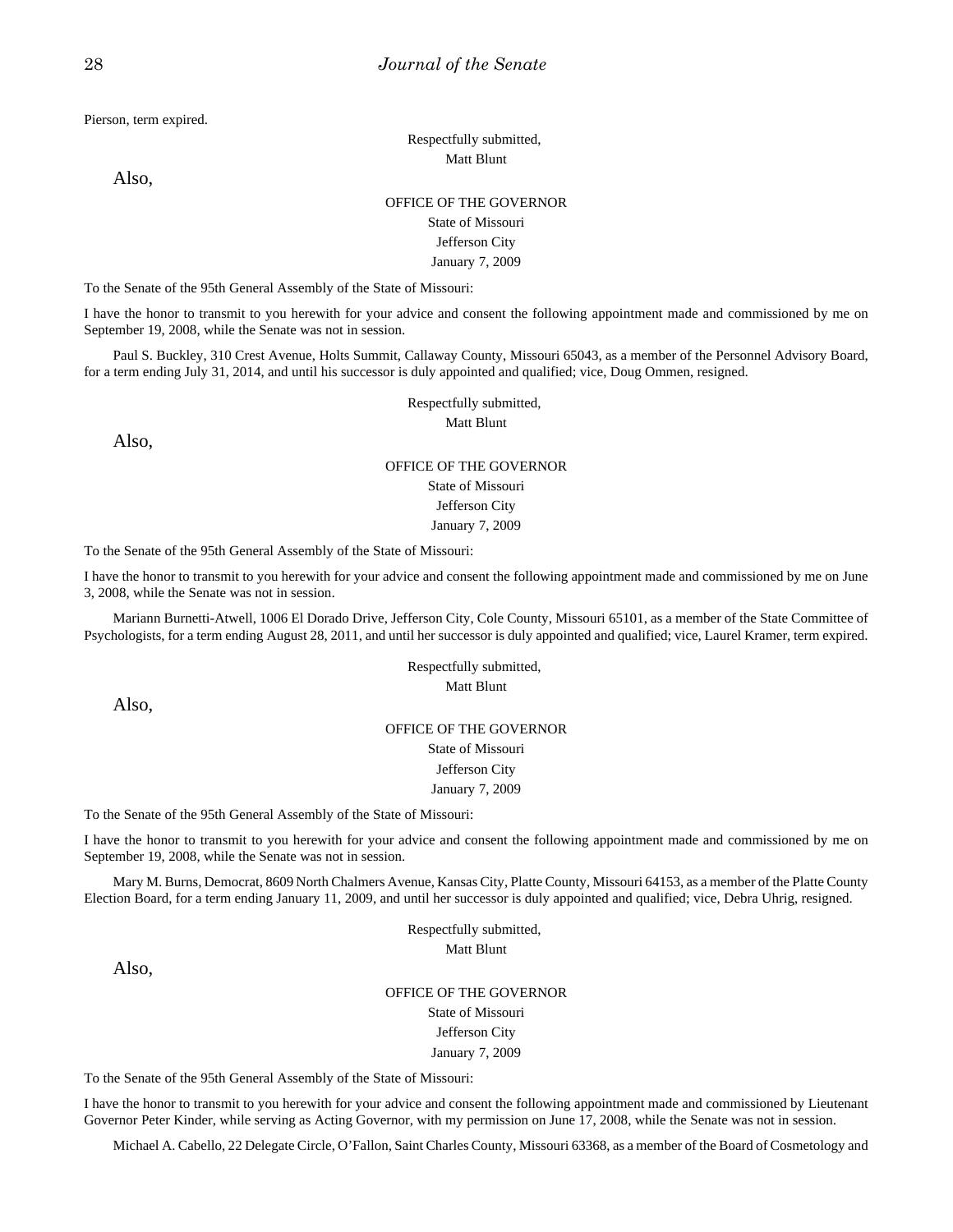Pierson, term expired.

Respectfully submitted,
Matt Blunt

Also,

OFFICE OF THE GOVERNOR
State of Missouri
Jefferson City
January 7, 2009

To the Senate of the 95th General Assembly of the State of Missouri:

I have the honor to transmit to you herewith for your advice and consent the following appointment made and commissioned by me on September 19, 2008, while the Senate was not in session.

Paul S. Buckley, 310 Crest Avenue, Holts Summit, Callaway County, Missouri 65043, as a member of the Personnel Advisory Board, for a term ending July 31, 2014, and until his successor is duly appointed and qualified; vice, Doug Ommen, resigned.

Respectfully submitted,
Matt Blunt

Also,

OFFICE OF THE GOVERNOR
State of Missouri
Jefferson City
January 7, 2009

To the Senate of the 95th General Assembly of the State of Missouri:

I have the honor to transmit to you herewith for your advice and consent the following appointment made and commissioned by me on June 3, 2008, while the Senate was not in session.

Mariann Burnetti-Atwell, 1006 El Dorado Drive, Jefferson City, Cole County, Missouri 65101, as a member of the State Committee of Psychologists, for a term ending August 28, 2011, and until her successor is duly appointed and qualified; vice, Laurel Kramer, term expired.

Respectfully submitted,
Matt Blunt

Also,

OFFICE OF THE GOVERNOR
State of Missouri
Jefferson City
January 7, 2009

To the Senate of the 95th General Assembly of the State of Missouri:

I have the honor to transmit to you herewith for your advice and consent the following appointment made and commissioned by me on September 19, 2008, while the Senate was not in session.

Mary M. Burns, Democrat, 8609 North Chalmers Avenue, Kansas City, Platte County, Missouri 64153, as a member of the Platte County Election Board, for a term ending January 11, 2009, and until her successor is duly appointed and qualified; vice, Debra Uhrig, resigned.

Respectfully submitted,
Matt Blunt

Also,

OFFICE OF THE GOVERNOR
State of Missouri
Jefferson City
January 7, 2009

To the Senate of the 95th General Assembly of the State of Missouri:

I have the honor to transmit to you herewith for your advice and consent the following appointment made and commissioned by Lieutenant Governor Peter Kinder, while serving as Acting Governor, with my permission on June 17, 2008, while the Senate was not in session.

Michael A. Cabello, 22 Delegate Circle, O'Fallon, Saint Charles County, Missouri 63368, as a member of the Board of Cosmetology and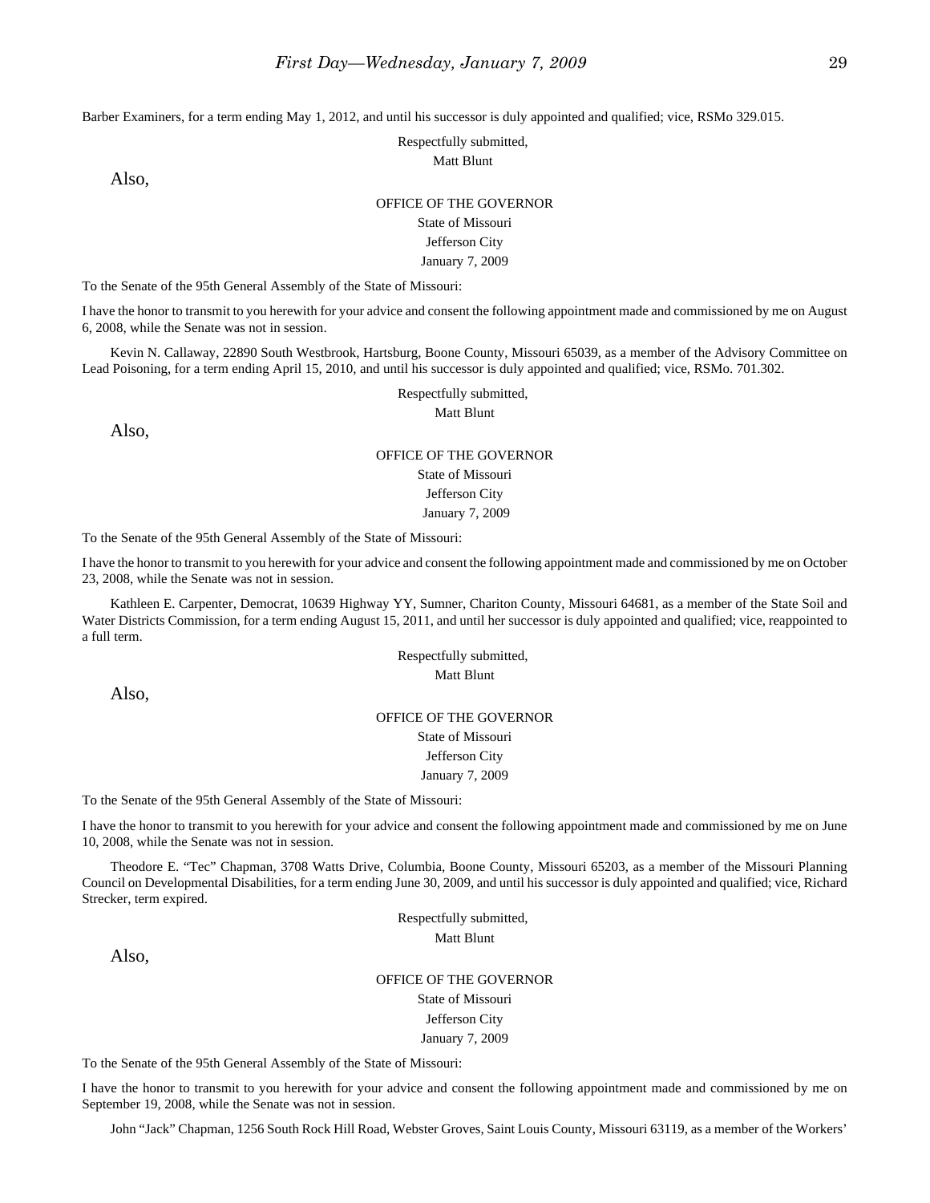Barber Examiners, for a term ending May 1, 2012, and until his successor is duly appointed and qualified; vice, RSMo 329.015.

Respectfully submitted,
Matt Blunt

Also,

OFFICE OF THE GOVERNOR
State of Missouri
Jefferson City
January 7, 2009

To the Senate of the 95th General Assembly of the State of Missouri:

I have the honor to transmit to you herewith for your advice and consent the following appointment made and commissioned by me on August 6, 2008, while the Senate was not in session.

Kevin N. Callaway, 22890 South Westbrook, Hartsburg, Boone County, Missouri 65039, as a member of the Advisory Committee on Lead Poisoning, for a term ending April 15, 2010, and until his successor is duly appointed and qualified; vice, RSMo. 701.302.

Respectfully submitted,
Matt Blunt

Also,

OFFICE OF THE GOVERNOR
State of Missouri
Jefferson City
January 7, 2009

To the Senate of the 95th General Assembly of the State of Missouri:

I have the honor to transmit to you herewith for your advice and consent the following appointment made and commissioned by me on October 23, 2008, while the Senate was not in session.

Kathleen E. Carpenter, Democrat, 10639 Highway YY, Sumner, Chariton County, Missouri 64681, as a member of the State Soil and Water Districts Commission, for a term ending August 15, 2011, and until her successor is duly appointed and qualified; vice, reappointed to a full term.

Respectfully submitted,
Matt Blunt

Also,

OFFICE OF THE GOVERNOR
State of Missouri
Jefferson City
January 7, 2009

To the Senate of the 95th General Assembly of the State of Missouri:

I have the honor to transmit to you herewith for your advice and consent the following appointment made and commissioned by me on June 10, 2008, while the Senate was not in session.

Theodore E. "Tec" Chapman, 3708 Watts Drive, Columbia, Boone County, Missouri 65203, as a member of the Missouri Planning Council on Developmental Disabilities, for a term ending June 30, 2009, and until his successor is duly appointed and qualified; vice, Richard Strecker, term expired.

Respectfully submitted,
Matt Blunt

Also,

OFFICE OF THE GOVERNOR
State of Missouri
Jefferson City
January 7, 2009

To the Senate of the 95th General Assembly of the State of Missouri:

I have the honor to transmit to you herewith for your advice and consent the following appointment made and commissioned by me on September 19, 2008, while the Senate was not in session.

John "Jack" Chapman, 1256 South Rock Hill Road, Webster Groves, Saint Louis County, Missouri 63119, as a member of the Workers'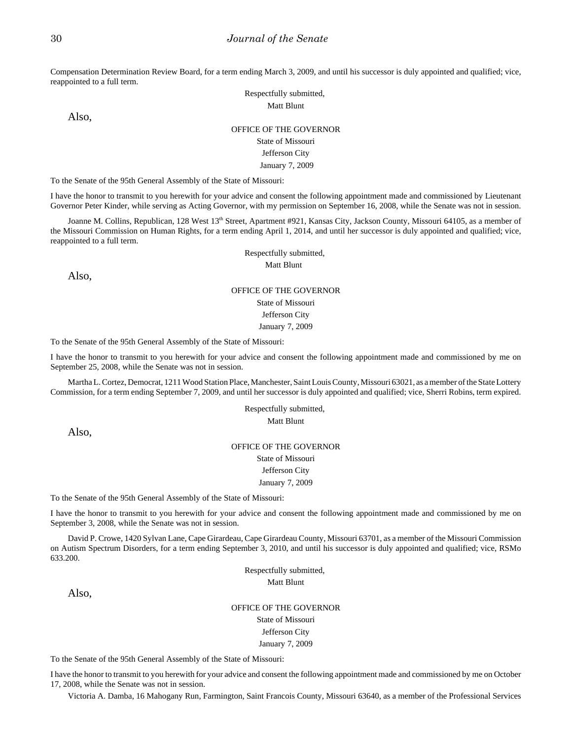Compensation Determination Review Board, for a term ending March 3, 2009, and until his successor is duly appointed and qualified; vice, reappointed to a full term.

Respectfully submitted,

Matt Blunt

Also,

OFFICE OF THE GOVERNOR

State of Missouri

Jefferson City

January 7, 2009

To the Senate of the 95th General Assembly of the State of Missouri:

I have the honor to transmit to you herewith for your advice and consent the following appointment made and commissioned by Lieutenant Governor Peter Kinder, while serving as Acting Governor, with my permission on September 16, 2008, while the Senate was not in session.

Joanne M. Collins, Republican, 128 West 13th Street, Apartment #921, Kansas City, Jackson County, Missouri 64105, as a member of the Missouri Commission on Human Rights, for a term ending April 1, 2014, and until her successor is duly appointed and qualified; vice, reappointed to a full term.

Respectfully submitted,

Matt Blunt

Also,

OFFICE OF THE GOVERNOR

State of Missouri

Jefferson City

January 7, 2009

To the Senate of the 95th General Assembly of the State of Missouri:

I have the honor to transmit to you herewith for your advice and consent the following appointment made and commissioned by me on September 25, 2008, while the Senate was not in session.

Martha L. Cortez, Democrat, 1211 Wood Station Place, Manchester, Saint Louis County, Missouri 63021, as a member of the State Lottery Commission, for a term ending September 7, 2009, and until her successor is duly appointed and qualified; vice, Sherri Robins, term expired.

Respectfully submitted,

Matt Blunt

Also,

OFFICE OF THE GOVERNOR

State of Missouri

Jefferson City

January 7, 2009

To the Senate of the 95th General Assembly of the State of Missouri:

I have the honor to transmit to you herewith for your advice and consent the following appointment made and commissioned by me on September 3, 2008, while the Senate was not in session.

David P. Crowe, 1420 Sylvan Lane, Cape Girardeau, Cape Girardeau County, Missouri 63701, as a member of the Missouri Commission on Autism Spectrum Disorders, for a term ending September 3, 2010, and until his successor is duly appointed and qualified; vice, RSMo 633.200.

Respectfully submitted,

Matt Blunt

Also,

OFFICE OF THE GOVERNOR

State of Missouri

Jefferson City

January 7, 2009

To the Senate of the 95th General Assembly of the State of Missouri:

I have the honor to transmit to you herewith for your advice and consent the following appointment made and commissioned by me on October 17, 2008, while the Senate was not in session.

Victoria A. Damba, 16 Mahogany Run, Farmington, Saint Francois County, Missouri 63640, as a member of the Professional Services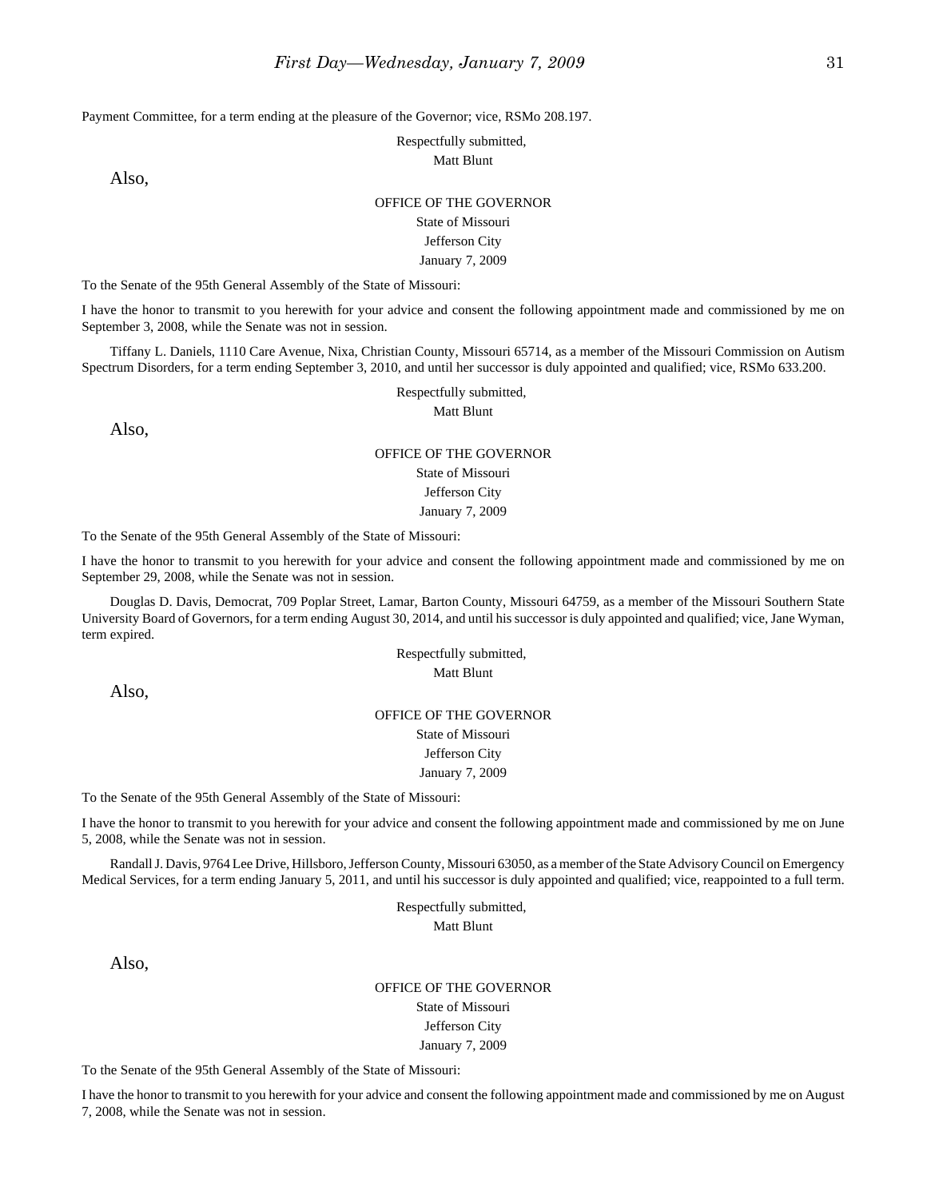Payment Committee, for a term ending at the pleasure of the Governor; vice, RSMo 208.197.

Respectfully submitted,
Matt Blunt

Also,

OFFICE OF THE GOVERNOR
State of Missouri
Jefferson City
January 7, 2009

To the Senate of the 95th General Assembly of the State of Missouri:

I have the honor to transmit to you herewith for your advice and consent the following appointment made and commissioned by me on September 3, 2008, while the Senate was not in session.

Tiffany L. Daniels, 1110 Care Avenue, Nixa, Christian County, Missouri 65714, as a member of the Missouri Commission on Autism Spectrum Disorders, for a term ending September 3, 2010, and until her successor is duly appointed and qualified; vice, RSMo 633.200.

Respectfully submitted,
Matt Blunt

Also,

OFFICE OF THE GOVERNOR
State of Missouri
Jefferson City
January 7, 2009

To the Senate of the 95th General Assembly of the State of Missouri:

I have the honor to transmit to you herewith for your advice and consent the following appointment made and commissioned by me on September 29, 2008, while the Senate was not in session.

Douglas D. Davis, Democrat, 709 Poplar Street, Lamar, Barton County, Missouri 64759, as a member of the Missouri Southern State University Board of Governors, for a term ending August 30, 2014, and until his successor is duly appointed and qualified; vice, Jane Wyman, term expired.

Respectfully submitted,
Matt Blunt

Also,

OFFICE OF THE GOVERNOR
State of Missouri
Jefferson City
January 7, 2009

To the Senate of the 95th General Assembly of the State of Missouri:

I have the honor to transmit to you herewith for your advice and consent the following appointment made and commissioned by me on June 5, 2008, while the Senate was not in session.

Randall J. Davis, 9764 Lee Drive, Hillsboro, Jefferson County, Missouri 63050, as a member of the State Advisory Council on Emergency Medical Services, for a term ending January 5, 2011, and until his successor is duly appointed and qualified; vice, reappointed to a full term.

Respectfully submitted,
Matt Blunt

Also,

OFFICE OF THE GOVERNOR
State of Missouri
Jefferson City
January 7, 2009

To the Senate of the 95th General Assembly of the State of Missouri:

I have the honor to transmit to you herewith for your advice and consent the following appointment made and commissioned by me on August 7, 2008, while the Senate was not in session.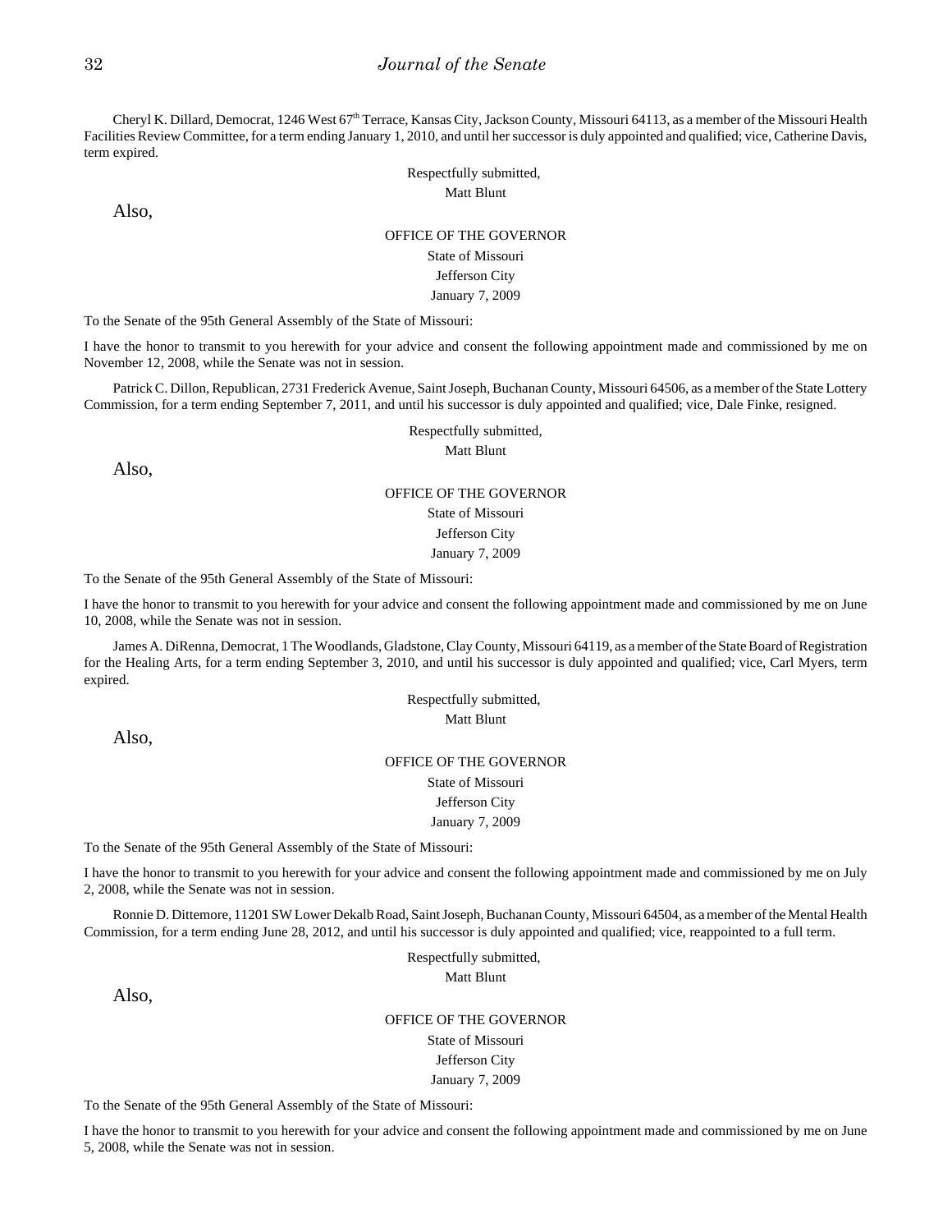Cheryl K. Dillard, Democrat, 1246 West 67th Terrace, Kansas City, Jackson County, Missouri 64113, as a member of the Missouri Health Facilities Review Committee, for a term ending January 1, 2010, and until her successor is duly appointed and qualified; vice, Catherine Davis, term expired.

Respectfully submitted,
Matt Blunt

Also,

OFFICE OF THE GOVERNOR
State of Missouri
Jefferson City
January 7, 2009

To the Senate of the 95th General Assembly of the State of Missouri:

I have the honor to transmit to you herewith for your advice and consent the following appointment made and commissioned by me on November 12, 2008, while the Senate was not in session.

Patrick C. Dillon, Republican, 2731 Frederick Avenue, Saint Joseph, Buchanan County, Missouri 64506, as a member of the State Lottery Commission, for a term ending September 7, 2011, and until his successor is duly appointed and qualified; vice, Dale Finke, resigned.

Respectfully submitted,
Matt Blunt

Also,

OFFICE OF THE GOVERNOR
State of Missouri
Jefferson City
January 7, 2009

To the Senate of the 95th General Assembly of the State of Missouri:

I have the honor to transmit to you herewith for your advice and consent the following appointment made and commissioned by me on June 10, 2008, while the Senate was not in session.

James A. DiRenna, Democrat, 1 The Woodlands, Gladstone, Clay County, Missouri 64119, as a member of the State Board of Registration for the Healing Arts, for a term ending September 3, 2010, and until his successor is duly appointed and qualified; vice, Carl Myers, term expired.

Respectfully submitted,
Matt Blunt

Also,

OFFICE OF THE GOVERNOR
State of Missouri
Jefferson City
January 7, 2009

To the Senate of the 95th General Assembly of the State of Missouri:

I have the honor to transmit to you herewith for your advice and consent the following appointment made and commissioned by me on July 2, 2008, while the Senate was not in session.

Ronnie D. Dittemore, 11201 SW Lower Dekalb Road, Saint Joseph, Buchanan County, Missouri 64504, as a member of the Mental Health Commission, for a term ending June 28, 2012, and until his successor is duly appointed and qualified; vice, reappointed to a full term.

Respectfully submitted,
Matt Blunt

Also,

OFFICE OF THE GOVERNOR
State of Missouri
Jefferson City
January 7, 2009

To the Senate of the 95th General Assembly of the State of Missouri:

I have the honor to transmit to you herewith for your advice and consent the following appointment made and commissioned by me on June 5, 2008, while the Senate was not in session.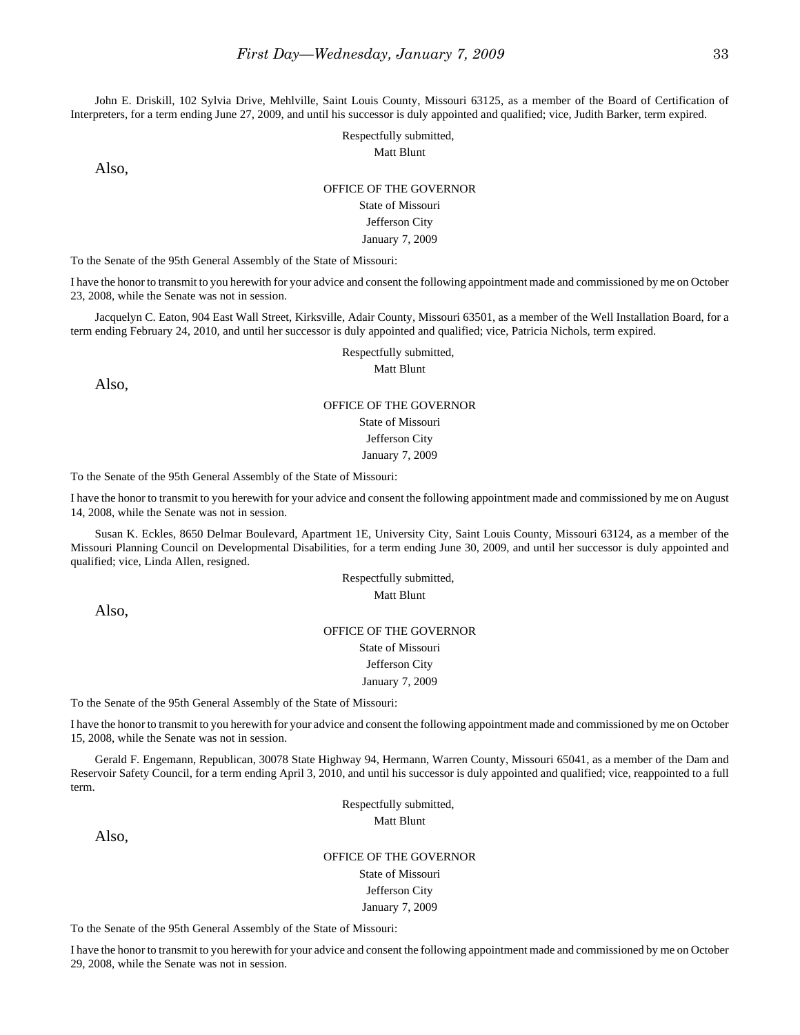John E. Driskill, 102 Sylvia Drive, Mehlville, Saint Louis County, Missouri 63125, as a member of the Board of Certification of Interpreters, for a term ending June 27, 2009, and until his successor is duly appointed and qualified; vice, Judith Barker, term expired.

Respectfully submitted,
Matt Blunt

Also,

OFFICE OF THE GOVERNOR
State of Missouri
Jefferson City
January 7, 2009

To the Senate of the 95th General Assembly of the State of Missouri:

I have the honor to transmit to you herewith for your advice and consent the following appointment made and commissioned by me on October 23, 2008, while the Senate was not in session.

Jacquelyn C. Eaton, 904 East Wall Street, Kirksville, Adair County, Missouri 63501, as a member of the Well Installation Board, for a term ending February 24, 2010, and until her successor is duly appointed and qualified; vice, Patricia Nichols, term expired.

Respectfully submitted,
Matt Blunt

Also,

OFFICE OF THE GOVERNOR
State of Missouri
Jefferson City
January 7, 2009

To the Senate of the 95th General Assembly of the State of Missouri:

I have the honor to transmit to you herewith for your advice and consent the following appointment made and commissioned by me on August 14, 2008, while the Senate was not in session.

Susan K. Eckles, 8650 Delmar Boulevard, Apartment 1E, University City, Saint Louis County, Missouri 63124, as a member of the Missouri Planning Council on Developmental Disabilities, for a term ending June 30, 2009, and until her successor is duly appointed and qualified; vice, Linda Allen, resigned.

Respectfully submitted,
Matt Blunt

Also,

OFFICE OF THE GOVERNOR
State of Missouri
Jefferson City
January 7, 2009

To the Senate of the 95th General Assembly of the State of Missouri:

I have the honor to transmit to you herewith for your advice and consent the following appointment made and commissioned by me on October 15, 2008, while the Senate was not in session.

Gerald F. Engemann, Republican, 30078 State Highway 94, Hermann, Warren County, Missouri 65041, as a member of the Dam and Reservoir Safety Council, for a term ending April 3, 2010, and until his successor is duly appointed and qualified; vice, reappointed to a full term.

Respectfully submitted,
Matt Blunt

Also,

OFFICE OF THE GOVERNOR
State of Missouri
Jefferson City
January 7, 2009

To the Senate of the 95th General Assembly of the State of Missouri:

I have the honor to transmit to you herewith for your advice and consent the following appointment made and commissioned by me on October 29, 2008, while the Senate was not in session.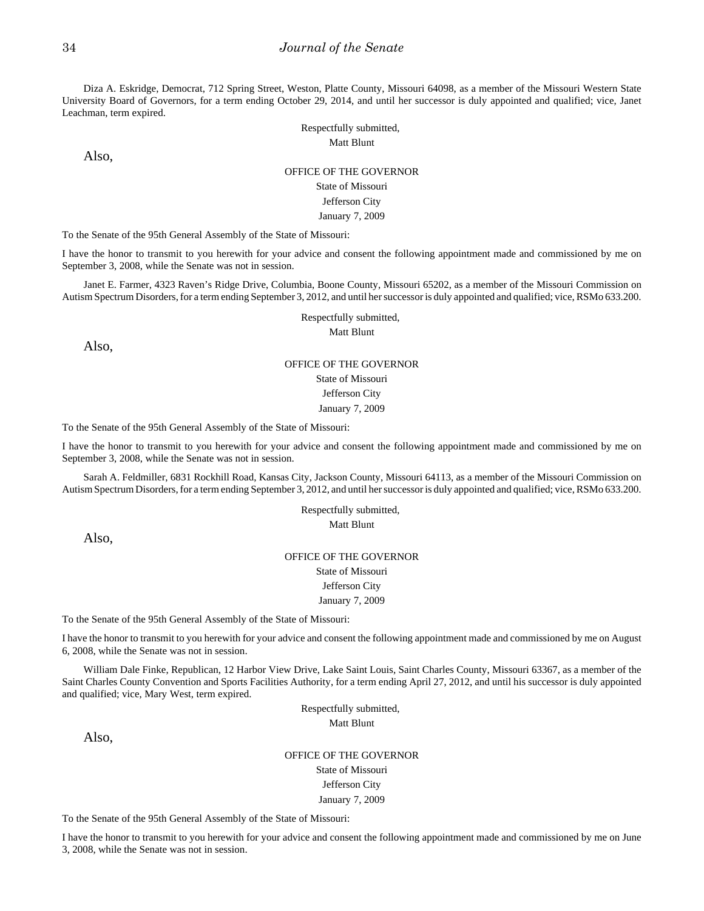Diza A. Eskridge, Democrat, 712 Spring Street, Weston, Platte County, Missouri 64098, as a member of the Missouri Western State University Board of Governors, for a term ending October 29, 2014, and until her successor is duly appointed and qualified; vice, Janet Leachman, term expired.

Respectfully submitted,
Matt Blunt

Also,

OFFICE OF THE GOVERNOR
State of Missouri
Jefferson City
January 7, 2009

To the Senate of the 95th General Assembly of the State of Missouri:

I have the honor to transmit to you herewith for your advice and consent the following appointment made and commissioned by me on September 3, 2008, while the Senate was not in session.

Janet E. Farmer, 4323 Raven's Ridge Drive, Columbia, Boone County, Missouri 65202, as a member of the Missouri Commission on Autism Spectrum Disorders, for a term ending September 3, 2012, and until her successor is duly appointed and qualified; vice, RSMo 633.200.

Respectfully submitted,
Matt Blunt

Also,

OFFICE OF THE GOVERNOR
State of Missouri
Jefferson City
January 7, 2009

To the Senate of the 95th General Assembly of the State of Missouri:

I have the honor to transmit to you herewith for your advice and consent the following appointment made and commissioned by me on September 3, 2008, while the Senate was not in session.

Sarah A. Feldmiller, 6831 Rockhill Road, Kansas City, Jackson County, Missouri 64113, as a member of the Missouri Commission on Autism Spectrum Disorders, for a term ending September 3, 2012, and until her successor is duly appointed and qualified; vice, RSMo 633.200.

Respectfully submitted,
Matt Blunt

Also,

OFFICE OF THE GOVERNOR
State of Missouri
Jefferson City
January 7, 2009

To the Senate of the 95th General Assembly of the State of Missouri:

I have the honor to transmit to you herewith for your advice and consent the following appointment made and commissioned by me on August 6, 2008, while the Senate was not in session.

William Dale Finke, Republican, 12 Harbor View Drive, Lake Saint Louis, Saint Charles County, Missouri 63367, as a member of the Saint Charles County Convention and Sports Facilities Authority, for a term ending April 27, 2012, and until his successor is duly appointed and qualified; vice, Mary West, term expired.

Respectfully submitted,
Matt Blunt

Also,

OFFICE OF THE GOVERNOR
State of Missouri
Jefferson City
January 7, 2009

To the Senate of the 95th General Assembly of the State of Missouri:

I have the honor to transmit to you herewith for your advice and consent the following appointment made and commissioned by me on June 3, 2008, while the Senate was not in session.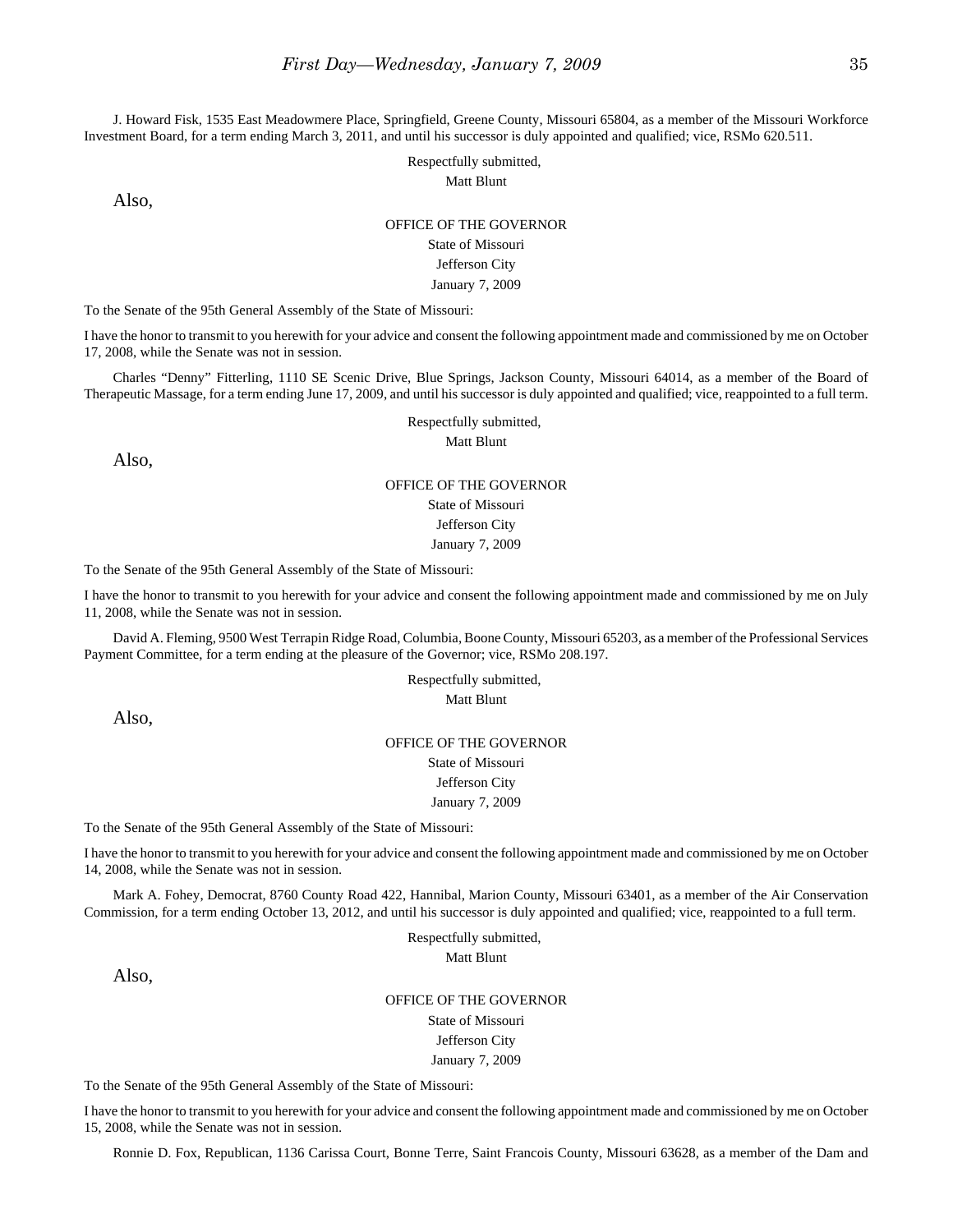J. Howard Fisk, 1535 East Meadowmere Place, Springfield, Greene County, Missouri 65804, as a member of the Missouri Workforce Investment Board, for a term ending March 3, 2011, and until his successor is duly appointed and qualified; vice, RSMo 620.511.

Respectfully submitted,
Matt Blunt

Also,

OFFICE OF THE GOVERNOR
State of Missouri
Jefferson City
January 7, 2009

To the Senate of the 95th General Assembly of the State of Missouri:

I have the honor to transmit to you herewith for your advice and consent the following appointment made and commissioned by me on October 17, 2008, while the Senate was not in session.

Charles "Denny" Fitterling, 1110 SE Scenic Drive, Blue Springs, Jackson County, Missouri 64014, as a member of the Board of Therapeutic Massage, for a term ending June 17, 2009, and until his successor is duly appointed and qualified; vice, reappointed to a full term.

Respectfully submitted,
Matt Blunt

Also,

OFFICE OF THE GOVERNOR
State of Missouri
Jefferson City
January 7, 2009

To the Senate of the 95th General Assembly of the State of Missouri:

I have the honor to transmit to you herewith for your advice and consent the following appointment made and commissioned by me on July 11, 2008, while the Senate was not in session.

David A. Fleming, 9500 West Terrapin Ridge Road, Columbia, Boone County, Missouri 65203, as a member of the Professional Services Payment Committee, for a term ending at the pleasure of the Governor; vice, RSMo 208.197.

Respectfully submitted,
Matt Blunt

Also,

OFFICE OF THE GOVERNOR
State of Missouri
Jefferson City
January 7, 2009

To the Senate of the 95th General Assembly of the State of Missouri:

I have the honor to transmit to you herewith for your advice and consent the following appointment made and commissioned by me on October 14, 2008, while the Senate was not in session.

Mark A. Fohey, Democrat, 8760 County Road 422, Hannibal, Marion County, Missouri 63401, as a member of the Air Conservation Commission, for a term ending October 13, 2012, and until his successor is duly appointed and qualified; vice, reappointed to a full term.

Respectfully submitted,
Matt Blunt

Also,

OFFICE OF THE GOVERNOR
State of Missouri
Jefferson City
January 7, 2009

To the Senate of the 95th General Assembly of the State of Missouri:

I have the honor to transmit to you herewith for your advice and consent the following appointment made and commissioned by me on October 15, 2008, while the Senate was not in session.

Ronnie D. Fox, Republican, 1136 Carissa Court, Bonne Terre, Saint Francois County, Missouri 63628, as a member of the Dam and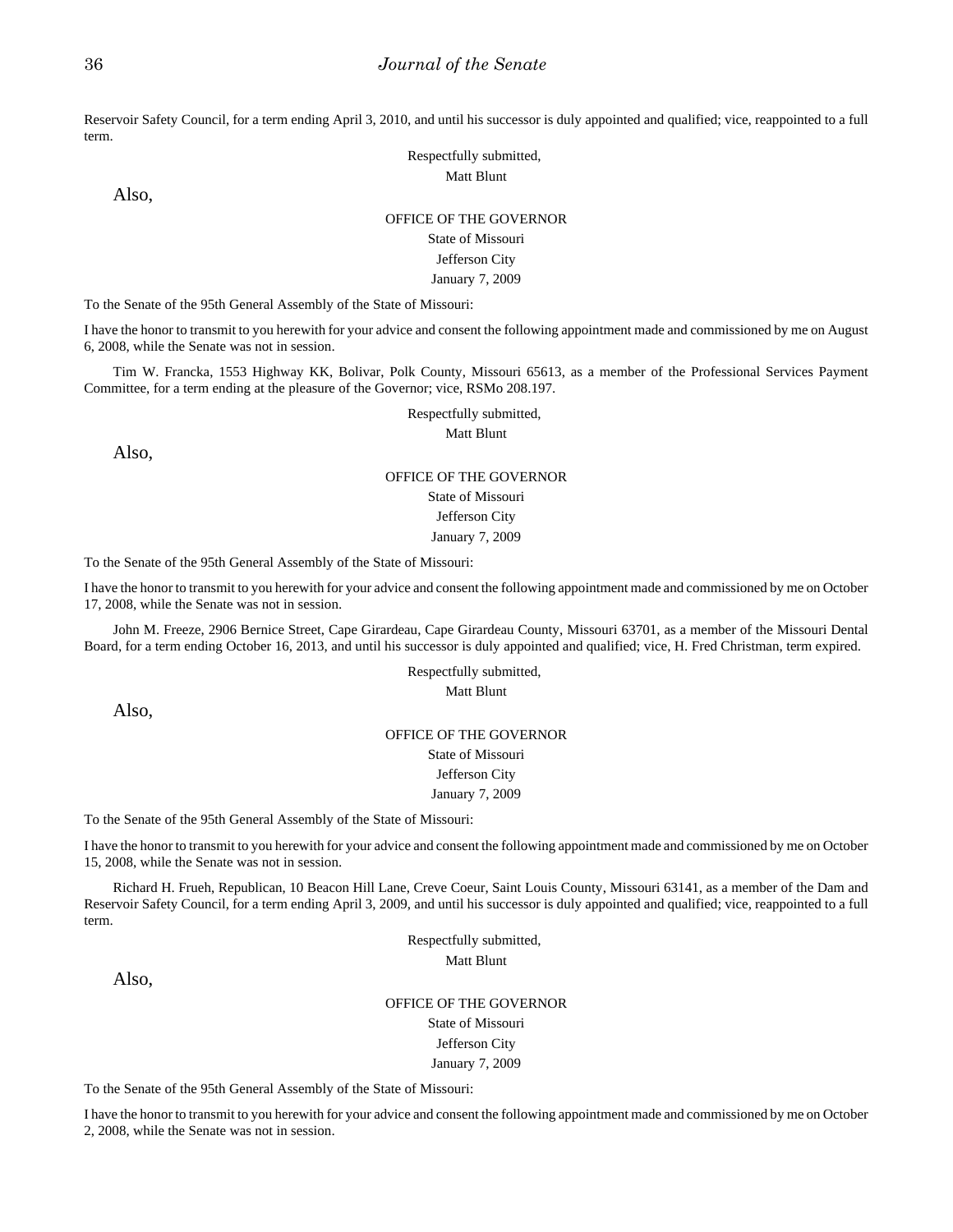Reservoir Safety Council, for a term ending April 3, 2010, and until his successor is duly appointed and qualified; vice, reappointed to a full term.

Respectfully submitted,
Matt Blunt

Also,

OFFICE OF THE GOVERNOR
State of Missouri
Jefferson City
January 7, 2009

To the Senate of the 95th General Assembly of the State of Missouri:

I have the honor to transmit to you herewith for your advice and consent the following appointment made and commissioned by me on August 6, 2008, while the Senate was not in session.

Tim W. Francka, 1553 Highway KK, Bolivar, Polk County, Missouri 65613, as a member of the Professional Services Payment Committee, for a term ending at the pleasure of the Governor; vice, RSMo 208.197.

Respectfully submitted,
Matt Blunt

Also,

OFFICE OF THE GOVERNOR
State of Missouri
Jefferson City
January 7, 2009

To the Senate of the 95th General Assembly of the State of Missouri:

I have the honor to transmit to you herewith for your advice and consent the following appointment made and commissioned by me on October 17, 2008, while the Senate was not in session.

John M. Freeze, 2906 Bernice Street, Cape Girardeau, Cape Girardeau County, Missouri 63701, as a member of the Missouri Dental Board, for a term ending October 16, 2013, and until his successor is duly appointed and qualified; vice, H. Fred Christman, term expired.

Respectfully submitted,
Matt Blunt

Also,

OFFICE OF THE GOVERNOR
State of Missouri
Jefferson City
January 7, 2009

To the Senate of the 95th General Assembly of the State of Missouri:

I have the honor to transmit to you herewith for your advice and consent the following appointment made and commissioned by me on October 15, 2008, while the Senate was not in session.

Richard H. Frueh, Republican, 10 Beacon Hill Lane, Creve Coeur, Saint Louis County, Missouri 63141, as a member of the Dam and Reservoir Safety Council, for a term ending April 3, 2009, and until his successor is duly appointed and qualified; vice, reappointed to a full term.

Respectfully submitted,
Matt Blunt

Also,

OFFICE OF THE GOVERNOR
State of Missouri
Jefferson City
January 7, 2009

To the Senate of the 95th General Assembly of the State of Missouri:

I have the honor to transmit to you herewith for your advice and consent the following appointment made and commissioned by me on October 2, 2008, while the Senate was not in session.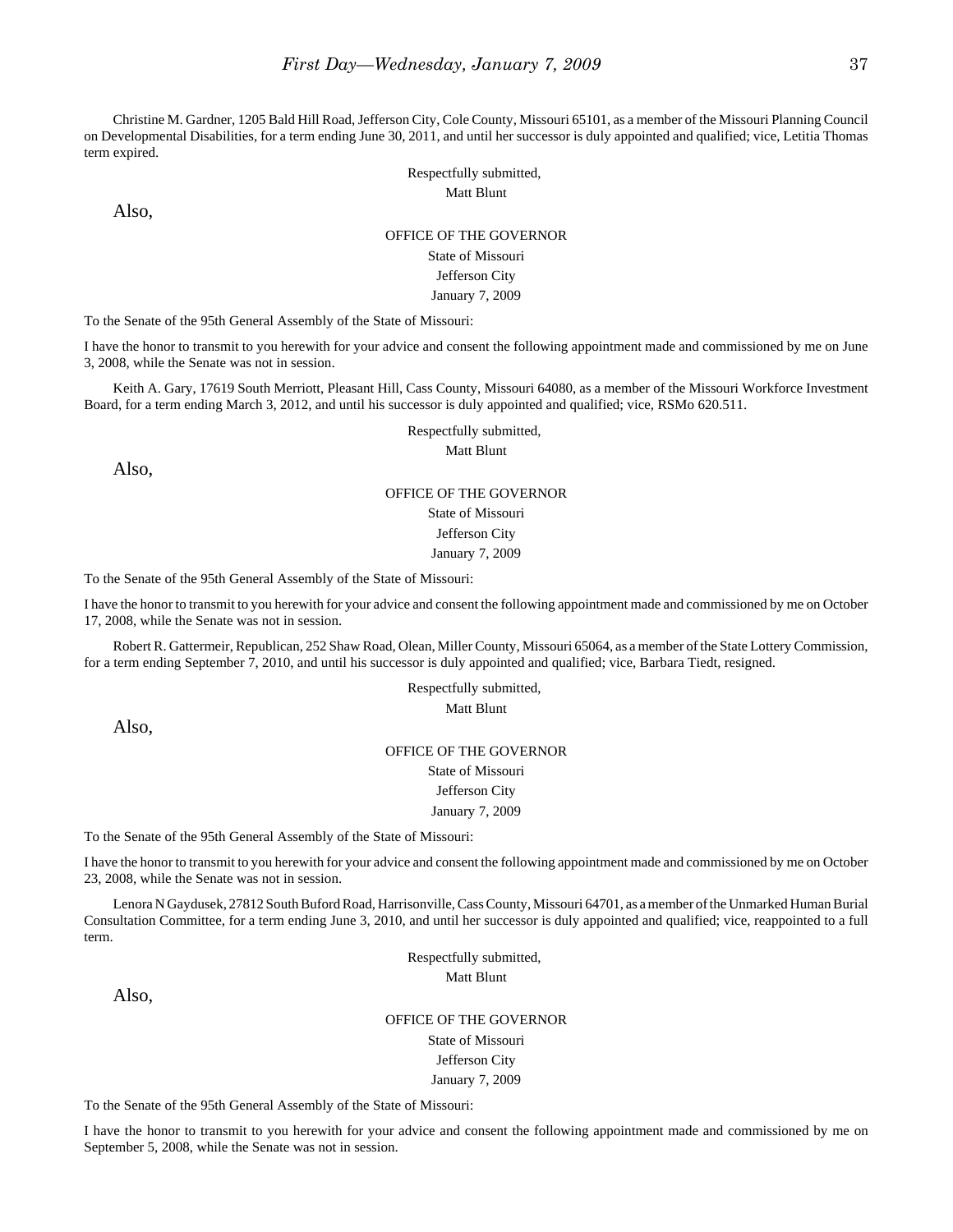Christine M. Gardner, 1205 Bald Hill Road, Jefferson City, Cole County, Missouri 65101, as a member of the Missouri Planning Council on Developmental Disabilities, for a term ending June 30, 2011, and until her successor is duly appointed and qualified; vice, Letitia Thomas term expired.

Respectfully submitted,
Matt Blunt

Also,

OFFICE OF THE GOVERNOR
State of Missouri
Jefferson City
January 7, 2009

To the Senate of the 95th General Assembly of the State of Missouri:

I have the honor to transmit to you herewith for your advice and consent the following appointment made and commissioned by me on June 3, 2008, while the Senate was not in session.

Keith A. Gary, 17619 South Merriott, Pleasant Hill, Cass County, Missouri 64080, as a member of the Missouri Workforce Investment Board, for a term ending March 3, 2012, and until his successor is duly appointed and qualified; vice, RSMo 620.511.

Respectfully submitted,
Matt Blunt

Also,

OFFICE OF THE GOVERNOR
State of Missouri
Jefferson City
January 7, 2009

To the Senate of the 95th General Assembly of the State of Missouri:

I have the honor to transmit to you herewith for your advice and consent the following appointment made and commissioned by me on October 17, 2008, while the Senate was not in session.

Robert R. Gattermeir, Republican, 252 Shaw Road, Olean, Miller County, Missouri 65064, as a member of the State Lottery Commission, for a term ending September 7, 2010, and until his successor is duly appointed and qualified; vice, Barbara Tiedt, resigned.

Respectfully submitted,
Matt Blunt

Also,

OFFICE OF THE GOVERNOR
State of Missouri
Jefferson City
January 7, 2009

To the Senate of the 95th General Assembly of the State of Missouri:

I have the honor to transmit to you herewith for your advice and consent the following appointment made and commissioned by me on October 23, 2008, while the Senate was not in session.

Lenora N Gaydusek, 27812 South Buford Road, Harrisonville, Cass County, Missouri 64701, as a member of the Unmarked Human Burial Consultation Committee, for a term ending June 3, 2010, and until her successor is duly appointed and qualified; vice, reappointed to a full term.

Respectfully submitted,
Matt Blunt

Also,

OFFICE OF THE GOVERNOR
State of Missouri
Jefferson City
January 7, 2009

To the Senate of the 95th General Assembly of the State of Missouri:

I have the honor to transmit to you herewith for your advice and consent the following appointment made and commissioned by me on September 5, 2008, while the Senate was not in session.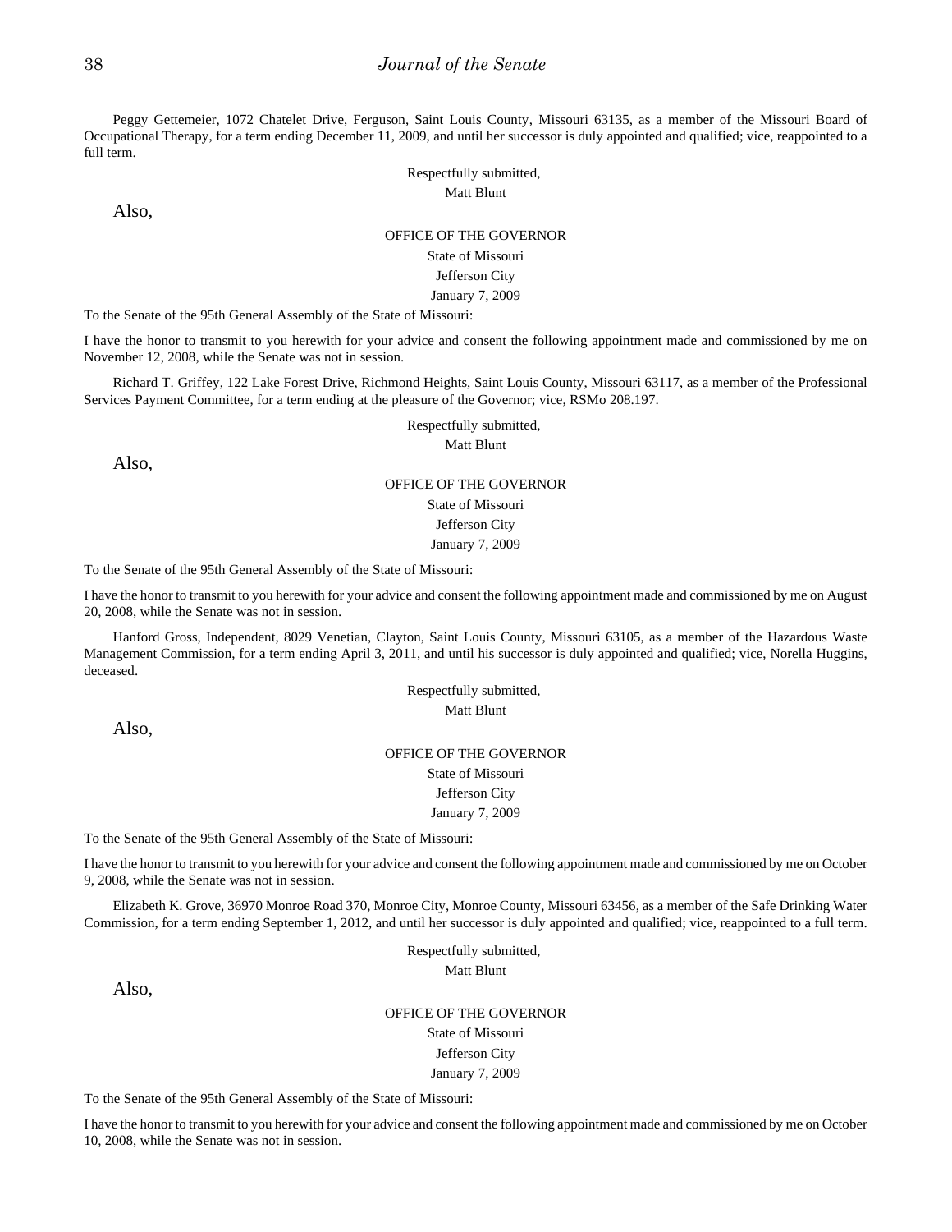Peggy Gettemeier, 1072 Chatelet Drive, Ferguson, Saint Louis County, Missouri 63135, as a member of the Missouri Board of Occupational Therapy, for a term ending December 11, 2009, and until her successor is duly appointed and qualified; vice, reappointed to a full term.

Respectfully submitted,
Matt Blunt

Also,

OFFICE OF THE GOVERNOR
State of Missouri
Jefferson City
January 7, 2009

To the Senate of the 95th General Assembly of the State of Missouri:

I have the honor to transmit to you herewith for your advice and consent the following appointment made and commissioned by me on November 12, 2008, while the Senate was not in session.

Richard T. Griffey, 122 Lake Forest Drive, Richmond Heights, Saint Louis County, Missouri 63117, as a member of the Professional Services Payment Committee, for a term ending at the pleasure of the Governor; vice, RSMo 208.197.

Respectfully submitted,
Matt Blunt

Also,

OFFICE OF THE GOVERNOR
State of Missouri
Jefferson City
January 7, 2009

To the Senate of the 95th General Assembly of the State of Missouri:

I have the honor to transmit to you herewith for your advice and consent the following appointment made and commissioned by me on August 20, 2008, while the Senate was not in session.

Hanford Gross, Independent, 8029 Venetian, Clayton, Saint Louis County, Missouri 63105, as a member of the Hazardous Waste Management Commission, for a term ending April 3, 2011, and until his successor is duly appointed and qualified; vice, Norella Huggins, deceased.

Respectfully submitted,
Matt Blunt

Also,

OFFICE OF THE GOVERNOR
State of Missouri
Jefferson City
January 7, 2009

To the Senate of the 95th General Assembly of the State of Missouri:

I have the honor to transmit to you herewith for your advice and consent the following appointment made and commissioned by me on October 9, 2008, while the Senate was not in session.

Elizabeth K. Grove, 36970 Monroe Road 370, Monroe City, Monroe County, Missouri 63456, as a member of the Safe Drinking Water Commission, for a term ending September 1, 2012, and until her successor is duly appointed and qualified; vice, reappointed to a full term.

Respectfully submitted,
Matt Blunt

Also,

OFFICE OF THE GOVERNOR
State of Missouri
Jefferson City
January 7, 2009

To the Senate of the 95th General Assembly of the State of Missouri:

I have the honor to transmit to you herewith for your advice and consent the following appointment made and commissioned by me on October 10, 2008, while the Senate was not in session.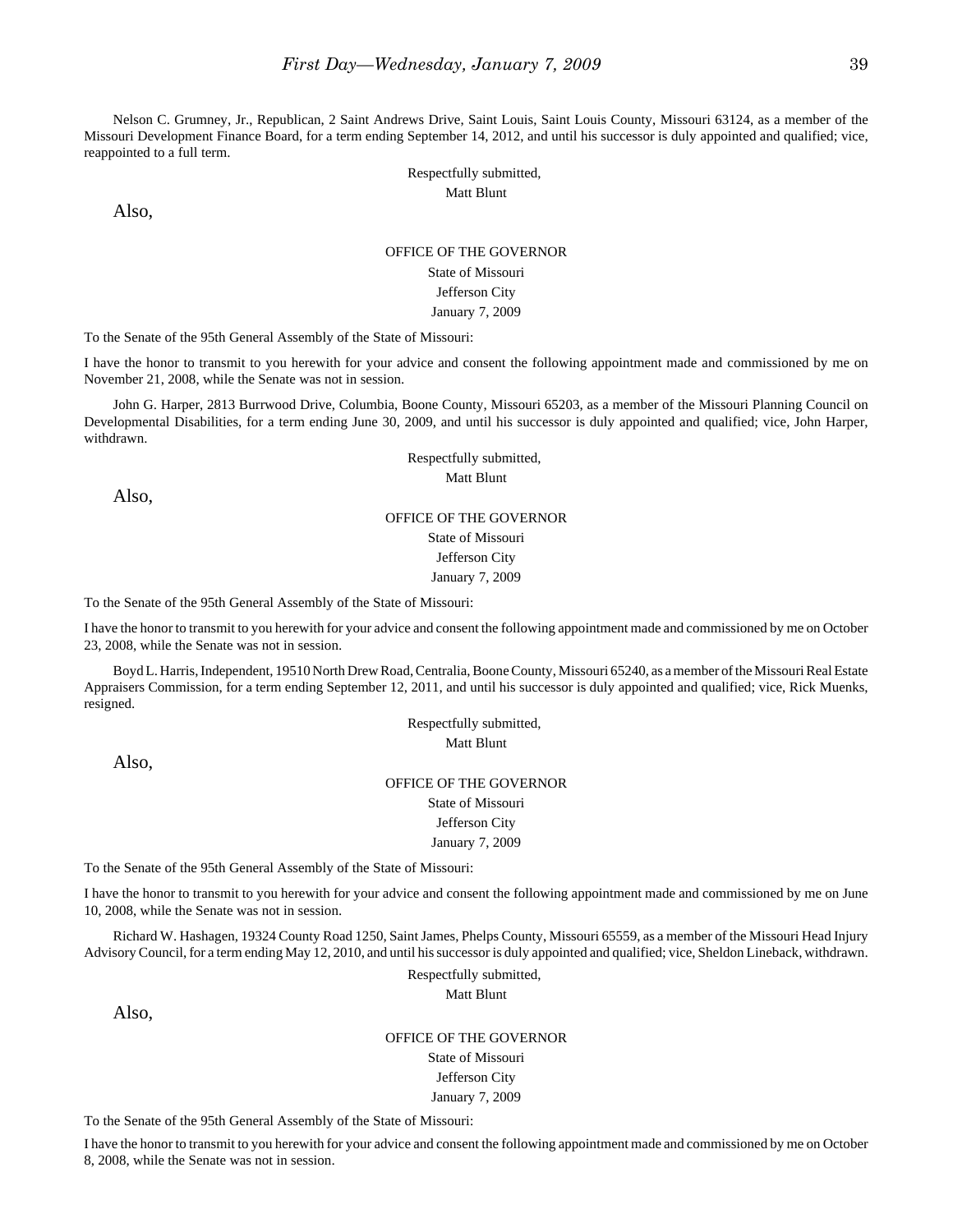Nelson C. Grumney, Jr., Republican, 2 Saint Andrews Drive, Saint Louis, Saint Louis County, Missouri 63124, as a member of the Missouri Development Finance Board, for a term ending September 14, 2012, and until his successor is duly appointed and qualified; vice, reappointed to a full term.

Respectfully submitted,
Matt Blunt

Also,

OFFICE OF THE GOVERNOR
State of Missouri
Jefferson City
January 7, 2009

To the Senate of the 95th General Assembly of the State of Missouri:

I have the honor to transmit to you herewith for your advice and consent the following appointment made and commissioned by me on November 21, 2008, while the Senate was not in session.

John G. Harper, 2813 Burrwood Drive, Columbia, Boone County, Missouri 65203, as a member of the Missouri Planning Council on Developmental Disabilities, for a term ending June 30, 2009, and until his successor is duly appointed and qualified; vice, John Harper, withdrawn.

Respectfully submitted,
Matt Blunt

Also,

OFFICE OF THE GOVERNOR
State of Missouri
Jefferson City
January 7, 2009

To the Senate of the 95th General Assembly of the State of Missouri:

I have the honor to transmit to you herewith for your advice and consent the following appointment made and commissioned by me on October 23, 2008, while the Senate was not in session.

Boyd L. Harris, Independent, 19510 North Drew Road, Centralia, Boone County, Missouri 65240, as a member of the Missouri Real Estate Appraisers Commission, for a term ending September 12, 2011, and until his successor is duly appointed and qualified; vice, Rick Muenks, resigned.

Respectfully submitted,
Matt Blunt

Also,

OFFICE OF THE GOVERNOR
State of Missouri
Jefferson City
January 7, 2009

To the Senate of the 95th General Assembly of the State of Missouri:

I have the honor to transmit to you herewith for your advice and consent the following appointment made and commissioned by me on June 10, 2008, while the Senate was not in session.

Richard W. Hashagen, 19324 County Road 1250, Saint James, Phelps County, Missouri 65559, as a member of the Missouri Head Injury Advisory Council, for a term ending May 12, 2010, and until his successor is duly appointed and qualified; vice, Sheldon Lineback, withdrawn.

Respectfully submitted,
Matt Blunt

Also,

OFFICE OF THE GOVERNOR
State of Missouri
Jefferson City
January 7, 2009

To the Senate of the 95th General Assembly of the State of Missouri:

I have the honor to transmit to you herewith for your advice and consent the following appointment made and commissioned by me on October 8, 2008, while the Senate was not in session.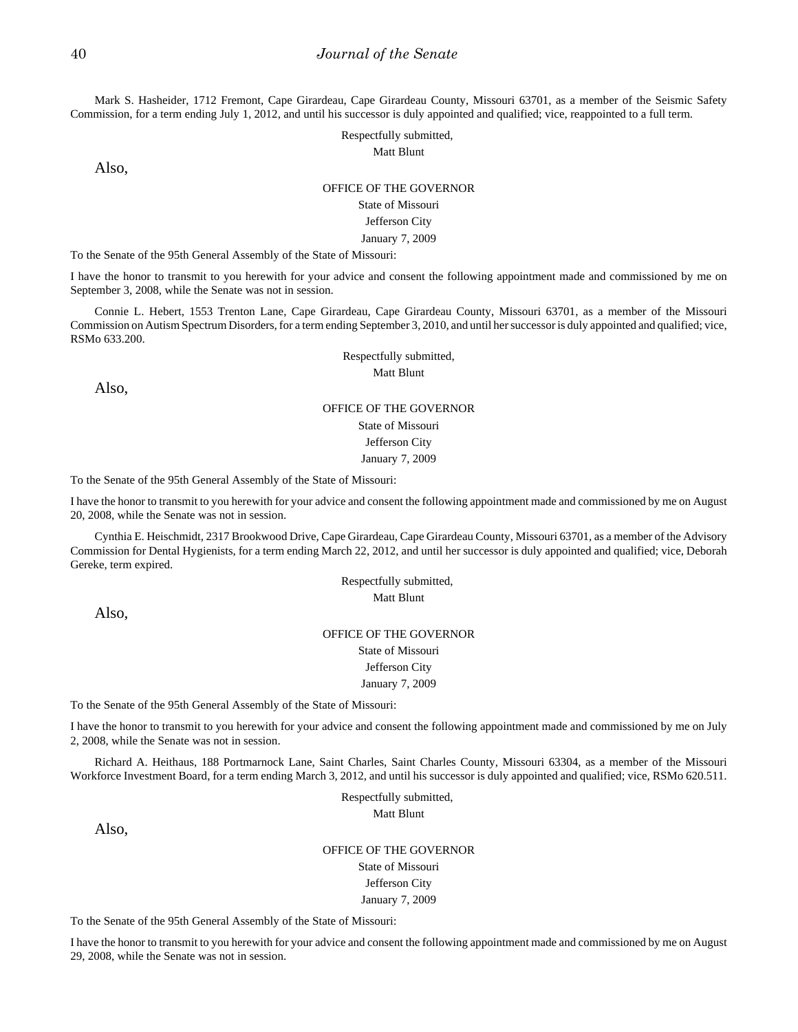Mark S. Hasheider, 1712 Fremont, Cape Girardeau, Cape Girardeau County, Missouri 63701, as a member of the Seismic Safety Commission, for a term ending July 1, 2012, and until his successor is duly appointed and qualified; vice, reappointed to a full term.

Respectfully submitted,
Matt Blunt

Also,

OFFICE OF THE GOVERNOR
State of Missouri
Jefferson City
January 7, 2009

To the Senate of the 95th General Assembly of the State of Missouri:

I have the honor to transmit to you herewith for your advice and consent the following appointment made and commissioned by me on September 3, 2008, while the Senate was not in session.

Connie L. Hebert, 1553 Trenton Lane, Cape Girardeau, Cape Girardeau County, Missouri 63701, as a member of the Missouri Commission on Autism Spectrum Disorders, for a term ending September 3, 2010, and until her successor is duly appointed and qualified; vice, RSMo 633.200.

Respectfully submitted,
Matt Blunt

Also,

OFFICE OF THE GOVERNOR
State of Missouri
Jefferson City
January 7, 2009

To the Senate of the 95th General Assembly of the State of Missouri:

I have the honor to transmit to you herewith for your advice and consent the following appointment made and commissioned by me on August 20, 2008, while the Senate was not in session.

Cynthia E. Heischmidt, 2317 Brookwood Drive, Cape Girardeau, Cape Girardeau County, Missouri 63701, as a member of the Advisory Commission for Dental Hygienists, for a term ending March 22, 2012, and until her successor is duly appointed and qualified; vice, Deborah Gereke, term expired.

Respectfully submitted,
Matt Blunt

Also,

OFFICE OF THE GOVERNOR
State of Missouri
Jefferson City
January 7, 2009

To the Senate of the 95th General Assembly of the State of Missouri:

I have the honor to transmit to you herewith for your advice and consent the following appointment made and commissioned by me on July 2, 2008, while the Senate was not in session.

Richard A. Heithaus, 188 Portmarnock Lane, Saint Charles, Saint Charles County, Missouri 63304, as a member of the Missouri Workforce Investment Board, for a term ending March 3, 2012, and until his successor is duly appointed and qualified; vice, RSMo 620.511.

Respectfully submitted,
Matt Blunt

Also,

OFFICE OF THE GOVERNOR
State of Missouri
Jefferson City
January 7, 2009

To the Senate of the 95th General Assembly of the State of Missouri:

I have the honor to transmit to you herewith for your advice and consent the following appointment made and commissioned by me on August 29, 2008, while the Senate was not in session.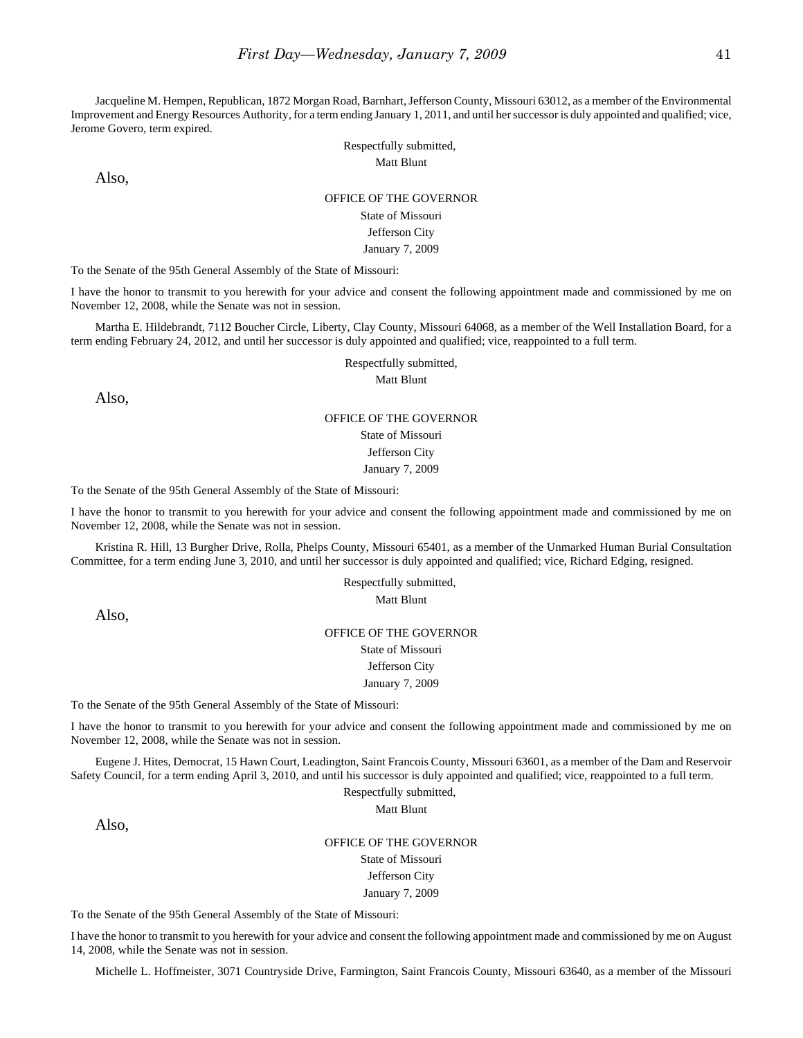Jacqueline M. Hempen, Republican, 1872 Morgan Road, Barnhart, Jefferson County, Missouri 63012, as a member of the Environmental Improvement and Energy Resources Authority, for a term ending January 1, 2011, and until her successor is duly appointed and qualified; vice, Jerome Govero, term expired.

Respectfully submitted,
Matt Blunt

Also,

OFFICE OF THE GOVERNOR
State of Missouri
Jefferson City
January 7, 2009

To the Senate of the 95th General Assembly of the State of Missouri:

I have the honor to transmit to you herewith for your advice and consent the following appointment made and commissioned by me on November 12, 2008, while the Senate was not in session.

Martha E. Hildebrandt, 7112 Boucher Circle, Liberty, Clay County, Missouri 64068, as a member of the Well Installation Board, for a term ending February 24, 2012, and until her successor is duly appointed and qualified; vice, reappointed to a full term.

Respectfully submitted,
Matt Blunt

Also,

OFFICE OF THE GOVERNOR
State of Missouri
Jefferson City
January 7, 2009

To the Senate of the 95th General Assembly of the State of Missouri:

I have the honor to transmit to you herewith for your advice and consent the following appointment made and commissioned by me on November 12, 2008, while the Senate was not in session.

Kristina R. Hill, 13 Burgher Drive, Rolla, Phelps County, Missouri 65401, as a member of the Unmarked Human Burial Consultation Committee, for a term ending June 3, 2010, and until her successor is duly appointed and qualified; vice, Richard Edging, resigned.

Respectfully submitted,
Matt Blunt

Also,

OFFICE OF THE GOVERNOR
State of Missouri
Jefferson City
January 7, 2009

To the Senate of the 95th General Assembly of the State of Missouri:

I have the honor to transmit to you herewith for your advice and consent the following appointment made and commissioned by me on November 12, 2008, while the Senate was not in session.

Eugene J. Hites, Democrat, 15 Hawn Court, Leadington, Saint Francois County, Missouri 63601, as a member of the Dam and Reservoir Safety Council, for a term ending April 3, 2010, and until his successor is duly appointed and qualified; vice, reappointed to a full term.

Respectfully submitted,
Matt Blunt

Also,

OFFICE OF THE GOVERNOR
State of Missouri
Jefferson City
January 7, 2009

To the Senate of the 95th General Assembly of the State of Missouri:

I have the honor to transmit to you herewith for your advice and consent the following appointment made and commissioned by me on August 14, 2008, while the Senate was not in session.

Michelle L. Hoffmeister, 3071 Countryside Drive, Farmington, Saint Francois County, Missouri 63640, as a member of the Missouri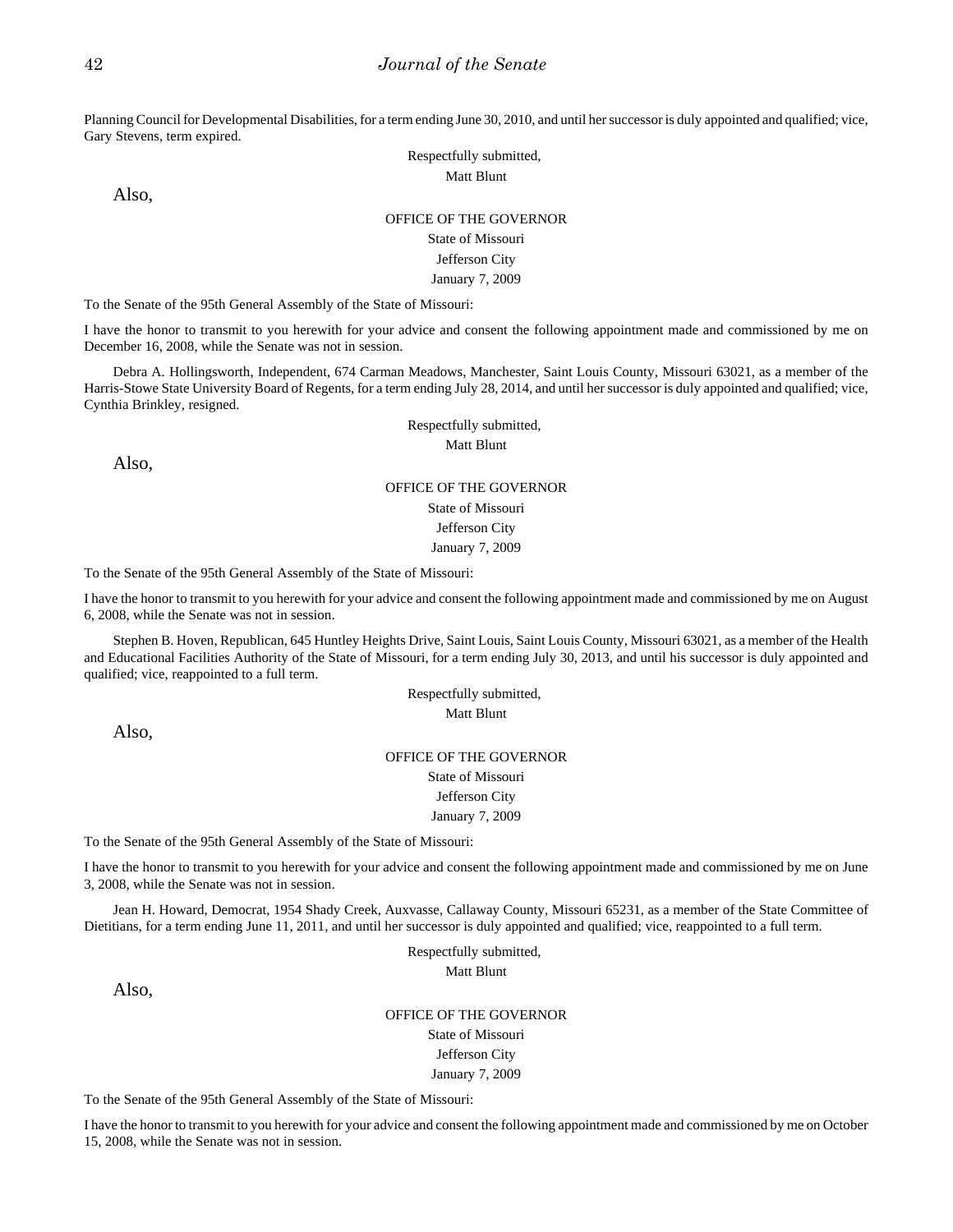Planning Council for Developmental Disabilities, for a term ending June 30, 2010, and until her successor is duly appointed and qualified; vice, Gary Stevens, term expired.

Respectfully submitted,
Matt Blunt

Also,

OFFICE OF THE GOVERNOR
State of Missouri
Jefferson City
January 7, 2009

To the Senate of the 95th General Assembly of the State of Missouri:

I have the honor to transmit to you herewith for your advice and consent the following appointment made and commissioned by me on December 16, 2008, while the Senate was not in session.

Debra A. Hollingsworth, Independent, 674 Carman Meadows, Manchester, Saint Louis County, Missouri 63021, as a member of the Harris-Stowe State University Board of Regents, for a term ending July 28, 2014, and until her successor is duly appointed and qualified; vice, Cynthia Brinkley, resigned.

Respectfully submitted,
Matt Blunt

Also,

OFFICE OF THE GOVERNOR
State of Missouri
Jefferson City
January 7, 2009

To the Senate of the 95th General Assembly of the State of Missouri:

I have the honor to transmit to you herewith for your advice and consent the following appointment made and commissioned by me on August 6, 2008, while the Senate was not in session.

Stephen B. Hoven, Republican, 645 Huntley Heights Drive, Saint Louis, Saint Louis County, Missouri 63021, as a member of the Health and Educational Facilities Authority of the State of Missouri, for a term ending July 30, 2013, and until his successor is duly appointed and qualified; vice, reappointed to a full term.

Respectfully submitted,
Matt Blunt

Also,

OFFICE OF THE GOVERNOR
State of Missouri
Jefferson City
January 7, 2009

To the Senate of the 95th General Assembly of the State of Missouri:

I have the honor to transmit to you herewith for your advice and consent the following appointment made and commissioned by me on June 3, 2008, while the Senate was not in session.

Jean H. Howard, Democrat, 1954 Shady Creek, Auxvasse, Callaway County, Missouri 65231, as a member of the State Committee of Dietitians, for a term ending June 11, 2011, and until her successor is duly appointed and qualified; vice, reappointed to a full term.

Respectfully submitted,
Matt Blunt

Also,

OFFICE OF THE GOVERNOR
State of Missouri
Jefferson City
January 7, 2009

To the Senate of the 95th General Assembly of the State of Missouri:

I have the honor to transmit to you herewith for your advice and consent the following appointment made and commissioned by me on October 15, 2008, while the Senate was not in session.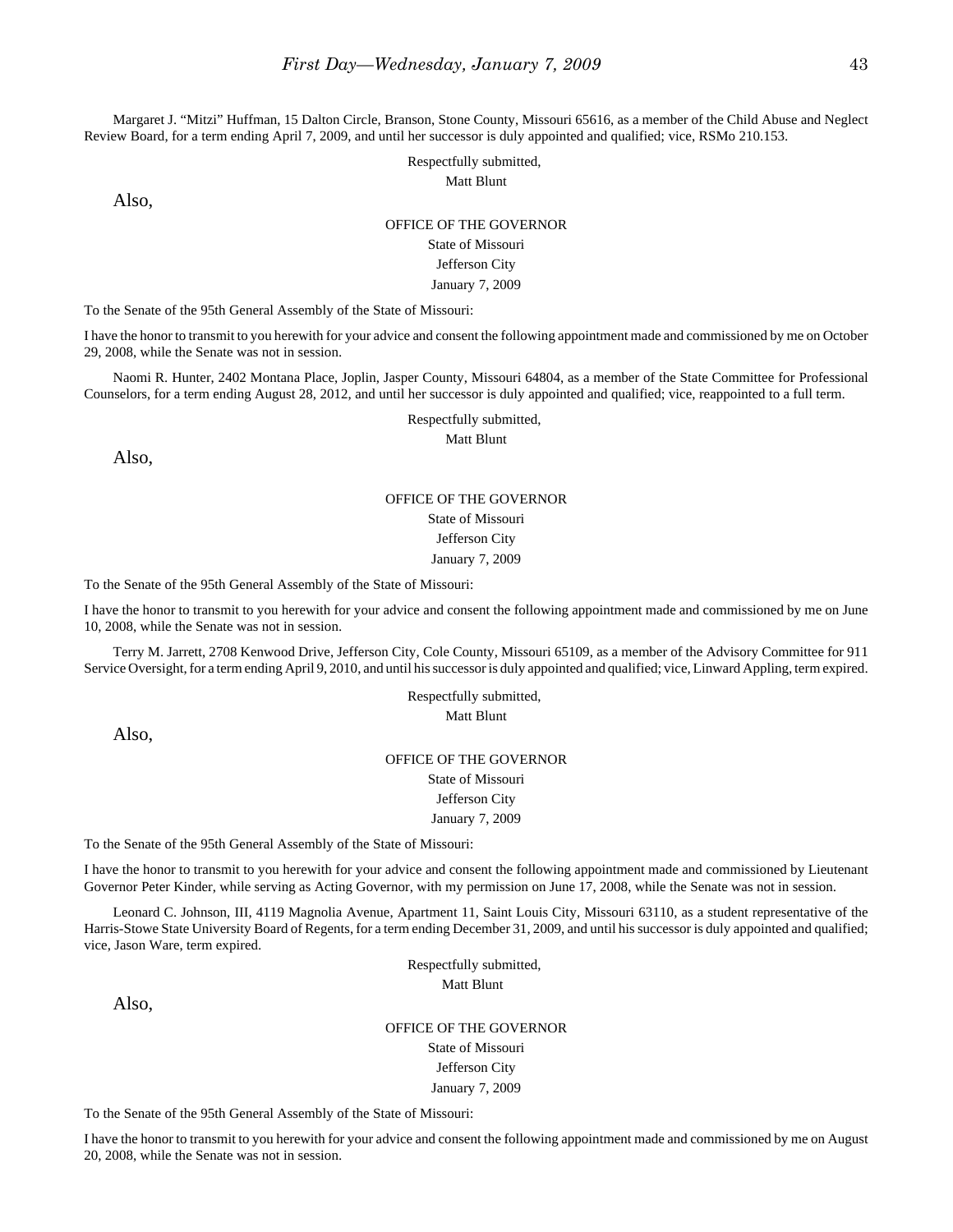Margaret J. "Mitzi" Huffman, 15 Dalton Circle, Branson, Stone County, Missouri 65616, as a member of the Child Abuse and Neglect Review Board, for a term ending April 7, 2009, and until her successor is duly appointed and qualified; vice, RSMo 210.153.

Respectfully submitted,
Matt Blunt

Also,

OFFICE OF THE GOVERNOR
State of Missouri
Jefferson City
January 7, 2009

To the Senate of the 95th General Assembly of the State of Missouri:

I have the honor to transmit to you herewith for your advice and consent the following appointment made and commissioned by me on October 29, 2008, while the Senate was not in session.

Naomi R. Hunter, 2402 Montana Place, Joplin, Jasper County, Missouri 64804, as a member of the State Committee for Professional Counselors, for a term ending August 28, 2012, and until her successor is duly appointed and qualified; vice, reappointed to a full term.

Respectfully submitted,
Matt Blunt

Also,

OFFICE OF THE GOVERNOR
State of Missouri
Jefferson City
January 7, 2009

To the Senate of the 95th General Assembly of the State of Missouri:

I have the honor to transmit to you herewith for your advice and consent the following appointment made and commissioned by me on June 10, 2008, while the Senate was not in session.

Terry M. Jarrett, 2708 Kenwood Drive, Jefferson City, Cole County, Missouri 65109, as a member of the Advisory Committee for 911 Service Oversight, for a term ending April 9, 2010, and until his successor is duly appointed and qualified; vice, Linward Appling, term expired.

Respectfully submitted,
Matt Blunt

Also,

OFFICE OF THE GOVERNOR
State of Missouri
Jefferson City
January 7, 2009

To the Senate of the 95th General Assembly of the State of Missouri:

I have the honor to transmit to you herewith for your advice and consent the following appointment made and commissioned by Lieutenant Governor Peter Kinder, while serving as Acting Governor, with my permission on June 17, 2008, while the Senate was not in session.

Leonard C. Johnson, III, 4119 Magnolia Avenue, Apartment 11, Saint Louis City, Missouri 63110, as a student representative of the Harris-Stowe State University Board of Regents, for a term ending December 31, 2009, and until his successor is duly appointed and qualified; vice, Jason Ware, term expired.

Respectfully submitted,
Matt Blunt

Also,

OFFICE OF THE GOVERNOR
State of Missouri
Jefferson City
January 7, 2009

To the Senate of the 95th General Assembly of the State of Missouri:

I have the honor to transmit to you herewith for your advice and consent the following appointment made and commissioned by me on August 20, 2008, while the Senate was not in session.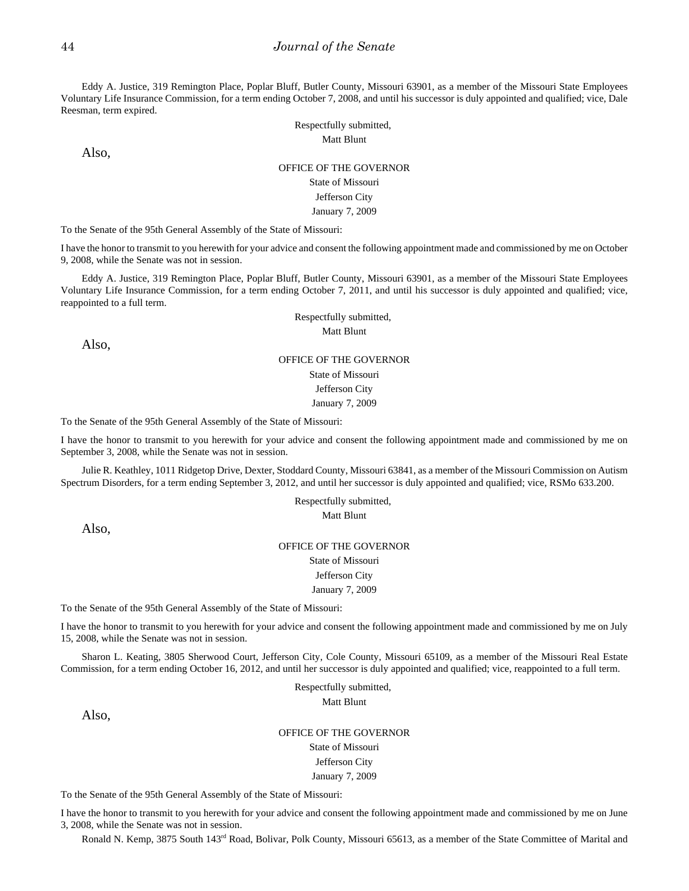Eddy A. Justice, 319 Remington Place, Poplar Bluff, Butler County, Missouri 63901, as a member of the Missouri State Employees Voluntary Life Insurance Commission, for a term ending October 7, 2008, and until his successor is duly appointed and qualified; vice, Dale Reesman, term expired.

Respectfully submitted,
Matt Blunt

Also,

OFFICE OF THE GOVERNOR
State of Missouri
Jefferson City
January 7, 2009

To the Senate of the 95th General Assembly of the State of Missouri:

I have the honor to transmit to you herewith for your advice and consent the following appointment made and commissioned by me on October 9, 2008, while the Senate was not in session.

Eddy A. Justice, 319 Remington Place, Poplar Bluff, Butler County, Missouri 63901, as a member of the Missouri State Employees Voluntary Life Insurance Commission, for a term ending October 7, 2011, and until his successor is duly appointed and qualified; vice, reappointed to a full term.

Respectfully submitted,
Matt Blunt

Also,

OFFICE OF THE GOVERNOR
State of Missouri
Jefferson City
January 7, 2009

To the Senate of the 95th General Assembly of the State of Missouri:

I have the honor to transmit to you herewith for your advice and consent the following appointment made and commissioned by me on September 3, 2008, while the Senate was not in session.

Julie R. Keathley, 1011 Ridgetop Drive, Dexter, Stoddard County, Missouri 63841, as a member of the Missouri Commission on Autism Spectrum Disorders, for a term ending September 3, 2012, and until her successor is duly appointed and qualified; vice, RSMo 633.200.

Respectfully submitted,
Matt Blunt

Also,

OFFICE OF THE GOVERNOR
State of Missouri
Jefferson City
January 7, 2009

To the Senate of the 95th General Assembly of the State of Missouri:

I have the honor to transmit to you herewith for your advice and consent the following appointment made and commissioned by me on July 15, 2008, while the Senate was not in session.

Sharon L. Keating, 3805 Sherwood Court, Jefferson City, Cole County, Missouri 65109, as a member of the Missouri Real Estate Commission, for a term ending October 16, 2012, and until her successor is duly appointed and qualified; vice, reappointed to a full term.

Respectfully submitted,
Matt Blunt

Also,

OFFICE OF THE GOVERNOR
State of Missouri
Jefferson City
January 7, 2009

To the Senate of the 95th General Assembly of the State of Missouri:

I have the honor to transmit to you herewith for your advice and consent the following appointment made and commissioned by me on June 3, 2008, while the Senate was not in session.

Ronald N. Kemp, 3875 South 143rd Road, Bolivar, Polk County, Missouri 65613, as a member of the State Committee of Marital and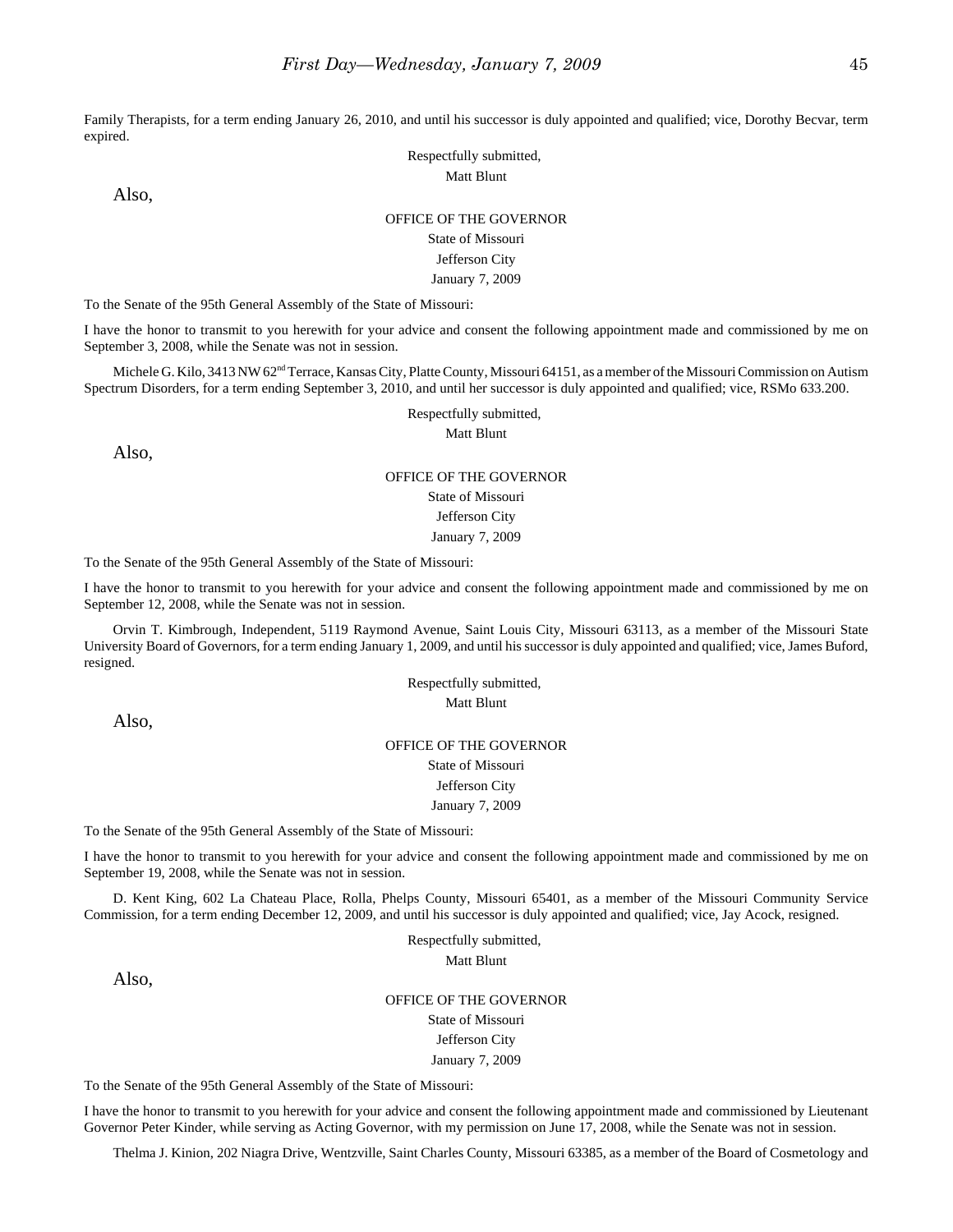Family Therapists, for a term ending January 26, 2010, and until his successor is duly appointed and qualified; vice, Dorothy Becvar, term expired.

Respectfully submitted,

Matt Blunt

Also,

OFFICE OF THE GOVERNOR

State of Missouri

Jefferson City

January 7, 2009

To the Senate of the 95th General Assembly of the State of Missouri:

I have the honor to transmit to you herewith for your advice and consent the following appointment made and commissioned by me on September 3, 2008, while the Senate was not in session.

Michele G. Kilo, 3413 NW 62nd Terrace, Kansas City, Platte County, Missouri 64151, as a member of the Missouri Commission on Autism Spectrum Disorders, for a term ending September 3, 2010, and until her successor is duly appointed and qualified; vice, RSMo 633.200.

Respectfully submitted,

Matt Blunt

Also,

OFFICE OF THE GOVERNOR

State of Missouri

Jefferson City

January 7, 2009

To the Senate of the 95th General Assembly of the State of Missouri:

I have the honor to transmit to you herewith for your advice and consent the following appointment made and commissioned by me on September 12, 2008, while the Senate was not in session.

Orvin T. Kimbrough, Independent, 5119 Raymond Avenue, Saint Louis City, Missouri 63113, as a member of the Missouri State University Board of Governors, for a term ending January 1, 2009, and until his successor is duly appointed and qualified; vice, James Buford, resigned.

Respectfully submitted,

Matt Blunt

Also,

OFFICE OF THE GOVERNOR

State of Missouri

Jefferson City

January 7, 2009

To the Senate of the 95th General Assembly of the State of Missouri:

I have the honor to transmit to you herewith for your advice and consent the following appointment made and commissioned by me on September 19, 2008, while the Senate was not in session.

D. Kent King, 602 La Chateau Place, Rolla, Phelps County, Missouri 65401, as a member of the Missouri Community Service Commission, for a term ending December 12, 2009, and until his successor is duly appointed and qualified; vice, Jay Acock, resigned.

Respectfully submitted,

Matt Blunt

Also,

OFFICE OF THE GOVERNOR

State of Missouri

Jefferson City

January 7, 2009

To the Senate of the 95th General Assembly of the State of Missouri:

I have the honor to transmit to you herewith for your advice and consent the following appointment made and commissioned by Lieutenant Governor Peter Kinder, while serving as Acting Governor, with my permission on June 17, 2008, while the Senate was not in session.

Thelma J. Kinion, 202 Niagra Drive, Wentzville, Saint Charles County, Missouri 63385, as a member of the Board of Cosmetology and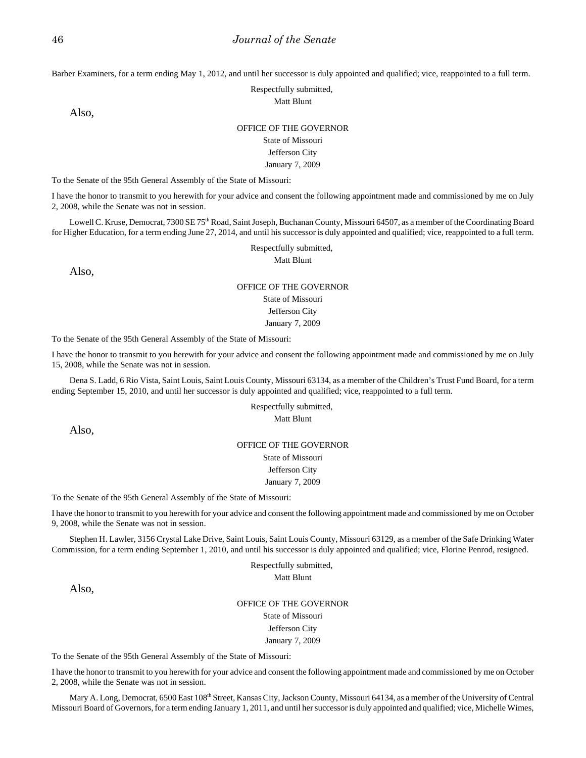Barber Examiners, for a term ending May 1, 2012, and until her successor is duly appointed and qualified; vice, reappointed to a full term.

Respectfully submitted,
Matt Blunt

Also,

OFFICE OF THE GOVERNOR
State of Missouri
Jefferson City
January 7, 2009

To the Senate of the 95th General Assembly of the State of Missouri:

I have the honor to transmit to you herewith for your advice and consent the following appointment made and commissioned by me on July 2, 2008, while the Senate was not in session.

Lowell C. Kruse, Democrat, 7300 SE 75th Road, Saint Joseph, Buchanan County, Missouri 64507, as a member of the Coordinating Board for Higher Education, for a term ending June 27, 2014, and until his successor is duly appointed and qualified; vice, reappointed to a full term.

Respectfully submitted,
Matt Blunt

Also,

OFFICE OF THE GOVERNOR
State of Missouri
Jefferson City
January 7, 2009

To the Senate of the 95th General Assembly of the State of Missouri:

I have the honor to transmit to you herewith for your advice and consent the following appointment made and commissioned by me on July 15, 2008, while the Senate was not in session.

Dena S. Ladd, 6 Rio Vista, Saint Louis, Saint Louis County, Missouri 63134, as a member of the Children's Trust Fund Board, for a term ending September 15, 2010, and until her successor is duly appointed and qualified; vice, reappointed to a full term.

Respectfully submitted,
Matt Blunt

Also,

OFFICE OF THE GOVERNOR
State of Missouri
Jefferson City
January 7, 2009

To the Senate of the 95th General Assembly of the State of Missouri:

I have the honor to transmit to you herewith for your advice and consent the following appointment made and commissioned by me on October 9, 2008, while the Senate was not in session.

Stephen H. Lawler, 3156 Crystal Lake Drive, Saint Louis, Saint Louis County, Missouri 63129, as a member of the Safe Drinking Water Commission, for a term ending September 1, 2010, and until his successor is duly appointed and qualified; vice, Florine Penrod, resigned.

Respectfully submitted,
Matt Blunt

Also,

OFFICE OF THE GOVERNOR
State of Missouri
Jefferson City
January 7, 2009

To the Senate of the 95th General Assembly of the State of Missouri:

I have the honor to transmit to you herewith for your advice and consent the following appointment made and commissioned by me on October 2, 2008, while the Senate was not in session.

Mary A. Long, Democrat, 6500 East 108th Street, Kansas City, Jackson County, Missouri 64134, as a member of the University of Central Missouri Board of Governors, for a term ending January 1, 2011, and until her successor is duly appointed and qualified; vice, Michelle Wimes,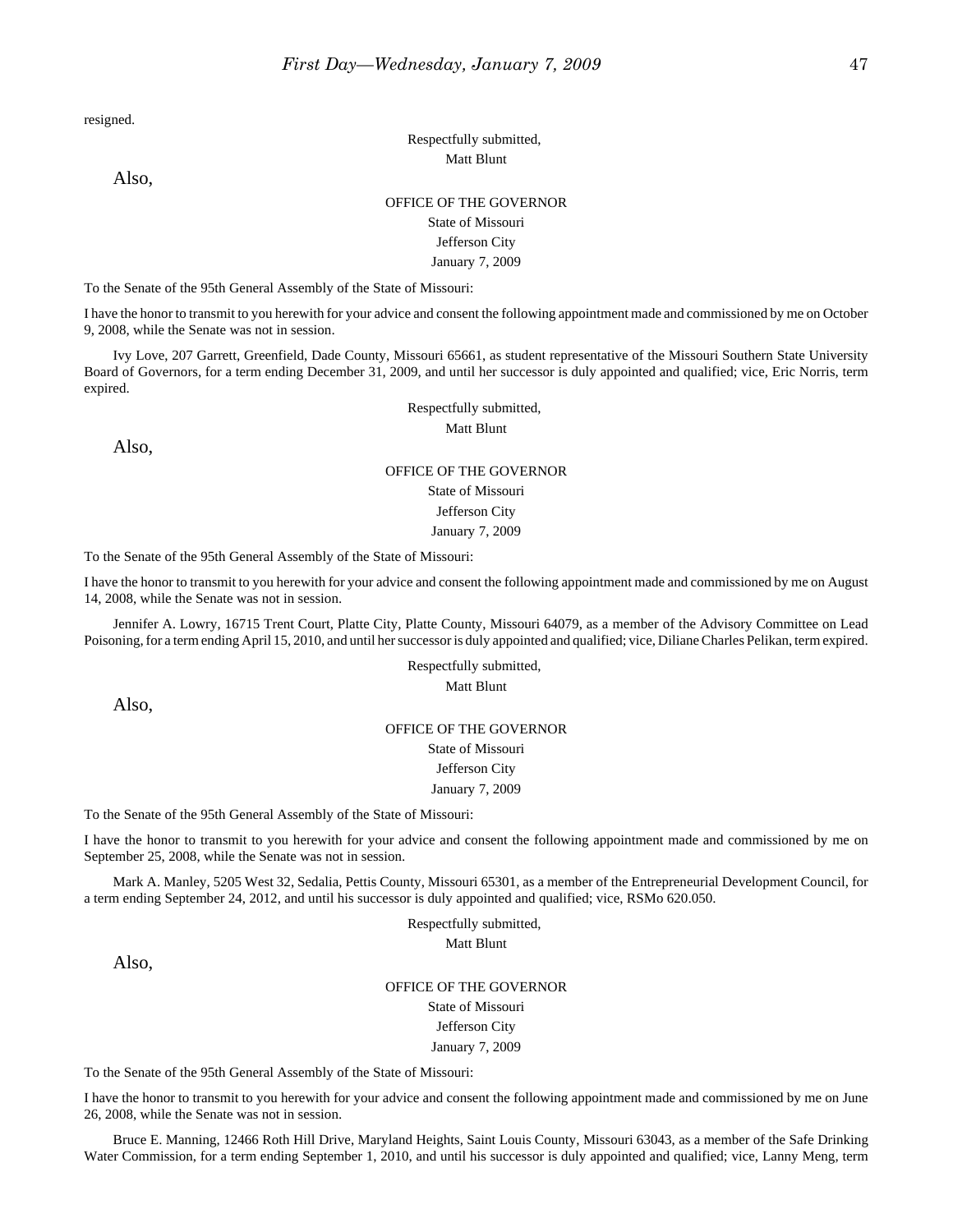resigned.

Respectfully submitted,
Matt Blunt

Also,

OFFICE OF THE GOVERNOR
State of Missouri
Jefferson City
January 7, 2009

To the Senate of the 95th General Assembly of the State of Missouri:

I have the honor to transmit to you herewith for your advice and consent the following appointment made and commissioned by me on October 9, 2008, while the Senate was not in session.

Ivy Love, 207 Garrett, Greenfield, Dade County, Missouri 65661, as student representative of the Missouri Southern State University Board of Governors, for a term ending December 31, 2009, and until her successor is duly appointed and qualified; vice, Eric Norris, term expired.

Respectfully submitted,
Matt Blunt

Also,

OFFICE OF THE GOVERNOR
State of Missouri
Jefferson City
January 7, 2009

To the Senate of the 95th General Assembly of the State of Missouri:

I have the honor to transmit to you herewith for your advice and consent the following appointment made and commissioned by me on August 14, 2008, while the Senate was not in session.

Jennifer A. Lowry, 16715 Trent Court, Platte City, Platte County, Missouri 64079, as a member of the Advisory Committee on Lead Poisoning, for a term ending April 15, 2010, and until her successor is duly appointed and qualified; vice, Diliane Charles Pelikan, term expired.

Respectfully submitted,
Matt Blunt

Also,

OFFICE OF THE GOVERNOR
State of Missouri
Jefferson City
January 7, 2009

To the Senate of the 95th General Assembly of the State of Missouri:

I have the honor to transmit to you herewith for your advice and consent the following appointment made and commissioned by me on September 25, 2008, while the Senate was not in session.

Mark A. Manley, 5205 West 32, Sedalia, Pettis County, Missouri 65301, as a member of the Entrepreneurial Development Council, for a term ending September 24, 2012, and until his successor is duly appointed and qualified; vice, RSMo 620.050.

Respectfully submitted,
Matt Blunt

Also,

OFFICE OF THE GOVERNOR
State of Missouri
Jefferson City
January 7, 2009

To the Senate of the 95th General Assembly of the State of Missouri:

I have the honor to transmit to you herewith for your advice and consent the following appointment made and commissioned by me on June 26, 2008, while the Senate was not in session.

Bruce E. Manning, 12466 Roth Hill Drive, Maryland Heights, Saint Louis County, Missouri 63043, as a member of the Safe Drinking Water Commission, for a term ending September 1, 2010, and until his successor is duly appointed and qualified; vice, Lanny Meng, term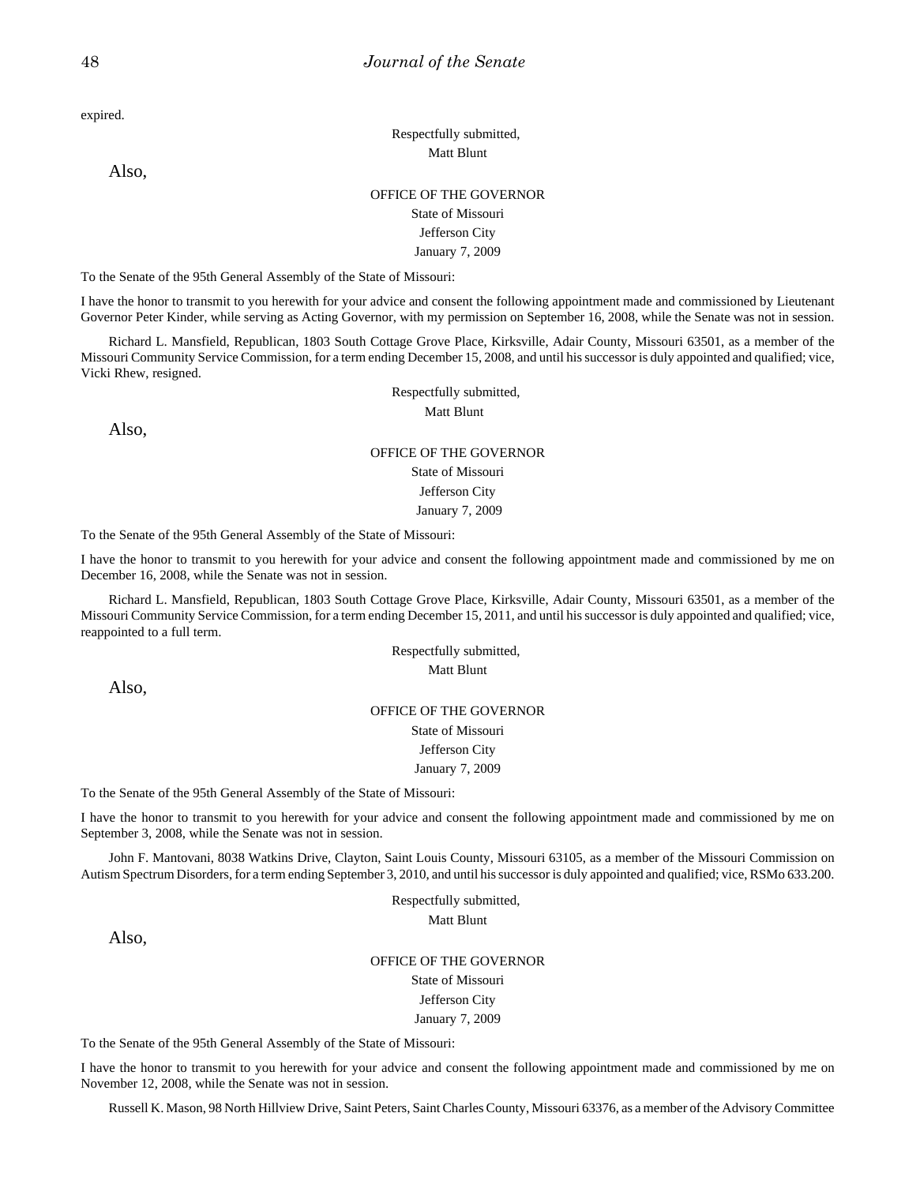expired.

Respectfully submitted,
Matt Blunt

Also,

OFFICE OF THE GOVERNOR
State of Missouri
Jefferson City
January 7, 2009

To the Senate of the 95th General Assembly of the State of Missouri:

I have the honor to transmit to you herewith for your advice and consent the following appointment made and commissioned by Lieutenant Governor Peter Kinder, while serving as Acting Governor, with my permission on September 16, 2008, while the Senate was not in session.

Richard L. Mansfield, Republican, 1803 South Cottage Grove Place, Kirksville, Adair County, Missouri 63501, as a member of the Missouri Community Service Commission, for a term ending December 15, 2008, and until his successor is duly appointed and qualified; vice, Vicki Rhew, resigned.

Respectfully submitted,
Matt Blunt

Also,

OFFICE OF THE GOVERNOR
State of Missouri
Jefferson City
January 7, 2009

To the Senate of the 95th General Assembly of the State of Missouri:

I have the honor to transmit to you herewith for your advice and consent the following appointment made and commissioned by me on December 16, 2008, while the Senate was not in session.

Richard L. Mansfield, Republican, 1803 South Cottage Grove Place, Kirksville, Adair County, Missouri 63501, as a member of the Missouri Community Service Commission, for a term ending December 15, 2011, and until his successor is duly appointed and qualified; vice, reappointed to a full term.

Respectfully submitted,
Matt Blunt

Also,

OFFICE OF THE GOVERNOR
State of Missouri
Jefferson City
January 7, 2009

To the Senate of the 95th General Assembly of the State of Missouri:

I have the honor to transmit to you herewith for your advice and consent the following appointment made and commissioned by me on September 3, 2008, while the Senate was not in session.

John F. Mantovani, 8038 Watkins Drive, Clayton, Saint Louis County, Missouri 63105, as a member of the Missouri Commission on Autism Spectrum Disorders, for a term ending September 3, 2010, and until his successor is duly appointed and qualified; vice, RSMo 633.200.

Respectfully submitted,
Matt Blunt

Also,

OFFICE OF THE GOVERNOR
State of Missouri
Jefferson City
January 7, 2009

To the Senate of the 95th General Assembly of the State of Missouri:

I have the honor to transmit to you herewith for your advice and consent the following appointment made and commissioned by me on November 12, 2008, while the Senate was not in session.

Russell K. Mason, 98 North Hillview Drive, Saint Peters, Saint Charles County, Missouri 63376, as a member of the Advisory Committee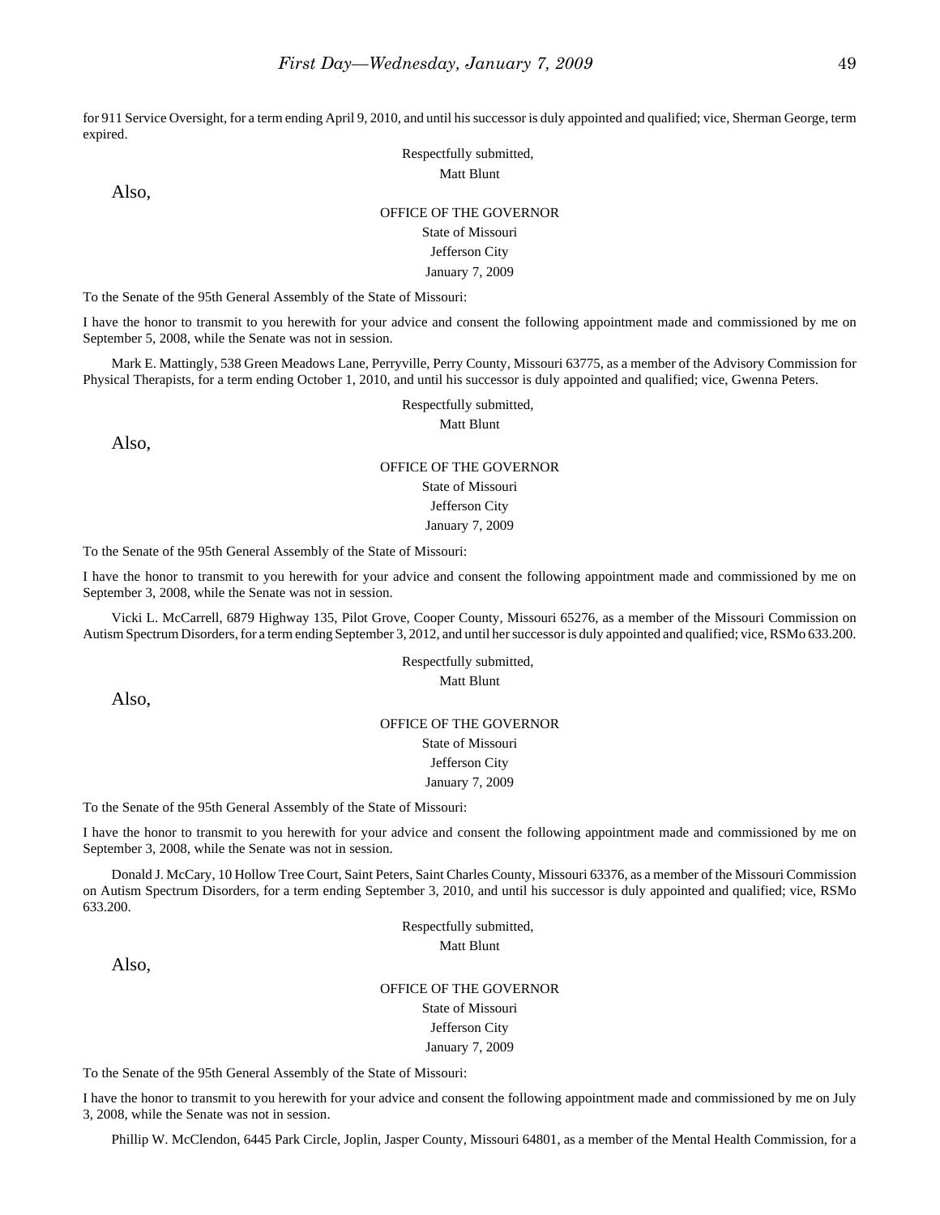for 911 Service Oversight, for a term ending April 9, 2010, and until his successor is duly appointed and qualified; vice, Sherman George, term expired.

Respectfully submitted,

Matt Blunt

Also,

OFFICE OF THE GOVERNOR

State of Missouri

Jefferson City

January 7, 2009

To the Senate of the 95th General Assembly of the State of Missouri:

I have the honor to transmit to you herewith for your advice and consent the following appointment made and commissioned by me on September 5, 2008, while the Senate was not in session.

Mark E. Mattingly, 538 Green Meadows Lane, Perryville, Perry County, Missouri 63775, as a member of the Advisory Commission for Physical Therapists, for a term ending October 1, 2010, and until his successor is duly appointed and qualified; vice, Gwenna Peters.

Respectfully submitted,

Matt Blunt

Also,

OFFICE OF THE GOVERNOR

State of Missouri

Jefferson City

January 7, 2009

To the Senate of the 95th General Assembly of the State of Missouri:

I have the honor to transmit to you herewith for your advice and consent the following appointment made and commissioned by me on September 3, 2008, while the Senate was not in session.

Vicki L. McCarrell, 6879 Highway 135, Pilot Grove, Cooper County, Missouri 65276, as a member of the Missouri Commission on Autism Spectrum Disorders, for a term ending September 3, 2012, and until her successor is duly appointed and qualified; vice, RSMo 633.200.

Respectfully submitted,

Matt Blunt

Also,

OFFICE OF THE GOVERNOR

State of Missouri

Jefferson City

January 7, 2009

To the Senate of the 95th General Assembly of the State of Missouri:

I have the honor to transmit to you herewith for your advice and consent the following appointment made and commissioned by me on September 3, 2008, while the Senate was not in session.

Donald J. McCary, 10 Hollow Tree Court, Saint Peters, Saint Charles County, Missouri 63376, as a member of the Missouri Commission on Autism Spectrum Disorders, for a term ending September 3, 2010, and until his successor is duly appointed and qualified; vice, RSMo 633.200.

Respectfully submitted,

Matt Blunt

Also,

OFFICE OF THE GOVERNOR

State of Missouri

Jefferson City

January 7, 2009

To the Senate of the 95th General Assembly of the State of Missouri:

I have the honor to transmit to you herewith for your advice and consent the following appointment made and commissioned by me on July 3, 2008, while the Senate was not in session.

Phillip W. McClendon, 6445 Park Circle, Joplin, Jasper County, Missouri 64801, as a member of the Mental Health Commission, for a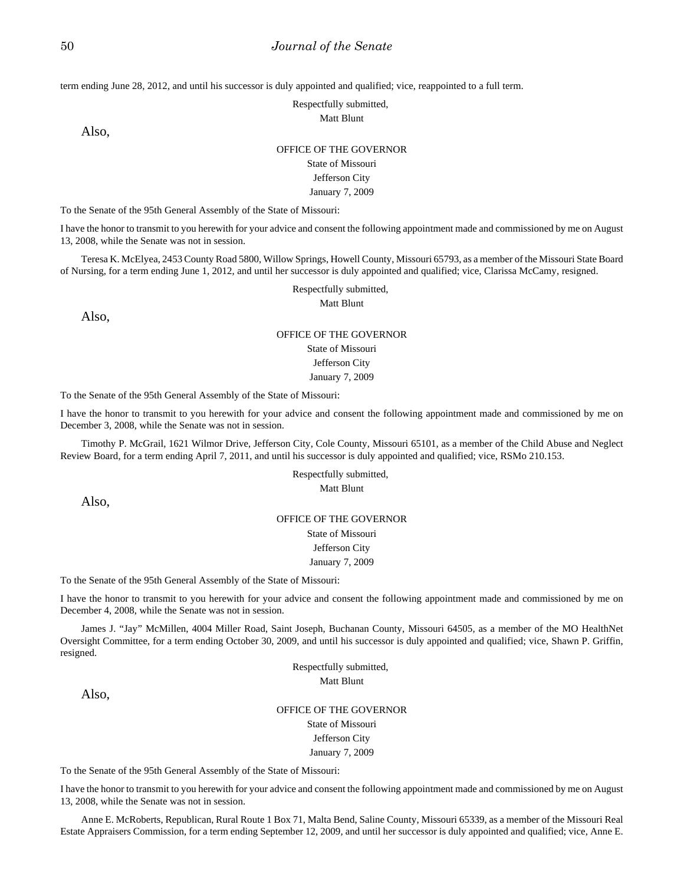term ending June 28, 2012, and until his successor is duly appointed and qualified; vice, reappointed to a full term.

Respectfully submitted,
Matt Blunt

Also,

OFFICE OF THE GOVERNOR
State of Missouri
Jefferson City
January 7, 2009

To the Senate of the 95th General Assembly of the State of Missouri:

I have the honor to transmit to you herewith for your advice and consent the following appointment made and commissioned by me on August 13, 2008, while the Senate was not in session.

Teresa K. McElyea, 2453 County Road 5800, Willow Springs, Howell County, Missouri 65793, as a member of the Missouri State Board of Nursing, for a term ending June 1, 2012, and until her successor is duly appointed and qualified; vice, Clarissa McCamy, resigned.

Respectfully submitted,
Matt Blunt

Also,

OFFICE OF THE GOVERNOR
State of Missouri
Jefferson City
January 7, 2009

To the Senate of the 95th General Assembly of the State of Missouri:

I have the honor to transmit to you herewith for your advice and consent the following appointment made and commissioned by me on December 3, 2008, while the Senate was not in session.

Timothy P. McGrail, 1621 Wilmor Drive, Jefferson City, Cole County, Missouri 65101, as a member of the Child Abuse and Neglect Review Board, for a term ending April 7, 2011, and until his successor is duly appointed and qualified; vice, RSMo 210.153.

Respectfully submitted,
Matt Blunt

Also,

OFFICE OF THE GOVERNOR
State of Missouri
Jefferson City
January 7, 2009

To the Senate of the 95th General Assembly of the State of Missouri:

I have the honor to transmit to you herewith for your advice and consent the following appointment made and commissioned by me on December 4, 2008, while the Senate was not in session.

James J. “Jay” McMillen, 4004 Miller Road, Saint Joseph, Buchanan County, Missouri 64505, as a member of the MO HealthNet Oversight Committee, for a term ending October 30, 2009, and until his successor is duly appointed and qualified; vice, Shawn P. Griffin, resigned.

Respectfully submitted,
Matt Blunt

Also,

OFFICE OF THE GOVERNOR
State of Missouri
Jefferson City
January 7, 2009

To the Senate of the 95th General Assembly of the State of Missouri:

I have the honor to transmit to you herewith for your advice and consent the following appointment made and commissioned by me on August 13, 2008, while the Senate was not in session.

Anne E. McRoberts, Republican, Rural Route 1 Box 71, Malta Bend, Saline County, Missouri 65339, as a member of the Missouri Real Estate Appraisers Commission, for a term ending September 12, 2009, and until her successor is duly appointed and qualified; vice, Anne E.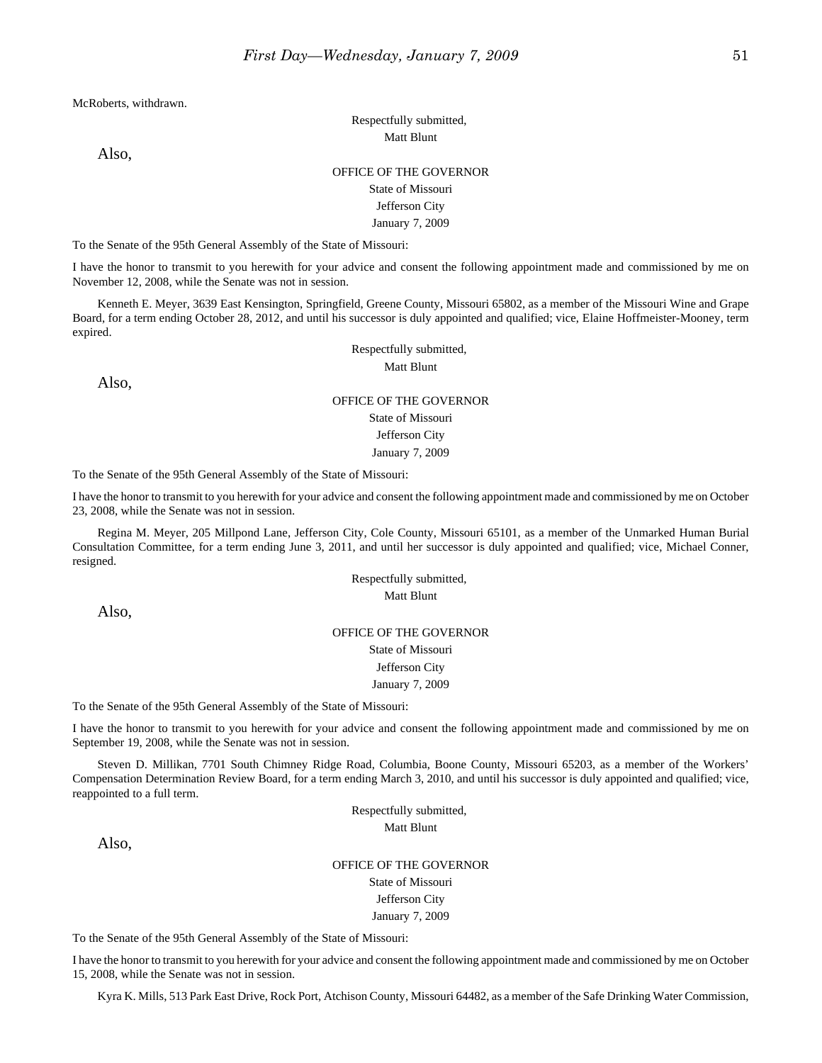McRoberts, withdrawn.

Respectfully submitted,
Matt Blunt

Also,

OFFICE OF THE GOVERNOR
State of Missouri
Jefferson City
January 7, 2009

To the Senate of the 95th General Assembly of the State of Missouri:

I have the honor to transmit to you herewith for your advice and consent the following appointment made and commissioned by me on November 12, 2008, while the Senate was not in session.

Kenneth E. Meyer, 3639 East Kensington, Springfield, Greene County, Missouri 65802, as a member of the Missouri Wine and Grape Board, for a term ending October 28, 2012, and until his successor is duly appointed and qualified; vice, Elaine Hoffmeister-Mooney, term expired.

Respectfully submitted,
Matt Blunt

Also,

OFFICE OF THE GOVERNOR
State of Missouri
Jefferson City
January 7, 2009

To the Senate of the 95th General Assembly of the State of Missouri:

I have the honor to transmit to you herewith for your advice and consent the following appointment made and commissioned by me on October 23, 2008, while the Senate was not in session.

Regina M. Meyer, 205 Millpond Lane, Jefferson City, Cole County, Missouri 65101, as a member of the Unmarked Human Burial Consultation Committee, for a term ending June 3, 2011, and until her successor is duly appointed and qualified; vice, Michael Conner, resigned.

Respectfully submitted,
Matt Blunt

Also,

OFFICE OF THE GOVERNOR
State of Missouri
Jefferson City
January 7, 2009

To the Senate of the 95th General Assembly of the State of Missouri:

I have the honor to transmit to you herewith for your advice and consent the following appointment made and commissioned by me on September 19, 2008, while the Senate was not in session.

Steven D. Millikan, 7701 South Chimney Ridge Road, Columbia, Boone County, Missouri 65203, as a member of the Workers' Compensation Determination Review Board, for a term ending March 3, 2010, and until his successor is duly appointed and qualified; vice, reappointed to a full term.

Respectfully submitted,
Matt Blunt

Also,

OFFICE OF THE GOVERNOR
State of Missouri
Jefferson City
January 7, 2009

To the Senate of the 95th General Assembly of the State of Missouri:

I have the honor to transmit to you herewith for your advice and consent the following appointment made and commissioned by me on October 15, 2008, while the Senate was not in session.

Kyra K. Mills, 513 Park East Drive, Rock Port, Atchison County, Missouri 64482, as a member of the Safe Drinking Water Commission,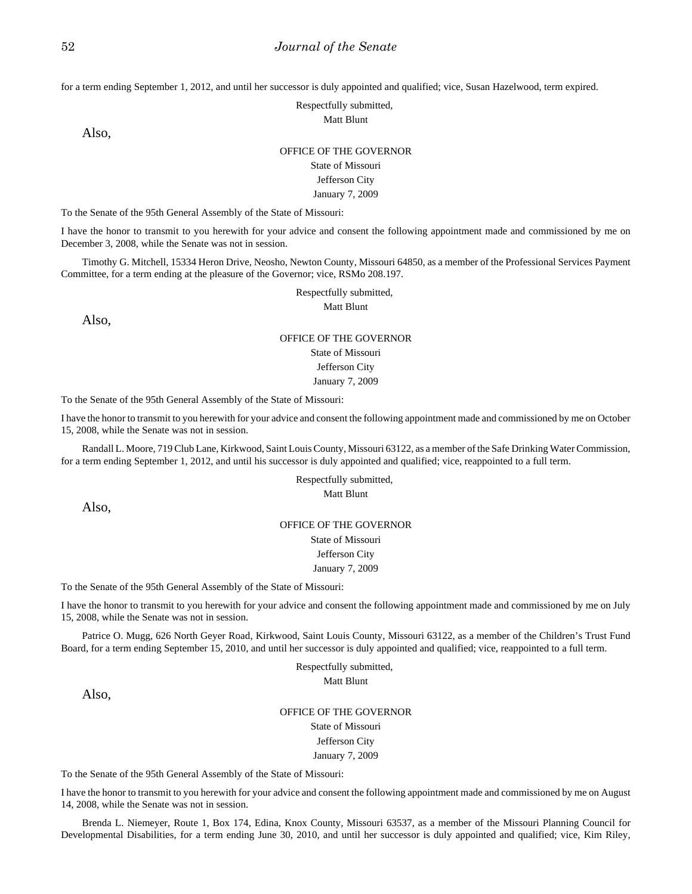for a term ending September 1, 2012, and until her successor is duly appointed and qualified; vice, Susan Hazelwood, term expired.

Respectfully submitted,
Matt Blunt

Also,

OFFICE OF THE GOVERNOR
State of Missouri
Jefferson City
January 7, 2009

To the Senate of the 95th General Assembly of the State of Missouri:

I have the honor to transmit to you herewith for your advice and consent the following appointment made and commissioned by me on December 3, 2008, while the Senate was not in session.

Timothy G. Mitchell, 15334 Heron Drive, Neosho, Newton County, Missouri 64850, as a member of the Professional Services Payment Committee, for a term ending at the pleasure of the Governor; vice, RSMo 208.197.

Respectfully submitted,
Matt Blunt

Also,

OFFICE OF THE GOVERNOR
State of Missouri
Jefferson City
January 7, 2009

To the Senate of the 95th General Assembly of the State of Missouri:

I have the honor to transmit to you herewith for your advice and consent the following appointment made and commissioned by me on October 15, 2008, while the Senate was not in session.

Randall L. Moore, 719 Club Lane, Kirkwood, Saint Louis County, Missouri 63122, as a member of the Safe Drinking Water Commission, for a term ending September 1, 2012, and until his successor is duly appointed and qualified; vice, reappointed to a full term.

Respectfully submitted,
Matt Blunt

Also,

OFFICE OF THE GOVERNOR
State of Missouri
Jefferson City
January 7, 2009

To the Senate of the 95th General Assembly of the State of Missouri:

I have the honor to transmit to you herewith for your advice and consent the following appointment made and commissioned by me on July 15, 2008, while the Senate was not in session.

Patrice O. Mugg, 626 North Geyer Road, Kirkwood, Saint Louis County, Missouri 63122, as a member of the Children's Trust Fund Board, for a term ending September 15, 2010, and until her successor is duly appointed and qualified; vice, reappointed to a full term.

Respectfully submitted,
Matt Blunt

Also,

OFFICE OF THE GOVERNOR
State of Missouri
Jefferson City
January 7, 2009

To the Senate of the 95th General Assembly of the State of Missouri:

I have the honor to transmit to you herewith for your advice and consent the following appointment made and commissioned by me on August 14, 2008, while the Senate was not in session.

Brenda L. Niemeyer, Route 1, Box 174, Edina, Knox County, Missouri 63537, as a member of the Missouri Planning Council for Developmental Disabilities, for a term ending June 30, 2010, and until her successor is duly appointed and qualified; vice, Kim Riley,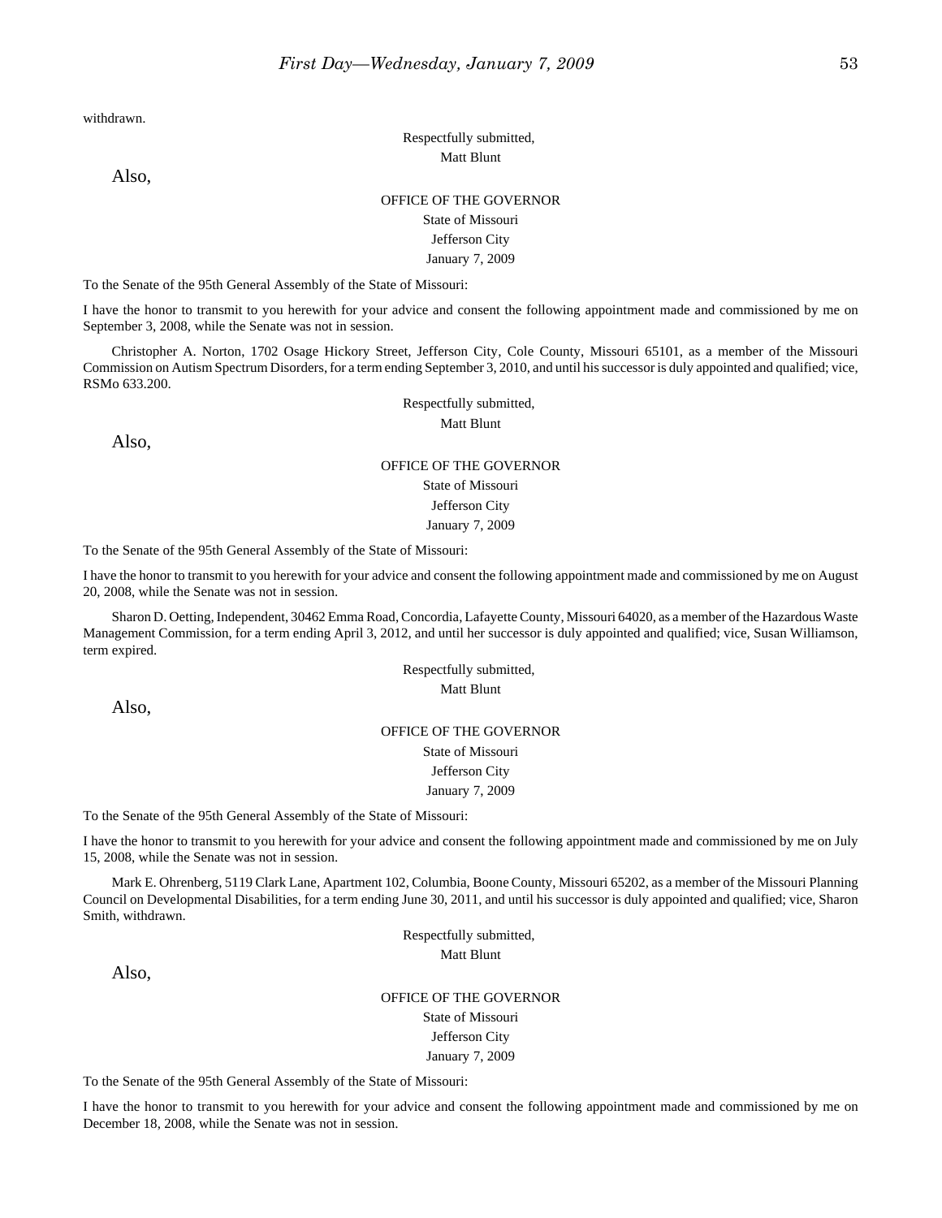withdrawn.

Respectfully submitted,
Matt Blunt

Also,

OFFICE OF THE GOVERNOR
State of Missouri
Jefferson City
January 7, 2009

To the Senate of the 95th General Assembly of the State of Missouri:

I have the honor to transmit to you herewith for your advice and consent the following appointment made and commissioned by me on September 3, 2008, while the Senate was not in session.

Christopher A. Norton, 1702 Osage Hickory Street, Jefferson City, Cole County, Missouri 65101, as a member of the Missouri Commission on Autism Spectrum Disorders, for a term ending September 3, 2010, and until his successor is duly appointed and qualified; vice, RSMo 633.200.

Respectfully submitted,
Matt Blunt

Also,

OFFICE OF THE GOVERNOR
State of Missouri
Jefferson City
January 7, 2009

To the Senate of the 95th General Assembly of the State of Missouri:

I have the honor to transmit to you herewith for your advice and consent the following appointment made and commissioned by me on August 20, 2008, while the Senate was not in session.

Sharon D. Oetting, Independent, 30462 Emma Road, Concordia, Lafayette County, Missouri 64020, as a member of the Hazardous Waste Management Commission, for a term ending April 3, 2012, and until her successor is duly appointed and qualified; vice, Susan Williamson, term expired.

Respectfully submitted,
Matt Blunt

Also,

OFFICE OF THE GOVERNOR
State of Missouri
Jefferson City
January 7, 2009

To the Senate of the 95th General Assembly of the State of Missouri:

I have the honor to transmit to you herewith for your advice and consent the following appointment made and commissioned by me on July 15, 2008, while the Senate was not in session.

Mark E. Ohrenberg, 5119 Clark Lane, Apartment 102, Columbia, Boone County, Missouri 65202, as a member of the Missouri Planning Council on Developmental Disabilities, for a term ending June 30, 2011, and until his successor is duly appointed and qualified; vice, Sharon Smith, withdrawn.

Respectfully submitted,
Matt Blunt

Also,

OFFICE OF THE GOVERNOR
State of Missouri
Jefferson City
January 7, 2009

To the Senate of the 95th General Assembly of the State of Missouri:

I have the honor to transmit to you herewith for your advice and consent the following appointment made and commissioned by me on December 18, 2008, while the Senate was not in session.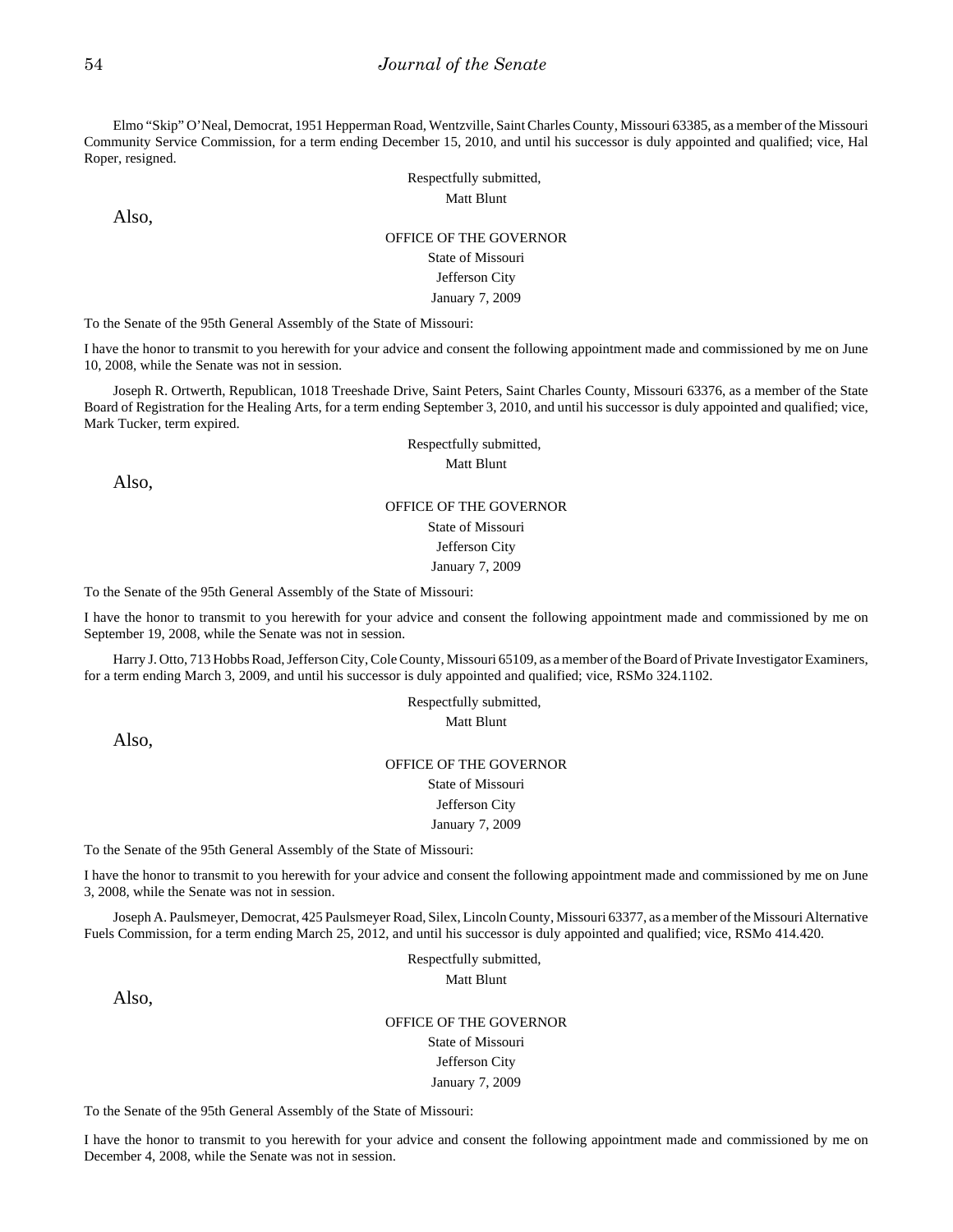Elmo "Skip" O'Neal, Democrat, 1951 Hepperman Road, Wentzville, Saint Charles County, Missouri 63385, as a member of the Missouri Community Service Commission, for a term ending December 15, 2010, and until his successor is duly appointed and qualified; vice, Hal Roper, resigned.

Respectfully submitted,

Matt Blunt

Also,

OFFICE OF THE GOVERNOR

State of Missouri

Jefferson City

January 7, 2009

To the Senate of the 95th General Assembly of the State of Missouri:

I have the honor to transmit to you herewith for your advice and consent the following appointment made and commissioned by me on June 10, 2008, while the Senate was not in session.

Joseph R. Ortwerth, Republican, 1018 Treeshade Drive, Saint Peters, Saint Charles County, Missouri 63376, as a member of the State Board of Registration for the Healing Arts, for a term ending September 3, 2010, and until his successor is duly appointed and qualified; vice, Mark Tucker, term expired.

Respectfully submitted,

Matt Blunt

Also,

OFFICE OF THE GOVERNOR

State of Missouri

Jefferson City

January 7, 2009

To the Senate of the 95th General Assembly of the State of Missouri:

I have the honor to transmit to you herewith for your advice and consent the following appointment made and commissioned by me on September 19, 2008, while the Senate was not in session.

Harry J. Otto, 713 Hobbs Road, Jefferson City, Cole County, Missouri 65109, as a member of the Board of Private Investigator Examiners, for a term ending March 3, 2009, and until his successor is duly appointed and qualified; vice, RSMo 324.1102.

Respectfully submitted,

Matt Blunt

Also,

OFFICE OF THE GOVERNOR

State of Missouri

Jefferson City

January 7, 2009

To the Senate of the 95th General Assembly of the State of Missouri:

I have the honor to transmit to you herewith for your advice and consent the following appointment made and commissioned by me on June 3, 2008, while the Senate was not in session.

Joseph A. Paulsmeyer, Democrat, 425 Paulsmeyer Road, Silex, Lincoln County, Missouri 63377, as a member of the Missouri Alternative Fuels Commission, for a term ending March 25, 2012, and until his successor is duly appointed and qualified; vice, RSMo 414.420.

Respectfully submitted,

Matt Blunt

Also,

OFFICE OF THE GOVERNOR

State of Missouri

Jefferson City

January 7, 2009

To the Senate of the 95th General Assembly of the State of Missouri:

I have the honor to transmit to you herewith for your advice and consent the following appointment made and commissioned by me on December 4, 2008, while the Senate was not in session.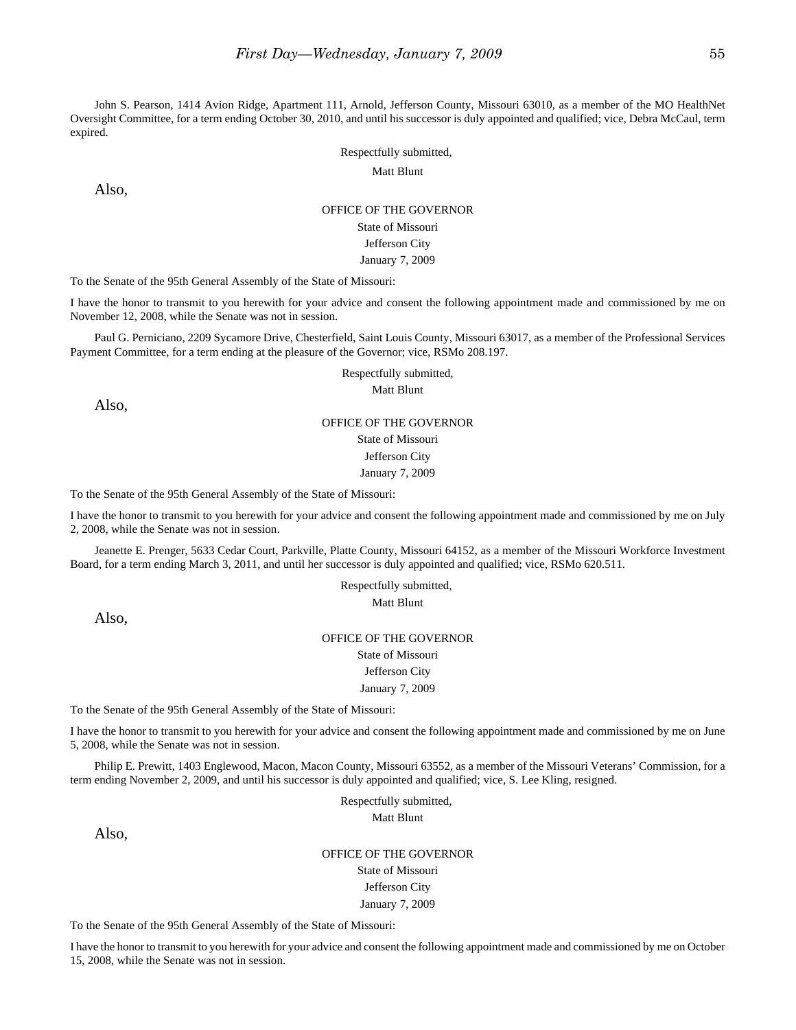John S. Pearson, 1414 Avion Ridge, Apartment 111, Arnold, Jefferson County, Missouri 63010, as a member of the MO HealthNet Oversight Committee, for a term ending October 30, 2010, and until his successor is duly appointed and qualified; vice, Debra McCaul, term expired.

Respectfully submitted,

Matt Blunt

Also,

OFFICE OF THE GOVERNOR
State of Missouri
Jefferson City
January 7, 2009

To the Senate of the 95th General Assembly of the State of Missouri:

I have the honor to transmit to you herewith for your advice and consent the following appointment made and commissioned by me on November 12, 2008, while the Senate was not in session.

Paul G. Perniciano, 2209 Sycamore Drive, Chesterfield, Saint Louis County, Missouri 63017, as a member of the Professional Services Payment Committee, for a term ending at the pleasure of the Governor; vice, RSMo 208.197.

Respectfully submitted,

Matt Blunt

Also,

OFFICE OF THE GOVERNOR
State of Missouri
Jefferson City
January 7, 2009

To the Senate of the 95th General Assembly of the State of Missouri:

I have the honor to transmit to you herewith for your advice and consent the following appointment made and commissioned by me on July 2, 2008, while the Senate was not in session.

Jeanette E. Prenger, 5633 Cedar Court, Parkville, Platte County, Missouri 64152, as a member of the Missouri Workforce Investment Board, for a term ending March 3, 2011, and until her successor is duly appointed and qualified; vice, RSMo 620.511.

Respectfully submitted,

Matt Blunt

Also,

OFFICE OF THE GOVERNOR
State of Missouri
Jefferson City
January 7, 2009

To the Senate of the 95th General Assembly of the State of Missouri:

I have the honor to transmit to you herewith for your advice and consent the following appointment made and commissioned by me on June 5, 2008, while the Senate was not in session.

Philip E. Prewitt, 1403 Englewood, Macon, Macon County, Missouri 63552, as a member of the Missouri Veterans' Commission, for a term ending November 2, 2009, and until his successor is duly appointed and qualified; vice, S. Lee Kling, resigned.

Respectfully submitted,

Matt Blunt

Also,

OFFICE OF THE GOVERNOR
State of Missouri
Jefferson City
January 7, 2009

To the Senate of the 95th General Assembly of the State of Missouri:

I have the honor to transmit to you herewith for your advice and consent the following appointment made and commissioned by me on October 15, 2008, while the Senate was not in session.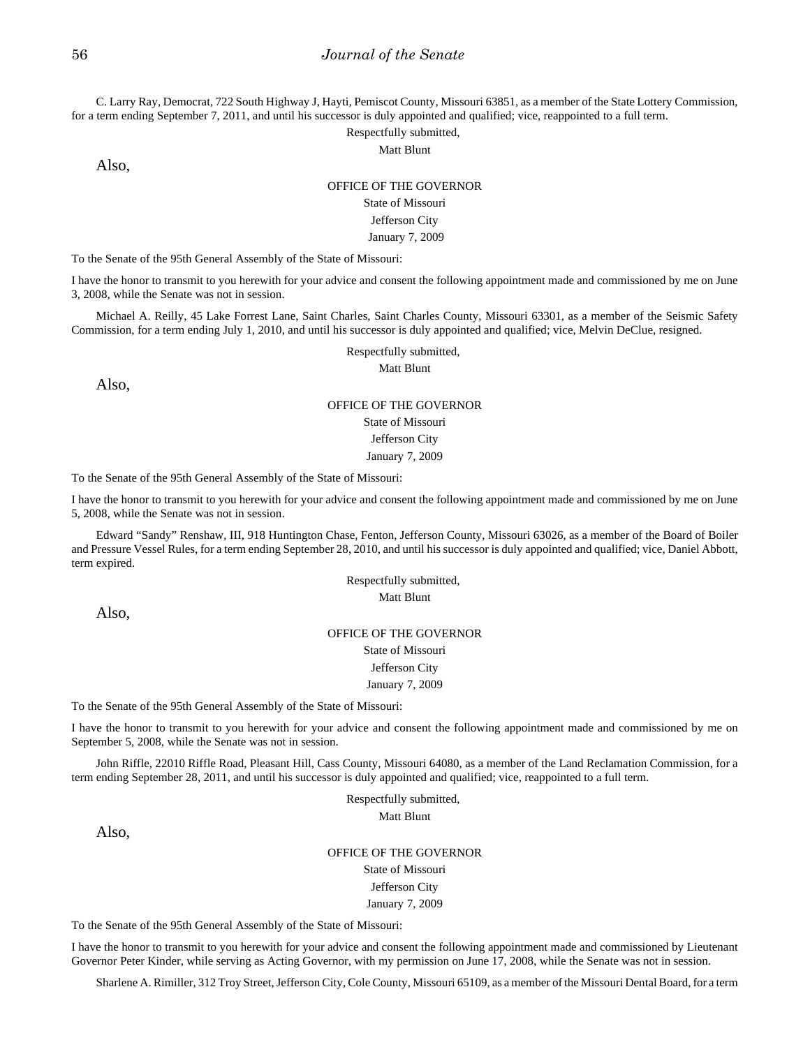C. Larry Ray, Democrat, 722 South Highway J, Hayti, Pemiscot County, Missouri 63851, as a member of the State Lottery Commission, for a term ending September 7, 2011, and until his successor is duly appointed and qualified; vice, reappointed to a full term.

Respectfully submitted,

Matt Blunt

Also,

OFFICE OF THE GOVERNOR

State of Missouri

Jefferson City

January 7, 2009

To the Senate of the 95th General Assembly of the State of Missouri:

I have the honor to transmit to you herewith for your advice and consent the following appointment made and commissioned by me on June 3, 2008, while the Senate was not in session.

Michael A. Reilly, 45 Lake Forrest Lane, Saint Charles, Saint Charles County, Missouri 63301, as a member of the Seismic Safety Commission, for a term ending July 1, 2010, and until his successor is duly appointed and qualified; vice, Melvin DeClue, resigned.

Respectfully submitted,

Matt Blunt

Also,

OFFICE OF THE GOVERNOR

State of Missouri

Jefferson City

January 7, 2009

To the Senate of the 95th General Assembly of the State of Missouri:

I have the honor to transmit to you herewith for your advice and consent the following appointment made and commissioned by me on June 5, 2008, while the Senate was not in session.

Edward "Sandy" Renshaw, III, 918 Huntington Chase, Fenton, Jefferson County, Missouri 63026, as a member of the Board of Boiler and Pressure Vessel Rules, for a term ending September 28, 2010, and until his successor is duly appointed and qualified; vice, Daniel Abbott, term expired.

Respectfully submitted,

Matt Blunt

Also,

OFFICE OF THE GOVERNOR

State of Missouri

Jefferson City

January 7, 2009

To the Senate of the 95th General Assembly of the State of Missouri:

I have the honor to transmit to you herewith for your advice and consent the following appointment made and commissioned by me on September 5, 2008, while the Senate was not in session.

John Riffle, 22010 Riffle Road, Pleasant Hill, Cass County, Missouri 64080, as a member of the Land Reclamation Commission, for a term ending September 28, 2011, and until his successor is duly appointed and qualified; vice, reappointed to a full term.

Respectfully submitted,

Matt Blunt

Also,

OFFICE OF THE GOVERNOR

State of Missouri

Jefferson City

January 7, 2009

To the Senate of the 95th General Assembly of the State of Missouri:

I have the honor to transmit to you herewith for your advice and consent the following appointment made and commissioned by Lieutenant Governor Peter Kinder, while serving as Acting Governor, with my permission on June 17, 2008, while the Senate was not in session.

Sharlene A. Rimiller, 312 Troy Street, Jefferson City, Cole County, Missouri 65109, as a member of the Missouri Dental Board, for a term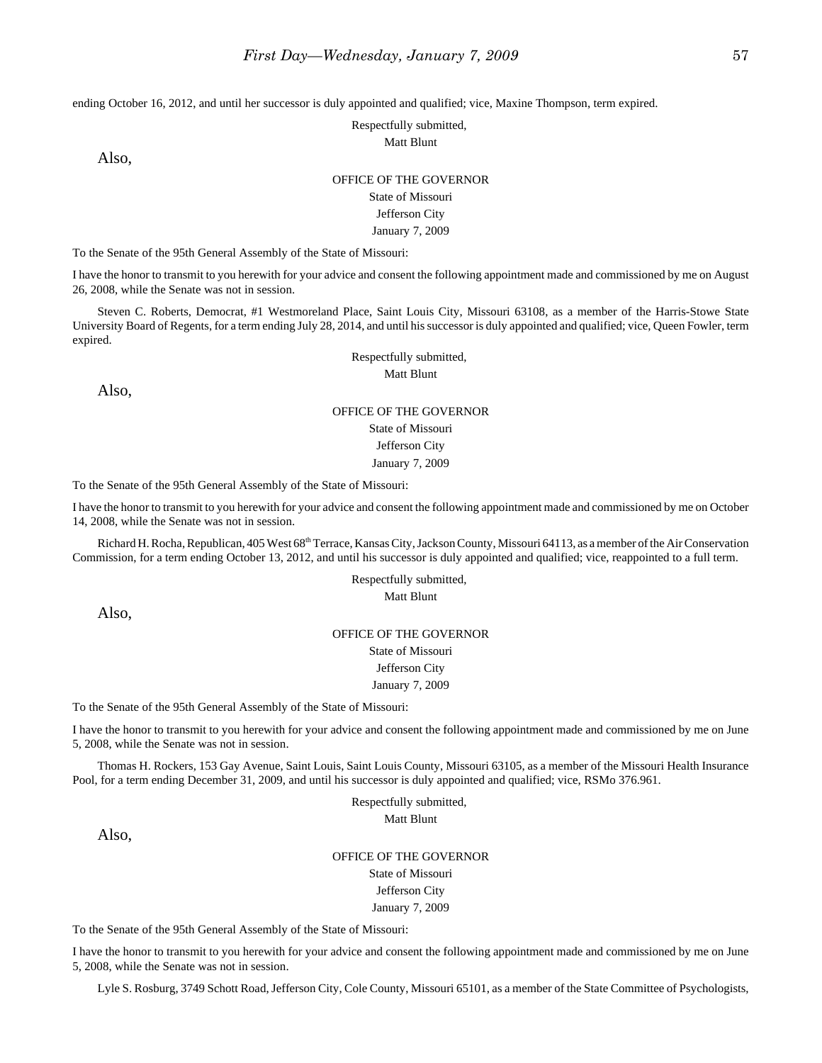ending October 16, 2012, and until her successor is duly appointed and qualified; vice, Maxine Thompson, term expired.

Respectfully submitted,
Matt Blunt

Also,

OFFICE OF THE GOVERNOR
State of Missouri
Jefferson City
January 7, 2009

To the Senate of the 95th General Assembly of the State of Missouri:

I have the honor to transmit to you herewith for your advice and consent the following appointment made and commissioned by me on August 26, 2008, while the Senate was not in session.

Steven C. Roberts, Democrat, #1 Westmoreland Place, Saint Louis City, Missouri 63108, as a member of the Harris-Stowe State University Board of Regents, for a term ending July 28, 2014, and until his successor is duly appointed and qualified; vice, Queen Fowler, term expired.

Respectfully submitted,
Matt Blunt

Also,

OFFICE OF THE GOVERNOR
State of Missouri
Jefferson City
January 7, 2009

To the Senate of the 95th General Assembly of the State of Missouri:

I have the honor to transmit to you herewith for your advice and consent the following appointment made and commissioned by me on October 14, 2008, while the Senate was not in session.

Richard H. Rocha, Republican, 405 West 68th Terrace, Kansas City, Jackson County, Missouri 64113, as a member of the Air Conservation Commission, for a term ending October 13, 2012, and until his successor is duly appointed and qualified; vice, reappointed to a full term.

Respectfully submitted,
Matt Blunt

Also,

OFFICE OF THE GOVERNOR
State of Missouri
Jefferson City
January 7, 2009

To the Senate of the 95th General Assembly of the State of Missouri:

I have the honor to transmit to you herewith for your advice and consent the following appointment made and commissioned by me on June 5, 2008, while the Senate was not in session.

Thomas H. Rockers, 153 Gay Avenue, Saint Louis, Saint Louis County, Missouri 63105, as a member of the Missouri Health Insurance Pool, for a term ending December 31, 2009, and until his successor is duly appointed and qualified; vice, RSMo 376.961.

Respectfully submitted,
Matt Blunt

Also,

OFFICE OF THE GOVERNOR
State of Missouri
Jefferson City
January 7, 2009

To the Senate of the 95th General Assembly of the State of Missouri:

I have the honor to transmit to you herewith for your advice and consent the following appointment made and commissioned by me on June 5, 2008, while the Senate was not in session.

Lyle S. Rosburg, 3749 Schott Road, Jefferson City, Cole County, Missouri 65101, as a member of the State Committee of Psychologists,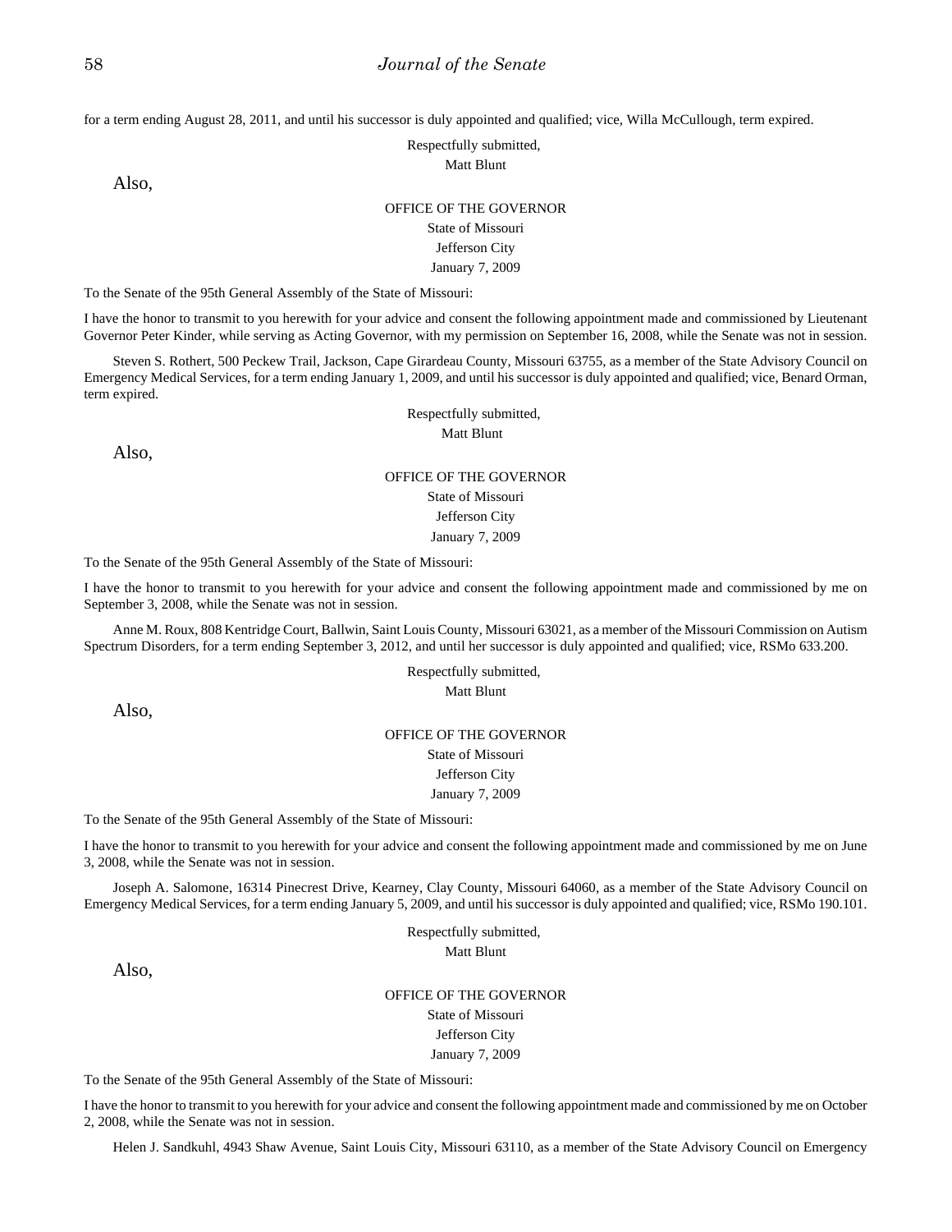for a term ending August 28, 2011, and until his successor is duly appointed and qualified; vice, Willa McCullough, term expired.

Respectfully submitted,
Matt Blunt

Also,

OFFICE OF THE GOVERNOR
State of Missouri
Jefferson City
January 7, 2009

To the Senate of the 95th General Assembly of the State of Missouri:

I have the honor to transmit to you herewith for your advice and consent the following appointment made and commissioned by Lieutenant Governor Peter Kinder, while serving as Acting Governor, with my permission on September 16, 2008, while the Senate was not in session.

Steven S. Rothert, 500 Peckew Trail, Jackson, Cape Girardeau County, Missouri 63755, as a member of the State Advisory Council on Emergency Medical Services, for a term ending January 1, 2009, and until his successor is duly appointed and qualified; vice, Benard Orman, term expired.

Respectfully submitted,
Matt Blunt

Also,

OFFICE OF THE GOVERNOR
State of Missouri
Jefferson City
January 7, 2009

To the Senate of the 95th General Assembly of the State of Missouri:

I have the honor to transmit to you herewith for your advice and consent the following appointment made and commissioned by me on September 3, 2008, while the Senate was not in session.

Anne M. Roux, 808 Kentridge Court, Ballwin, Saint Louis County, Missouri 63021, as a member of the Missouri Commission on Autism Spectrum Disorders, for a term ending September 3, 2012, and until her successor is duly appointed and qualified; vice, RSMo 633.200.

Respectfully submitted,
Matt Blunt

Also,

OFFICE OF THE GOVERNOR
State of Missouri
Jefferson City
January 7, 2009

To the Senate of the 95th General Assembly of the State of Missouri:

I have the honor to transmit to you herewith for your advice and consent the following appointment made and commissioned by me on June 3, 2008, while the Senate was not in session.

Joseph A. Salomone, 16314 Pinecrest Drive, Kearney, Clay County, Missouri 64060, as a member of the State Advisory Council on Emergency Medical Services, for a term ending January 5, 2009, and until his successor is duly appointed and qualified; vice, RSMo 190.101.

Respectfully submitted,
Matt Blunt

Also,

OFFICE OF THE GOVERNOR
State of Missouri
Jefferson City
January 7, 2009

To the Senate of the 95th General Assembly of the State of Missouri:

I have the honor to transmit to you herewith for your advice and consent the following appointment made and commissioned by me on October 2, 2008, while the Senate was not in session.

Helen J. Sandkuhl, 4943 Shaw Avenue, Saint Louis City, Missouri 63110, as a member of the State Advisory Council on Emergency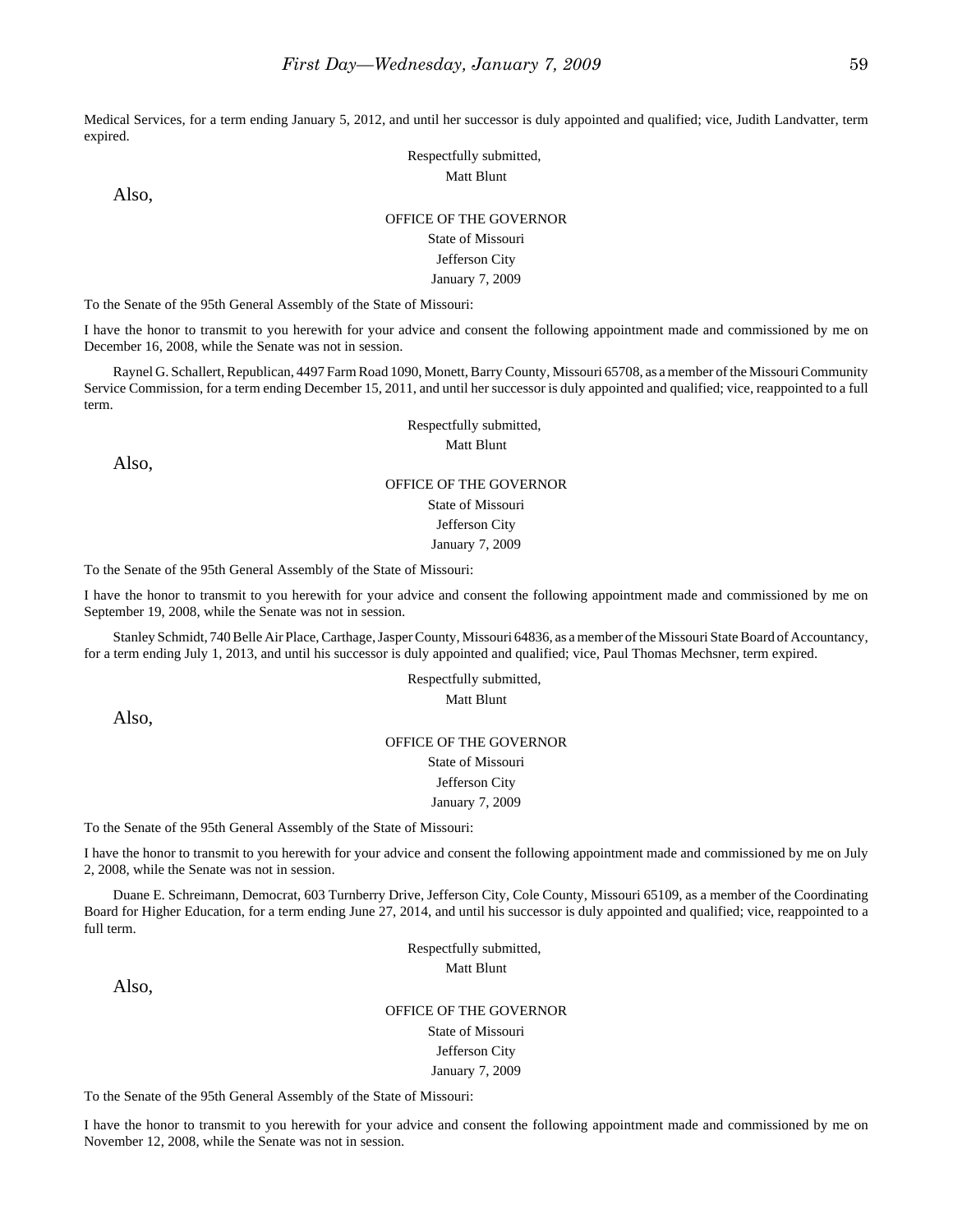Medical Services, for a term ending January 5, 2012, and until her successor is duly appointed and qualified; vice, Judith Landvatter, term expired.

Respectfully submitted,
Matt Blunt

Also,

OFFICE OF THE GOVERNOR
State of Missouri
Jefferson City
January 7, 2009

To the Senate of the 95th General Assembly of the State of Missouri:

I have the honor to transmit to you herewith for your advice and consent the following appointment made and commissioned by me on December 16, 2008, while the Senate was not in session.

Raynel G. Schallert, Republican, 4497 Farm Road 1090, Monett, Barry County, Missouri 65708, as a member of the Missouri Community Service Commission, for a term ending December 15, 2011, and until her successor is duly appointed and qualified; vice, reappointed to a full term.

Respectfully submitted,
Matt Blunt

Also,

OFFICE OF THE GOVERNOR
State of Missouri
Jefferson City
January 7, 2009

To the Senate of the 95th General Assembly of the State of Missouri:

I have the honor to transmit to you herewith for your advice and consent the following appointment made and commissioned by me on September 19, 2008, while the Senate was not in session.

Stanley Schmidt, 740 Belle Air Place, Carthage, Jasper County, Missouri 64836, as a member of the Missouri State Board of Accountancy, for a term ending July 1, 2013, and until his successor is duly appointed and qualified; vice, Paul Thomas Mechsner, term expired.

Respectfully submitted,
Matt Blunt

Also,

OFFICE OF THE GOVERNOR
State of Missouri
Jefferson City
January 7, 2009

To the Senate of the 95th General Assembly of the State of Missouri:

I have the honor to transmit to you herewith for your advice and consent the following appointment made and commissioned by me on July 2, 2008, while the Senate was not in session.

Duane E. Schreimann, Democrat, 603 Turnberry Drive, Jefferson City, Cole County, Missouri 65109, as a member of the Coordinating Board for Higher Education, for a term ending June 27, 2014, and until his successor is duly appointed and qualified; vice, reappointed to a full term.

Respectfully submitted,
Matt Blunt

Also,

OFFICE OF THE GOVERNOR
State of Missouri
Jefferson City
January 7, 2009

To the Senate of the 95th General Assembly of the State of Missouri:

I have the honor to transmit to you herewith for your advice and consent the following appointment made and commissioned by me on November 12, 2008, while the Senate was not in session.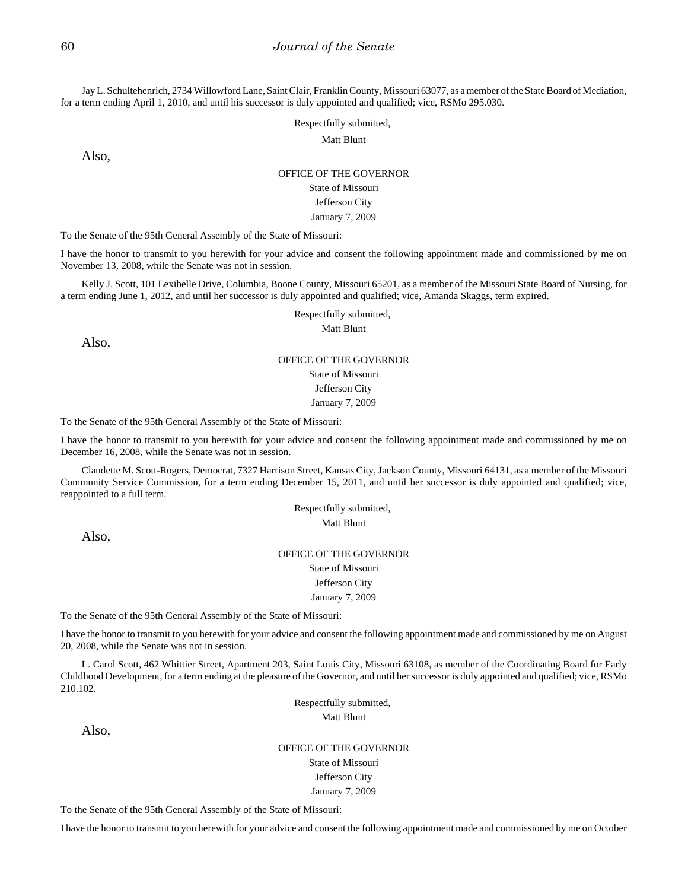Jay L. Schultehenrich, 2734 Willowford Lane, Saint Clair, Franklin County, Missouri 63077, as a member of the State Board of Mediation, for a term ending April 1, 2010, and until his successor is duly appointed and qualified; vice, RSMo 295.030.

Respectfully submitted,

Matt Blunt

Also,

OFFICE OF THE GOVERNOR
State of Missouri
Jefferson City
January 7, 2009

To the Senate of the 95th General Assembly of the State of Missouri:

I have the honor to transmit to you herewith for your advice and consent the following appointment made and commissioned by me on November 13, 2008, while the Senate was not in session.

Kelly J. Scott, 101 Lexibelle Drive, Columbia, Boone County, Missouri 65201, as a member of the Missouri State Board of Nursing, for a term ending June 1, 2012, and until her successor is duly appointed and qualified; vice, Amanda Skaggs, term expired.

Respectfully submitted,

Matt Blunt

Also,

OFFICE OF THE GOVERNOR
State of Missouri
Jefferson City
January 7, 2009

To the Senate of the 95th General Assembly of the State of Missouri:

I have the honor to transmit to you herewith for your advice and consent the following appointment made and commissioned by me on December 16, 2008, while the Senate was not in session.

Claudette M. Scott-Rogers, Democrat, 7327 Harrison Street, Kansas City, Jackson County, Missouri 64131, as a member of the Missouri Community Service Commission, for a term ending December 15, 2011, and until her successor is duly appointed and qualified; vice, reappointed to a full term.

Respectfully submitted,

Matt Blunt

Also,

OFFICE OF THE GOVERNOR
State of Missouri
Jefferson City
January 7, 2009

To the Senate of the 95th General Assembly of the State of Missouri:

I have the honor to transmit to you herewith for your advice and consent the following appointment made and commissioned by me on August 20, 2008, while the Senate was not in session.

L. Carol Scott, 462 Whittier Street, Apartment 203, Saint Louis City, Missouri 63108, as member of the Coordinating Board for Early Childhood Development, for a term ending at the pleasure of the Governor, and until her successor is duly appointed and qualified; vice, RSMo 210.102.

Respectfully submitted,

Matt Blunt

Also,

OFFICE OF THE GOVERNOR
State of Missouri
Jefferson City
January 7, 2009

To the Senate of the 95th General Assembly of the State of Missouri:

I have the honor to transmit to you herewith for your advice and consent the following appointment made and commissioned by me on October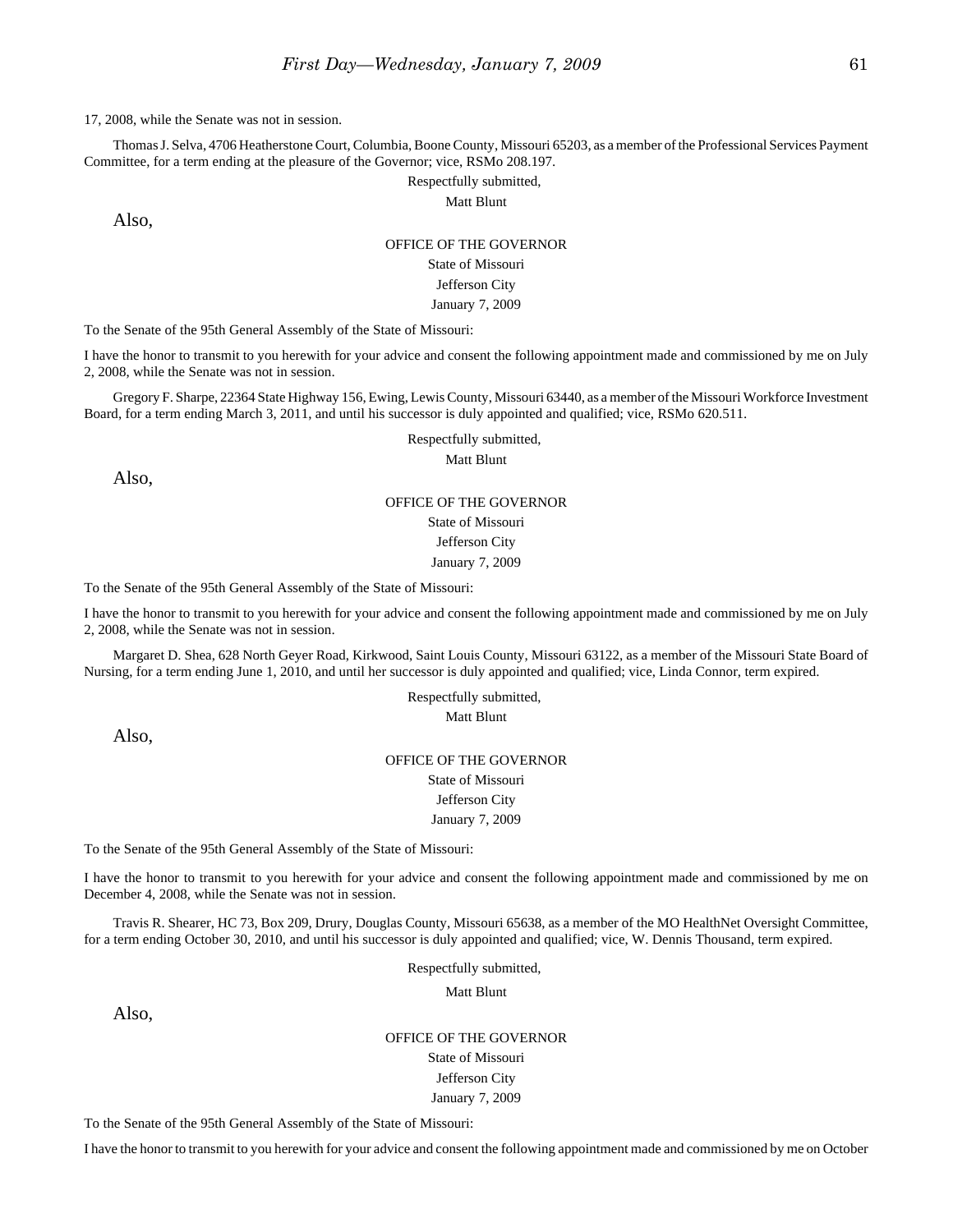17, 2008, while the Senate was not in session.

Thomas J. Selva, 4706 Heatherstone Court, Columbia, Boone County, Missouri 65203, as a member of the Professional Services Payment Committee, for a term ending at the pleasure of the Governor; vice, RSMo 208.197.

Respectfully submitted,

Matt Blunt

Also,

OFFICE OF THE GOVERNOR

State of Missouri

Jefferson City

January 7, 2009

To the Senate of the 95th General Assembly of the State of Missouri:

I have the honor to transmit to you herewith for your advice and consent the following appointment made and commissioned by me on July 2, 2008, while the Senate was not in session.

Gregory F. Sharpe, 22364 State Highway 156, Ewing, Lewis County, Missouri 63440, as a member of the Missouri Workforce Investment Board, for a term ending March 3, 2011, and until his successor is duly appointed and qualified; vice, RSMo 620.511.

Respectfully submitted,

Matt Blunt

Also,

OFFICE OF THE GOVERNOR

State of Missouri

Jefferson City

January 7, 2009

To the Senate of the 95th General Assembly of the State of Missouri:

I have the honor to transmit to you herewith for your advice and consent the following appointment made and commissioned by me on July 2, 2008, while the Senate was not in session.

Margaret D. Shea, 628 North Geyer Road, Kirkwood, Saint Louis County, Missouri 63122, as a member of the Missouri State Board of Nursing, for a term ending June 1, 2010, and until her successor is duly appointed and qualified; vice, Linda Connor, term expired.

Respectfully submitted,

Matt Blunt

Also,

OFFICE OF THE GOVERNOR

State of Missouri

Jefferson City

January 7, 2009

To the Senate of the 95th General Assembly of the State of Missouri:

I have the honor to transmit to you herewith for your advice and consent the following appointment made and commissioned by me on December 4, 2008, while the Senate was not in session.

Travis R. Shearer, HC 73, Box 209, Drury, Douglas County, Missouri 65638, as a member of the MO HealthNet Oversight Committee, for a term ending October 30, 2010, and until his successor is duly appointed and qualified; vice, W. Dennis Thousand, term expired.

Respectfully submitted,

Matt Blunt

Also,

OFFICE OF THE GOVERNOR

State of Missouri

Jefferson City

January 7, 2009

To the Senate of the 95th General Assembly of the State of Missouri:

I have the honor to transmit to you herewith for your advice and consent the following appointment made and commissioned by me on October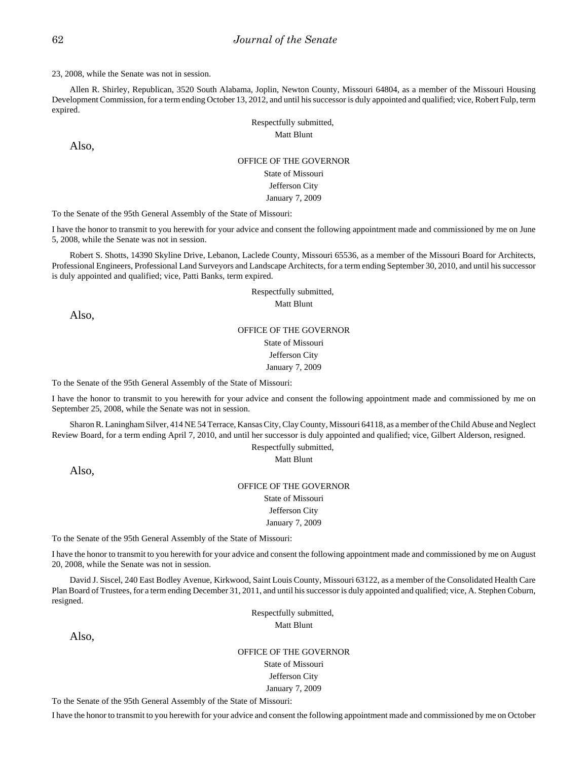23, 2008, while the Senate was not in session.

Allen R. Shirley, Republican, 3520 South Alabama, Joplin, Newton County, Missouri 64804, as a member of the Missouri Housing Development Commission, for a term ending October 13, 2012, and until his successor is duly appointed and qualified; vice, Robert Fulp, term expired.

Respectfully submitted,
Matt Blunt

Also,

OFFICE OF THE GOVERNOR
State of Missouri
Jefferson City
January 7, 2009

To the Senate of the 95th General Assembly of the State of Missouri:

I have the honor to transmit to you herewith for your advice and consent the following appointment made and commissioned by me on June 5, 2008, while the Senate was not in session.

Robert S. Shotts, 14390 Skyline Drive, Lebanon, Laclede County, Missouri 65536, as a member of the Missouri Board for Architects, Professional Engineers, Professional Land Surveyors and Landscape Architects, for a term ending September 30, 2010, and until his successor is duly appointed and qualified; vice, Patti Banks, term expired.

Respectfully submitted,
Matt Blunt

Also,

OFFICE OF THE GOVERNOR
State of Missouri
Jefferson City
January 7, 2009

To the Senate of the 95th General Assembly of the State of Missouri:

I have the honor to transmit to you herewith for your advice and consent the following appointment made and commissioned by me on September 25, 2008, while the Senate was not in session.

Sharon R. Laningham Silver, 414 NE 54 Terrace, Kansas City, Clay County, Missouri 64118, as a member of the Child Abuse and Neglect Review Board, for a term ending April 7, 2010, and until her successor is duly appointed and qualified; vice, Gilbert Alderson, resigned.

Respectfully submitted,
Matt Blunt

Also,

OFFICE OF THE GOVERNOR
State of Missouri
Jefferson City
January 7, 2009

To the Senate of the 95th General Assembly of the State of Missouri:

I have the honor to transmit to you herewith for your advice and consent the following appointment made and commissioned by me on August 20, 2008, while the Senate was not in session.

David J. Siscel, 240 East Bodley Avenue, Kirkwood, Saint Louis County, Missouri 63122, as a member of the Consolidated Health Care Plan Board of Trustees, for a term ending December 31, 2011, and until his successor is duly appointed and qualified; vice, A. Stephen Coburn, resigned.

Respectfully submitted,
Matt Blunt

Also,

OFFICE OF THE GOVERNOR
State of Missouri
Jefferson City
January 7, 2009

To the Senate of the 95th General Assembly of the State of Missouri:

I have the honor to transmit to you herewith for your advice and consent the following appointment made and commissioned by me on October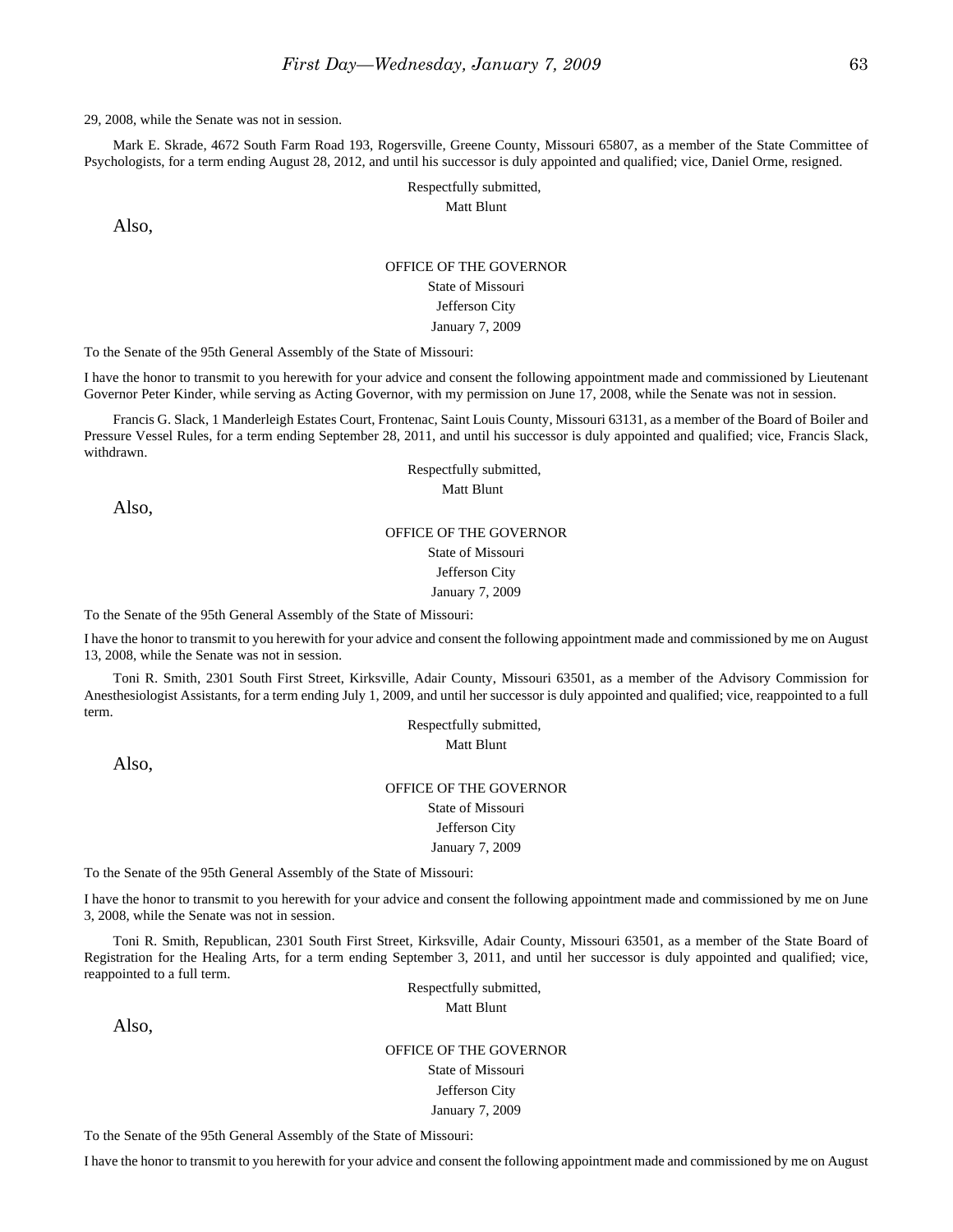29, 2008, while the Senate was not in session.

Mark E. Skrade, 4672 South Farm Road 193, Rogersville, Greene County, Missouri 65807, as a member of the State Committee of Psychologists, for a term ending August 28, 2012, and until his successor is duly appointed and qualified; vice, Daniel Orme, resigned.

Respectfully submitted,
Matt Blunt

Also,

OFFICE OF THE GOVERNOR
State of Missouri
Jefferson City
January 7, 2009

To the Senate of the 95th General Assembly of the State of Missouri:

I have the honor to transmit to you herewith for your advice and consent the following appointment made and commissioned by Lieutenant Governor Peter Kinder, while serving as Acting Governor, with my permission on June 17, 2008, while the Senate was not in session.

Francis G. Slack, 1 Manderleigh Estates Court, Frontenac, Saint Louis County, Missouri 63131, as a member of the Board of Boiler and Pressure Vessel Rules, for a term ending September 28, 2011, and until his successor is duly appointed and qualified; vice, Francis Slack, withdrawn.

Respectfully submitted,
Matt Blunt

Also,

OFFICE OF THE GOVERNOR
State of Missouri
Jefferson City
January 7, 2009

To the Senate of the 95th General Assembly of the State of Missouri:

I have the honor to transmit to you herewith for your advice and consent the following appointment made and commissioned by me on August 13, 2008, while the Senate was not in session.

Toni R. Smith, 2301 South First Street, Kirksville, Adair County, Missouri 63501, as a member of the Advisory Commission for Anesthesiologist Assistants, for a term ending July 1, 2009, and until her successor is duly appointed and qualified; vice, reappointed to a full term.

Respectfully submitted,
Matt Blunt

Also,

OFFICE OF THE GOVERNOR
State of Missouri
Jefferson City
January 7, 2009

To the Senate of the 95th General Assembly of the State of Missouri:

I have the honor to transmit to you herewith for your advice and consent the following appointment made and commissioned by me on June 3, 2008, while the Senate was not in session.

Toni R. Smith, Republican, 2301 South First Street, Kirksville, Adair County, Missouri 63501, as a member of the State Board of Registration for the Healing Arts, for a term ending September 3, 2011, and until her successor is duly appointed and qualified; vice, reappointed to a full term.

Respectfully submitted,
Matt Blunt

Also,

OFFICE OF THE GOVERNOR
State of Missouri
Jefferson City
January 7, 2009

To the Senate of the 95th General Assembly of the State of Missouri:

I have the honor to transmit to you herewith for your advice and consent the following appointment made and commissioned by me on August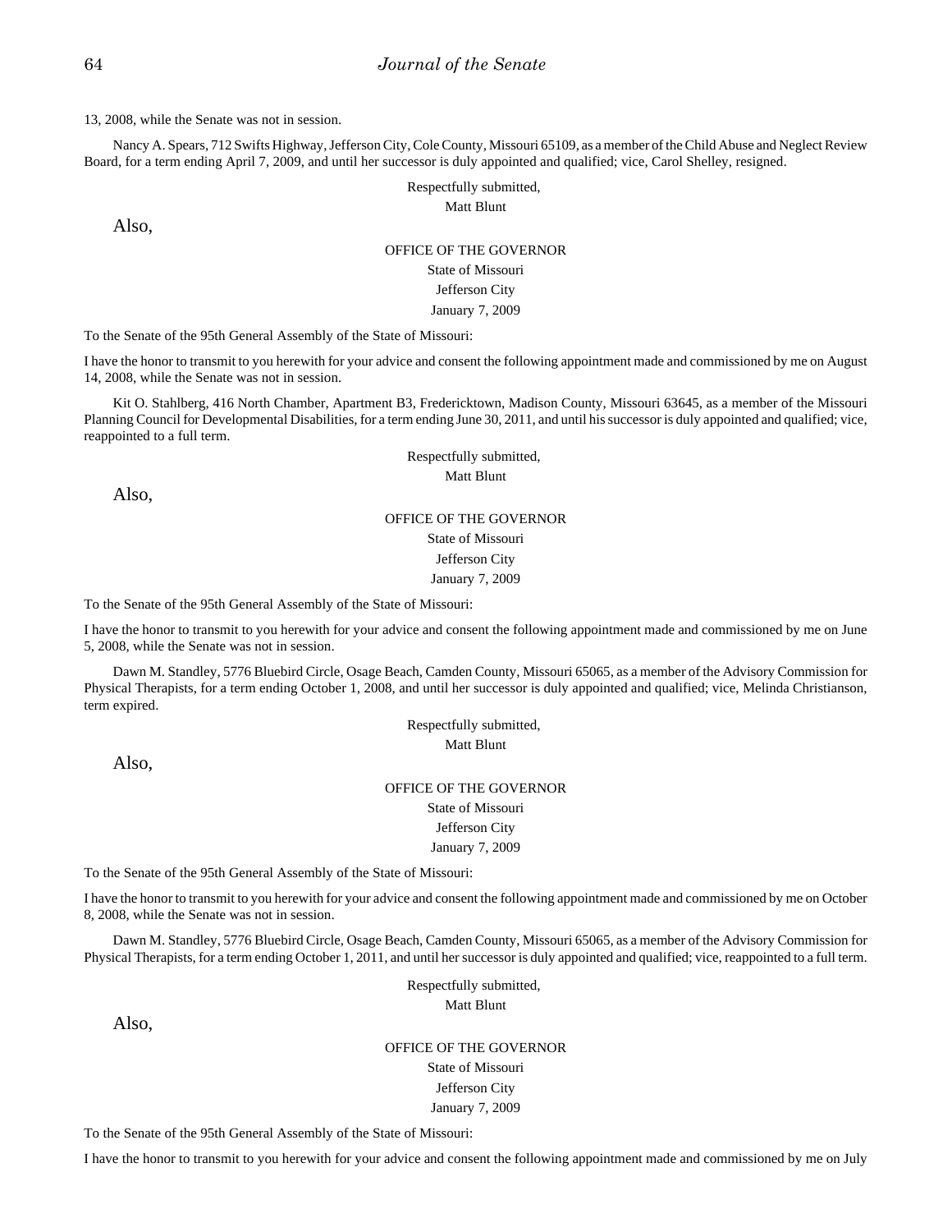13, 2008, while the Senate was not in session.

Nancy A. Spears, 712 Swifts Highway, Jefferson City, Cole County, Missouri 65109, as a member of the Child Abuse and Neglect Review Board, for a term ending April 7, 2009, and until her successor is duly appointed and qualified; vice, Carol Shelley, resigned.

Respectfully submitted,
Matt Blunt

Also,

OFFICE OF THE GOVERNOR
State of Missouri
Jefferson City
January 7, 2009

To the Senate of the 95th General Assembly of the State of Missouri:

I have the honor to transmit to you herewith for your advice and consent the following appointment made and commissioned by me on August 14, 2008, while the Senate was not in session.

Kit O. Stahlberg, 416 North Chamber, Apartment B3, Fredericktown, Madison County, Missouri 63645, as a member of the Missouri Planning Council for Developmental Disabilities, for a term ending June 30, 2011, and until his successor is duly appointed and qualified; vice, reappointed to a full term.

Respectfully submitted,
Matt Blunt

Also,

OFFICE OF THE GOVERNOR
State of Missouri
Jefferson City
January 7, 2009

To the Senate of the 95th General Assembly of the State of Missouri:

I have the honor to transmit to you herewith for your advice and consent the following appointment made and commissioned by me on June 5, 2008, while the Senate was not in session.

Dawn M. Standley, 5776 Bluebird Circle, Osage Beach, Camden County, Missouri 65065, as a member of the Advisory Commission for Physical Therapists, for a term ending October 1, 2008, and until her successor is duly appointed and qualified; vice, Melinda Christianson, term expired.

Respectfully submitted,
Matt Blunt

Also,

OFFICE OF THE GOVERNOR
State of Missouri
Jefferson City
January 7, 2009

To the Senate of the 95th General Assembly of the State of Missouri:

I have the honor to transmit to you herewith for your advice and consent the following appointment made and commissioned by me on October 8, 2008, while the Senate was not in session.

Dawn M. Standley, 5776 Bluebird Circle, Osage Beach, Camden County, Missouri 65065, as a member of the Advisory Commission for Physical Therapists, for a term ending October 1, 2011, and until her successor is duly appointed and qualified; vice, reappointed to a full term.

Respectfully submitted,
Matt Blunt

Also,

OFFICE OF THE GOVERNOR
State of Missouri
Jefferson City
January 7, 2009

To the Senate of the 95th General Assembly of the State of Missouri:

I have the honor to transmit to you herewith for your advice and consent the following appointment made and commissioned by me on July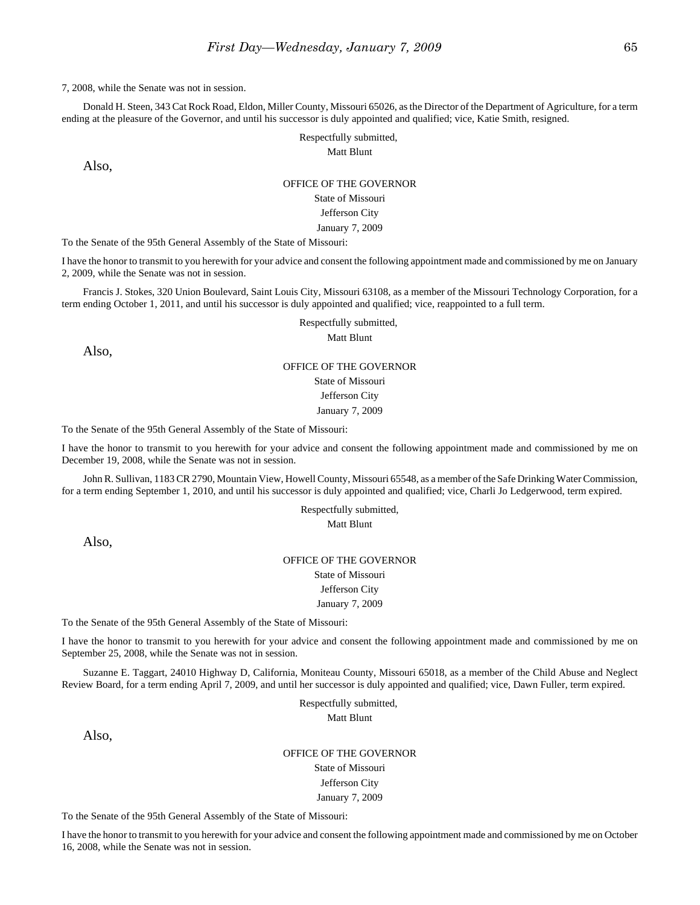7, 2008, while the Senate was not in session.

Donald H. Steen, 343 Cat Rock Road, Eldon, Miller County, Missouri 65026, as the Director of the Department of Agriculture, for a term ending at the pleasure of the Governor, and until his successor is duly appointed and qualified; vice, Katie Smith, resigned.

Respectfully submitted,
Matt Blunt

Also,

OFFICE OF THE GOVERNOR
State of Missouri
Jefferson City
January 7, 2009

To the Senate of the 95th General Assembly of the State of Missouri:

I have the honor to transmit to you herewith for your advice and consent the following appointment made and commissioned by me on January 2, 2009, while the Senate was not in session.

Francis J. Stokes, 320 Union Boulevard, Saint Louis City, Missouri 63108, as a member of the Missouri Technology Corporation, for a term ending October 1, 2011, and until his successor is duly appointed and qualified; vice, reappointed to a full term.

Respectfully submitted,
Matt Blunt

Also,

OFFICE OF THE GOVERNOR
State of Missouri
Jefferson City
January 7, 2009

To the Senate of the 95th General Assembly of the State of Missouri:

I have the honor to transmit to you herewith for your advice and consent the following appointment made and commissioned by me on December 19, 2008, while the Senate was not in session.

John R. Sullivan, 1183 CR 2790, Mountain View, Howell County, Missouri 65548, as a member of the Safe Drinking Water Commission, for a term ending September 1, 2010, and until his successor is duly appointed and qualified; vice, Charli Jo Ledgerwood, term expired.

Respectfully submitted,
Matt Blunt

Also,

OFFICE OF THE GOVERNOR
State of Missouri
Jefferson City
January 7, 2009

To the Senate of the 95th General Assembly of the State of Missouri:

I have the honor to transmit to you herewith for your advice and consent the following appointment made and commissioned by me on September 25, 2008, while the Senate was not in session.

Suzanne E. Taggart, 24010 Highway D, California, Moniteau County, Missouri 65018, as a member of the Child Abuse and Neglect Review Board, for a term ending April 7, 2009, and until her successor is duly appointed and qualified; vice, Dawn Fuller, term expired.

Respectfully submitted,
Matt Blunt

Also,

OFFICE OF THE GOVERNOR
State of Missouri
Jefferson City
January 7, 2009

To the Senate of the 95th General Assembly of the State of Missouri:

I have the honor to transmit to you herewith for your advice and consent the following appointment made and commissioned by me on October 16, 2008, while the Senate was not in session.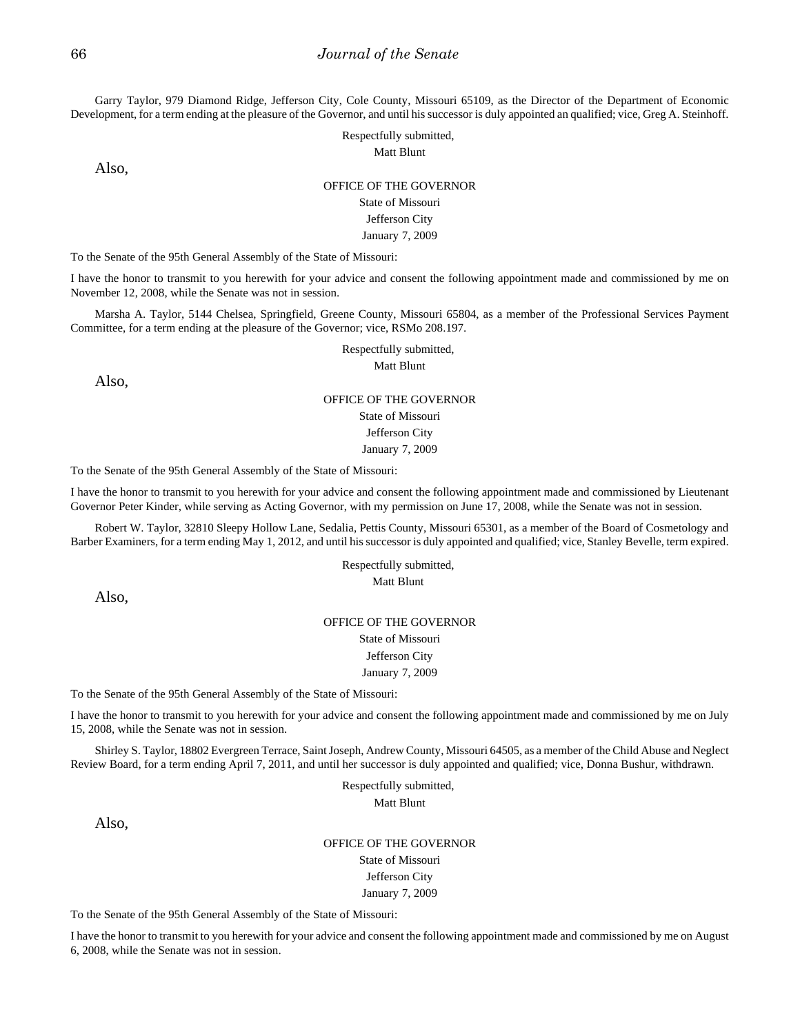Garry Taylor, 979 Diamond Ridge, Jefferson City, Cole County, Missouri 65109, as the Director of the Department of Economic Development, for a term ending at the pleasure of the Governor, and until his successor is duly appointed an qualified; vice, Greg A. Steinhoff.

Respectfully submitted,
Matt Blunt

Also,

OFFICE OF THE GOVERNOR
State of Missouri
Jefferson City
January 7, 2009

To the Senate of the 95th General Assembly of the State of Missouri:

I have the honor to transmit to you herewith for your advice and consent the following appointment made and commissioned by me on November 12, 2008, while the Senate was not in session.

Marsha A. Taylor, 5144 Chelsea, Springfield, Greene County, Missouri 65804, as a member of the Professional Services Payment Committee, for a term ending at the pleasure of the Governor; vice, RSMo 208.197.

Respectfully submitted,
Matt Blunt

Also,

OFFICE OF THE GOVERNOR
State of Missouri
Jefferson City
January 7, 2009

To the Senate of the 95th General Assembly of the State of Missouri:

I have the honor to transmit to you herewith for your advice and consent the following appointment made and commissioned by Lieutenant Governor Peter Kinder, while serving as Acting Governor, with my permission on June 17, 2008, while the Senate was not in session.

Robert W. Taylor, 32810 Sleepy Hollow Lane, Sedalia, Pettis County, Missouri 65301, as a member of the Board of Cosmetology and Barber Examiners, for a term ending May 1, 2012, and until his successor is duly appointed and qualified; vice, Stanley Bevelle, term expired.

Respectfully submitted,
Matt Blunt

Also,

OFFICE OF THE GOVERNOR
State of Missouri
Jefferson City
January 7, 2009

To the Senate of the 95th General Assembly of the State of Missouri:

I have the honor to transmit to you herewith for your advice and consent the following appointment made and commissioned by me on July 15, 2008, while the Senate was not in session.

Shirley S. Taylor, 18802 Evergreen Terrace, Saint Joseph, Andrew County, Missouri 64505, as a member of the Child Abuse and Neglect Review Board, for a term ending April 7, 2011, and until her successor is duly appointed and qualified; vice, Donna Bushur, withdrawn.

Respectfully submitted,
Matt Blunt

Also,

OFFICE OF THE GOVERNOR
State of Missouri
Jefferson City
January 7, 2009

To the Senate of the 95th General Assembly of the State of Missouri:

I have the honor to transmit to you herewith for your advice and consent the following appointment made and commissioned by me on August 6, 2008, while the Senate was not in session.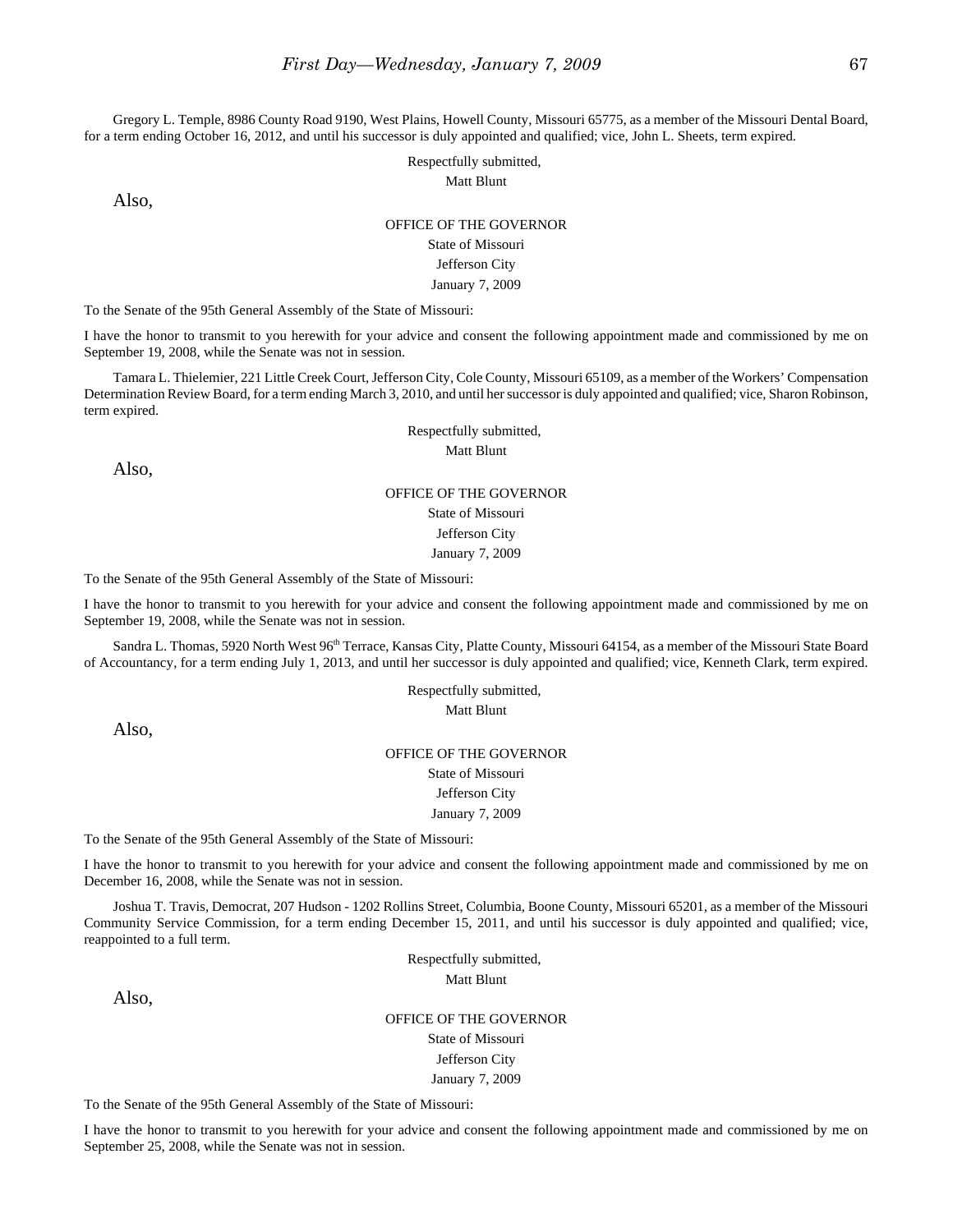Gregory L. Temple, 8986 County Road 9190, West Plains, Howell County, Missouri 65775, as a member of the Missouri Dental Board, for a term ending October 16, 2012, and until his successor is duly appointed and qualified; vice, John L. Sheets, term expired.

Respectfully submitted,
Matt Blunt

Also,

OFFICE OF THE GOVERNOR
State of Missouri
Jefferson City
January 7, 2009

To the Senate of the 95th General Assembly of the State of Missouri:

I have the honor to transmit to you herewith for your advice and consent the following appointment made and commissioned by me on September 19, 2008, while the Senate was not in session.

Tamara L. Thielemier, 221 Little Creek Court, Jefferson City, Cole County, Missouri 65109, as a member of the Workers' Compensation Determination Review Board, for a term ending March 3, 2010, and until her successor is duly appointed and qualified; vice, Sharon Robinson, term expired.

Respectfully submitted,
Matt Blunt

Also,

OFFICE OF THE GOVERNOR
State of Missouri
Jefferson City
January 7, 2009

To the Senate of the 95th General Assembly of the State of Missouri:

I have the honor to transmit to you herewith for your advice and consent the following appointment made and commissioned by me on September 19, 2008, while the Senate was not in session.

Sandra L. Thomas, 5920 North West 96th Terrace, Kansas City, Platte County, Missouri 64154, as a member of the Missouri State Board of Accountancy, for a term ending July 1, 2013, and until her successor is duly appointed and qualified; vice, Kenneth Clark, term expired.

Respectfully submitted,
Matt Blunt

Also,

OFFICE OF THE GOVERNOR
State of Missouri
Jefferson City
January 7, 2009

To the Senate of the 95th General Assembly of the State of Missouri:

I have the honor to transmit to you herewith for your advice and consent the following appointment made and commissioned by me on December 16, 2008, while the Senate was not in session.

Joshua T. Travis, Democrat, 207 Hudson - 1202 Rollins Street, Columbia, Boone County, Missouri 65201, as a member of the Missouri Community Service Commission, for a term ending December 15, 2011, and until his successor is duly appointed and qualified; vice, reappointed to a full term.

Respectfully submitted,
Matt Blunt

Also,

OFFICE OF THE GOVERNOR
State of Missouri
Jefferson City
January 7, 2009

To the Senate of the 95th General Assembly of the State of Missouri:

I have the honor to transmit to you herewith for your advice and consent the following appointment made and commissioned by me on September 25, 2008, while the Senate was not in session.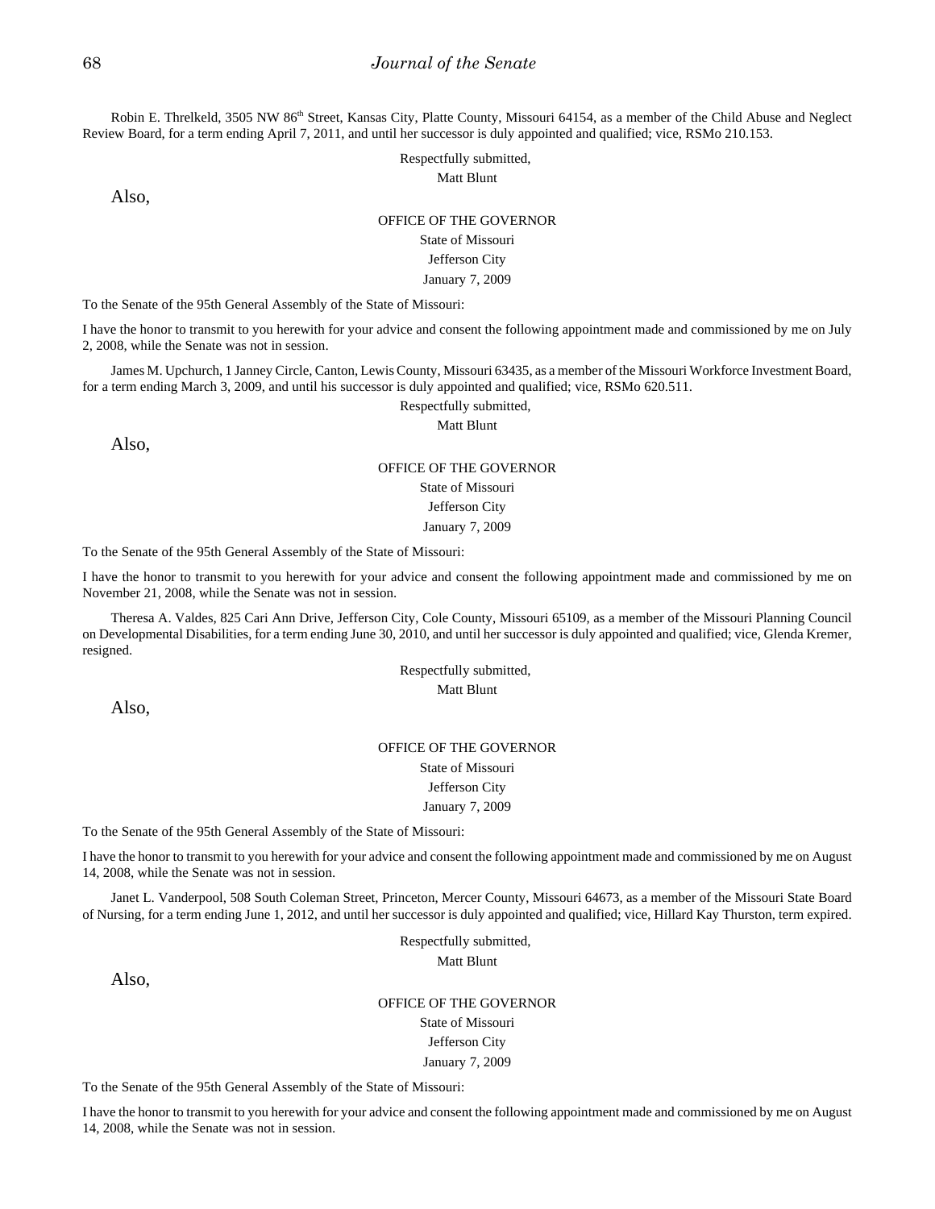Robin E. Threlkeld, 3505 NW 86th Street, Kansas City, Platte County, Missouri 64154, as a member of the Child Abuse and Neglect Review Board, for a term ending April 7, 2011, and until her successor is duly appointed and qualified; vice, RSMo 210.153.

Respectfully submitted,
Matt Blunt

Also,

OFFICE OF THE GOVERNOR
State of Missouri
Jefferson City
January 7, 2009

To the Senate of the 95th General Assembly of the State of Missouri:

I have the honor to transmit to you herewith for your advice and consent the following appointment made and commissioned by me on July 2, 2008, while the Senate was not in session.

James M. Upchurch, 1 Janney Circle, Canton, Lewis County, Missouri 63435, as a member of the Missouri Workforce Investment Board, for a term ending March 3, 2009, and until his successor is duly appointed and qualified; vice, RSMo 620.511.

Respectfully submitted,
Matt Blunt

Also,

OFFICE OF THE GOVERNOR
State of Missouri
Jefferson City
January 7, 2009

To the Senate of the 95th General Assembly of the State of Missouri:

I have the honor to transmit to you herewith for your advice and consent the following appointment made and commissioned by me on November 21, 2008, while the Senate was not in session.

Theresa A. Valdes, 825 Cari Ann Drive, Jefferson City, Cole County, Missouri 65109, as a member of the Missouri Planning Council on Developmental Disabilities, for a term ending June 30, 2010, and until her successor is duly appointed and qualified; vice, Glenda Kremer, resigned.

Respectfully submitted,
Matt Blunt

Also,

OFFICE OF THE GOVERNOR
State of Missouri
Jefferson City
January 7, 2009

To the Senate of the 95th General Assembly of the State of Missouri:

I have the honor to transmit to you herewith for your advice and consent the following appointment made and commissioned by me on August 14, 2008, while the Senate was not in session.

Janet L. Vanderpool, 508 South Coleman Street, Princeton, Mercer County, Missouri 64673, as a member of the Missouri State Board of Nursing, for a term ending June 1, 2012, and until her successor is duly appointed and qualified; vice, Hillard Kay Thurston, term expired.

Respectfully submitted,
Matt Blunt

Also,

OFFICE OF THE GOVERNOR
State of Missouri
Jefferson City
January 7, 2009

To the Senate of the 95th General Assembly of the State of Missouri:

I have the honor to transmit to you herewith for your advice and consent the following appointment made and commissioned by me on August 14, 2008, while the Senate was not in session.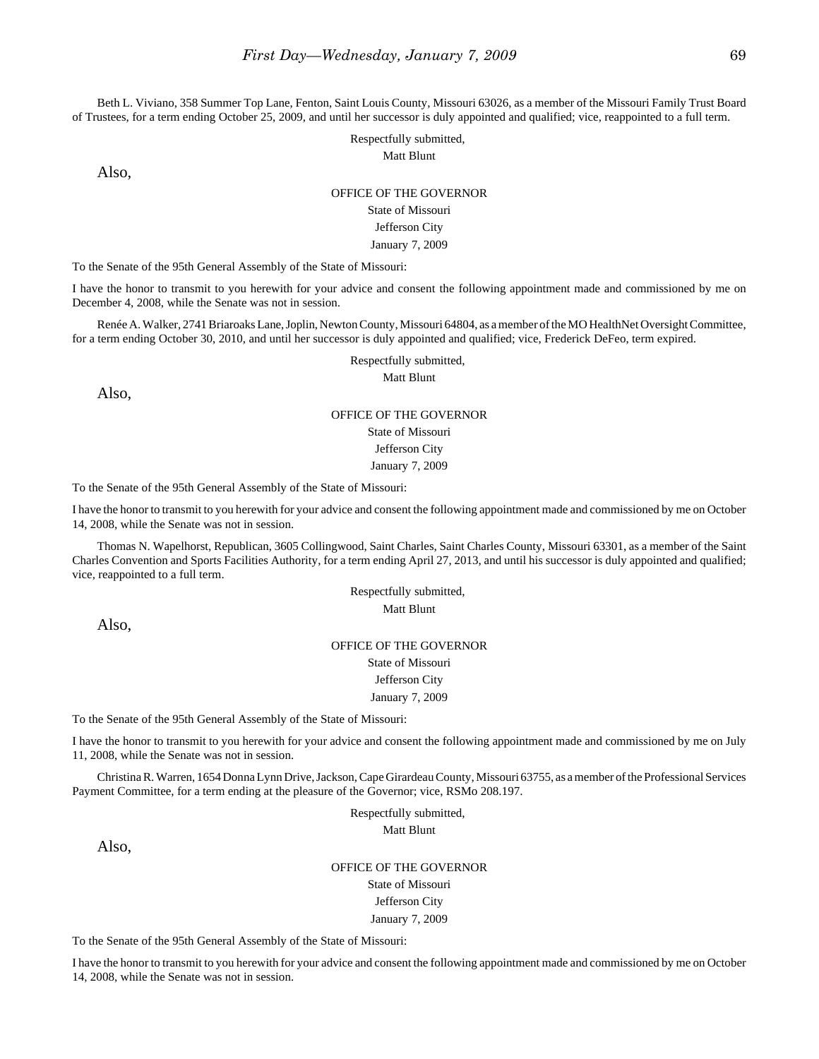Beth L. Viviano, 358 Summer Top Lane, Fenton, Saint Louis County, Missouri 63026, as a member of the Missouri Family Trust Board of Trustees, for a term ending October 25, 2009, and until her successor is duly appointed and qualified; vice, reappointed to a full term.

Respectfully submitted,
Matt Blunt

Also,

OFFICE OF THE GOVERNOR
State of Missouri
Jefferson City
January 7, 2009

To the Senate of the 95th General Assembly of the State of Missouri:

I have the honor to transmit to you herewith for your advice and consent the following appointment made and commissioned by me on December 4, 2008, while the Senate was not in session.

Renée A. Walker, 2741 Briaroaks Lane, Joplin, Newton County, Missouri 64804, as a member of the MO HealthNet Oversight Committee, for a term ending October 30, 2010, and until her successor is duly appointed and qualified; vice, Frederick DeFeo, term expired.

Respectfully submitted,
Matt Blunt

Also,

OFFICE OF THE GOVERNOR
State of Missouri
Jefferson City
January 7, 2009

To the Senate of the 95th General Assembly of the State of Missouri:

I have the honor to transmit to you herewith for your advice and consent the following appointment made and commissioned by me on October 14, 2008, while the Senate was not in session.

Thomas N. Wapelhorst, Republican, 3605 Collingwood, Saint Charles, Saint Charles County, Missouri 63301, as a member of the Saint Charles Convention and Sports Facilities Authority, for a term ending April 27, 2013, and until his successor is duly appointed and qualified; vice, reappointed to a full term.

Respectfully submitted,
Matt Blunt

Also,

OFFICE OF THE GOVERNOR
State of Missouri
Jefferson City
January 7, 2009

To the Senate of the 95th General Assembly of the State of Missouri:

I have the honor to transmit to you herewith for your advice and consent the following appointment made and commissioned by me on July 11, 2008, while the Senate was not in session.

Christina R. Warren, 1654 Donna Lynn Drive, Jackson, Cape Girardeau County, Missouri 63755, as a member of the Professional Services Payment Committee, for a term ending at the pleasure of the Governor; vice, RSMo 208.197.

Respectfully submitted,
Matt Blunt

Also,

OFFICE OF THE GOVERNOR
State of Missouri
Jefferson City
January 7, 2009

To the Senate of the 95th General Assembly of the State of Missouri:

I have the honor to transmit to you herewith for your advice and consent the following appointment made and commissioned by me on October 14, 2008, while the Senate was not in session.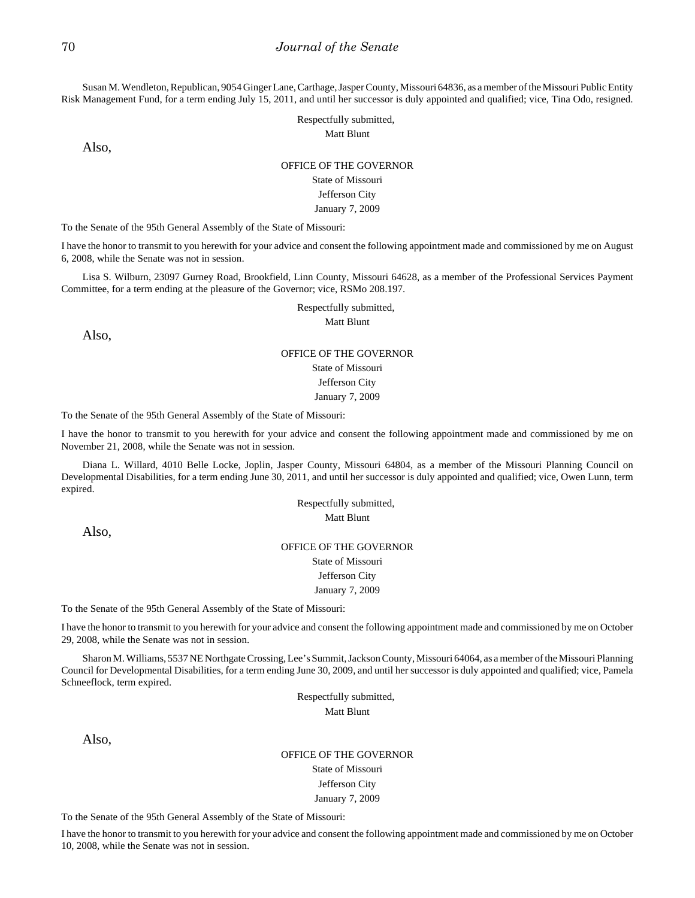Susan M. Wendleton, Republican, 9054 Ginger Lane, Carthage, Jasper County, Missouri 64836, as a member of the Missouri Public Entity Risk Management Fund, for a term ending July 15, 2011, and until her successor is duly appointed and qualified; vice, Tina Odo, resigned.

Respectfully submitted,
Matt Blunt

Also,

OFFICE OF THE GOVERNOR
State of Missouri
Jefferson City
January 7, 2009

To the Senate of the 95th General Assembly of the State of Missouri:

I have the honor to transmit to you herewith for your advice and consent the following appointment made and commissioned by me on August 6, 2008, while the Senate was not in session.

Lisa S. Wilburn, 23097 Gurney Road, Brookfield, Linn County, Missouri 64628, as a member of the Professional Services Payment Committee, for a term ending at the pleasure of the Governor; vice, RSMo 208.197.

Respectfully submitted,
Matt Blunt

Also,

OFFICE OF THE GOVERNOR
State of Missouri
Jefferson City
January 7, 2009

To the Senate of the 95th General Assembly of the State of Missouri:

I have the honor to transmit to you herewith for your advice and consent the following appointment made and commissioned by me on November 21, 2008, while the Senate was not in session.

Diana L. Willard, 4010 Belle Locke, Joplin, Jasper County, Missouri 64804, as a member of the Missouri Planning Council on Developmental Disabilities, for a term ending June 30, 2011, and until her successor is duly appointed and qualified; vice, Owen Lunn, term expired.

Respectfully submitted,
Matt Blunt

Also,

OFFICE OF THE GOVERNOR
State of Missouri
Jefferson City
January 7, 2009

To the Senate of the 95th General Assembly of the State of Missouri:

I have the honor to transmit to you herewith for your advice and consent the following appointment made and commissioned by me on October 29, 2008, while the Senate was not in session.

Sharon M. Williams, 5537 NE Northgate Crossing, Lee's Summit, Jackson County, Missouri 64064, as a member of the Missouri Planning Council for Developmental Disabilities, for a term ending June 30, 2009, and until her successor is duly appointed and qualified; vice, Pamela Schneeflock, term expired.

Respectfully submitted,
Matt Blunt

Also,

OFFICE OF THE GOVERNOR
State of Missouri
Jefferson City
January 7, 2009

To the Senate of the 95th General Assembly of the State of Missouri:

I have the honor to transmit to you herewith for your advice and consent the following appointment made and commissioned by me on October 10, 2008, while the Senate was not in session.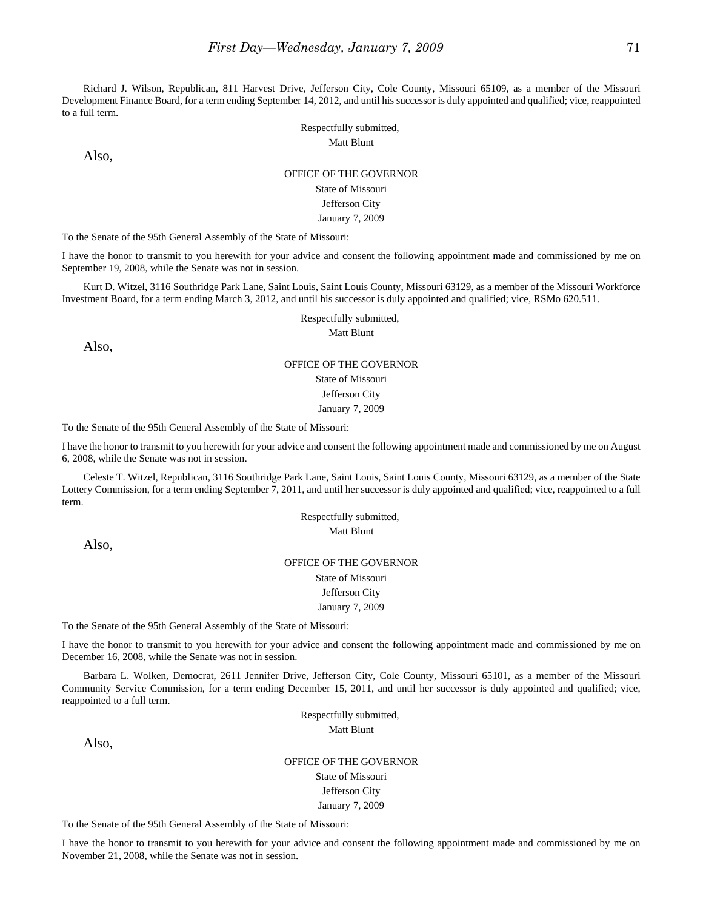Richard J. Wilson, Republican, 811 Harvest Drive, Jefferson City, Cole County, Missouri 65109, as a member of the Missouri Development Finance Board, for a term ending September 14, 2012, and until his successor is duly appointed and qualified; vice, reappointed to a full term.

Respectfully submitted,
Matt Blunt

Also,

OFFICE OF THE GOVERNOR
State of Missouri
Jefferson City
January 7, 2009

To the Senate of the 95th General Assembly of the State of Missouri:

I have the honor to transmit to you herewith for your advice and consent the following appointment made and commissioned by me on September 19, 2008, while the Senate was not in session.

Kurt D. Witzel, 3116 Southridge Park Lane, Saint Louis, Saint Louis County, Missouri 63129, as a member of the Missouri Workforce Investment Board, for a term ending March 3, 2012, and until his successor is duly appointed and qualified; vice, RSMo 620.511.

Respectfully submitted,
Matt Blunt

Also,

OFFICE OF THE GOVERNOR
State of Missouri
Jefferson City
January 7, 2009

To the Senate of the 95th General Assembly of the State of Missouri:

I have the honor to transmit to you herewith for your advice and consent the following appointment made and commissioned by me on August 6, 2008, while the Senate was not in session.

Celeste T. Witzel, Republican, 3116 Southridge Park Lane, Saint Louis, Saint Louis County, Missouri 63129, as a member of the State Lottery Commission, for a term ending September 7, 2011, and until her successor is duly appointed and qualified; vice, reappointed to a full term.

Respectfully submitted,
Matt Blunt

Also,

OFFICE OF THE GOVERNOR
State of Missouri
Jefferson City
January 7, 2009

To the Senate of the 95th General Assembly of the State of Missouri:

I have the honor to transmit to you herewith for your advice and consent the following appointment made and commissioned by me on December 16, 2008, while the Senate was not in session.

Barbara L. Wolken, Democrat, 2611 Jennifer Drive, Jefferson City, Cole County, Missouri 65101, as a member of the Missouri Community Service Commission, for a term ending December 15, 2011, and until her successor is duly appointed and qualified; vice, reappointed to a full term.

Respectfully submitted,
Matt Blunt

Also,

OFFICE OF THE GOVERNOR
State of Missouri
Jefferson City
January 7, 2009

To the Senate of the 95th General Assembly of the State of Missouri:

I have the honor to transmit to you herewith for your advice and consent the following appointment made and commissioned by me on November 21, 2008, while the Senate was not in session.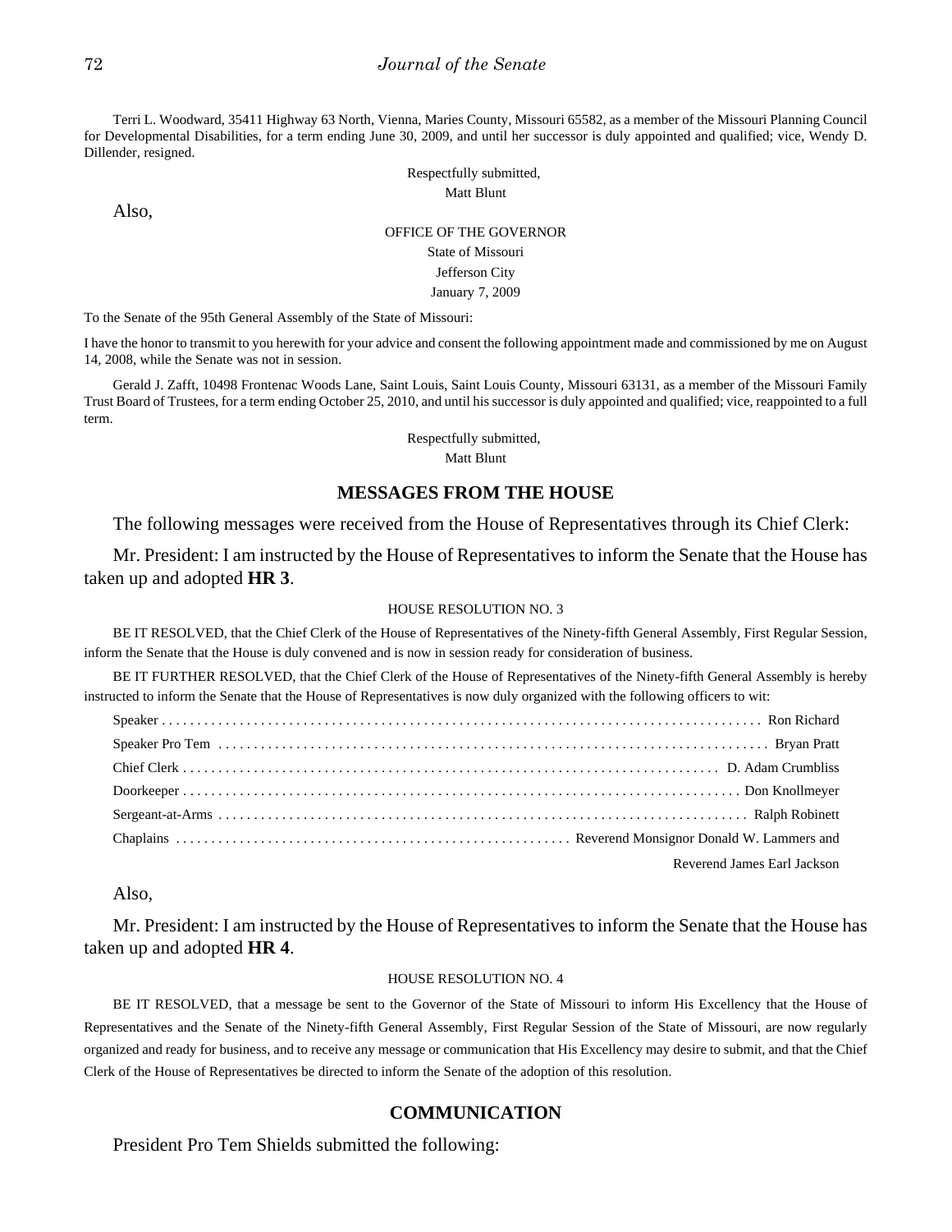Terri L. Woodward, 35411 Highway 63 North, Vienna, Maries County, Missouri 65582, as a member of the Missouri Planning Council for Developmental Disabilities, for a term ending June 30, 2009, and until her successor is duly appointed and qualified; vice, Wendy D. Dillender, resigned.

Respectfully submitted,
Matt Blunt

Also,

OFFICE OF THE GOVERNOR
State of Missouri
Jefferson City
January 7, 2009

To the Senate of the 95th General Assembly of the State of Missouri:

I have the honor to transmit to you herewith for your advice and consent the following appointment made and commissioned by me on August 14, 2008, while the Senate was not in session.

Gerald J. Zafft, 10498 Frontenac Woods Lane, Saint Louis, Saint Louis County, Missouri 63131, as a member of the Missouri Family Trust Board of Trustees, for a term ending October 25, 2010, and until his successor is duly appointed and qualified; vice, reappointed to a full term.

Respectfully submitted,
Matt Blunt

## MESSAGES FROM THE HOUSE

The following messages were received from the House of Representatives through its Chief Clerk:

Mr. President: I am instructed by the House of Representatives to inform the Senate that the House has taken up and adopted **HR 3**.

HOUSE RESOLUTION NO. 3

BE IT RESOLVED, that the Chief Clerk of the House of Representatives of the Ninety-fifth General Assembly, First Regular Session, inform the Senate that the House is duly convened and is now in session ready for consideration of business.

BE IT FURTHER RESOLVED, that the Chief Clerk of the House of Representatives of the Ninety-fifth General Assembly is hereby instructed to inform the Senate that the House of Representatives is now duly organized with the following officers to wit:

Speaker . . . . . . . . . . . . . . . . . . . . . . . . . . . . . . . . . . . . Ron Richard
Speaker Pro Tem . . . . . . . . . . . . . . . . . . . . . . . . . . . . . . . . Bryan Pratt
Chief Clerk . . . . . . . . . . . . . . . . . . . . . . . . . . . . . . . . . D. Adam Crumbliss
Doorkeeper . . . . . . . . . . . . . . . . . . . . . . . . . . . . . . . . . Don Knollmeyer
Sergeant-at-Arms . . . . . . . . . . . . . . . . . . . . . . . . . . . . . . Ralph Robinett
Chaplains . . . . . . . . . . . . . . . . . . . . . . Reverend Monsignor Donald W. Lammers and Reverend James Earl Jackson

Also,

Mr. President: I am instructed by the House of Representatives to inform the Senate that the House has taken up and adopted **HR 4**.

HOUSE RESOLUTION NO. 4

BE IT RESOLVED, that a message be sent to the Governor of the State of Missouri to inform His Excellency that the House of Representatives and the Senate of the Ninety-fifth General Assembly, First Regular Session of the State of Missouri, are now regularly organized and ready for business, and to receive any message or communication that His Excellency may desire to submit, and that the Chief Clerk of the House of Representatives be directed to inform the Senate of the adoption of this resolution.

## COMMUNICATION

President Pro Tem Shields submitted the following: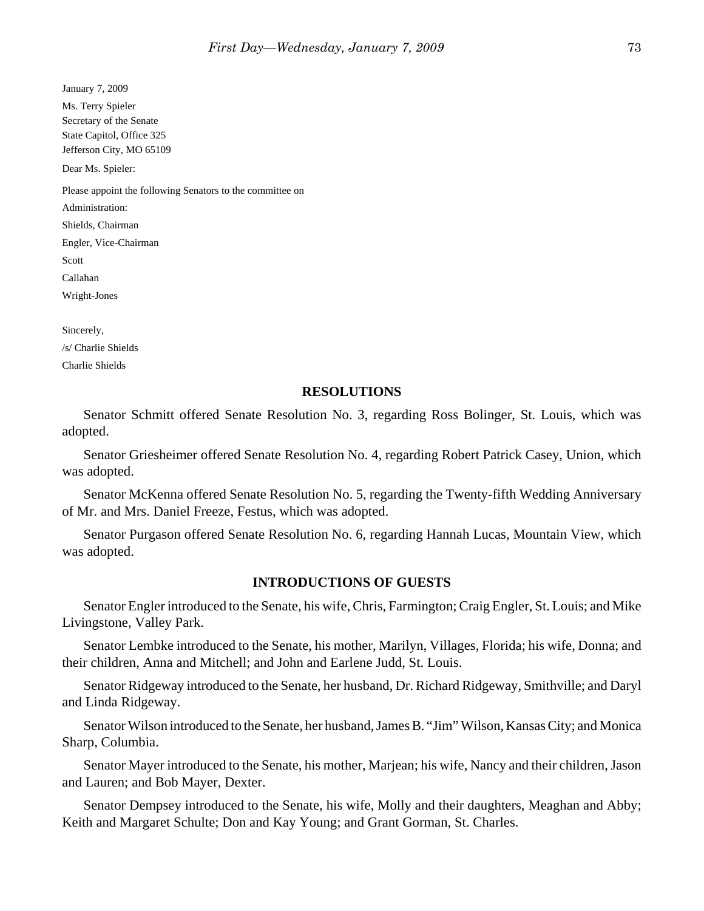January 7, 2009

Ms. Terry Spieler
Secretary of the Senate
State Capitol, Office 325
Jefferson City, MO 65109

Dear Ms. Spieler:

Please appoint the following Senators to the committee on

Administration:

Shields, Chairman

Engler, Vice-Chairman

Scott

Callahan

Wright-Jones

Sincerely,

/s/ Charlie Shields

Charlie Shields

## RESOLUTIONS

Senator Schmitt offered Senate Resolution No. 3, regarding Ross Bolinger, St. Louis, which was adopted.

Senator Griesheimer offered Senate Resolution No. 4, regarding Robert Patrick Casey, Union, which was adopted.

Senator McKenna offered Senate Resolution No. 5, regarding the Twenty-fifth Wedding Anniversary of Mr. and Mrs. Daniel Freeze, Festus, which was adopted.

Senator Purgason offered Senate Resolution No. 6, regarding Hannah Lucas, Mountain View, which was adopted.

## INTRODUCTIONS OF GUESTS

Senator Engler introduced to the Senate, his wife, Chris, Farmington; Craig Engler, St. Louis; and Mike Livingstone, Valley Park.

Senator Lembke introduced to the Senate, his mother, Marilyn, Villages, Florida; his wife, Donna; and their children, Anna and Mitchell; and John and Earlene Judd, St. Louis.

Senator Ridgeway introduced to the Senate, her husband, Dr. Richard Ridgeway, Smithville; and Daryl and Linda Ridgeway.

Senator Wilson introduced to the Senate, her husband, James B. "Jim" Wilson, Kansas City; and Monica Sharp, Columbia.

Senator Mayer introduced to the Senate, his mother, Marjean; his wife, Nancy and their children, Jason and Lauren; and Bob Mayer, Dexter.

Senator Dempsey introduced to the Senate, his wife, Molly and their daughters, Meaghan and Abby; Keith and Margaret Schulte; Don and Kay Young; and Grant Gorman, St. Charles.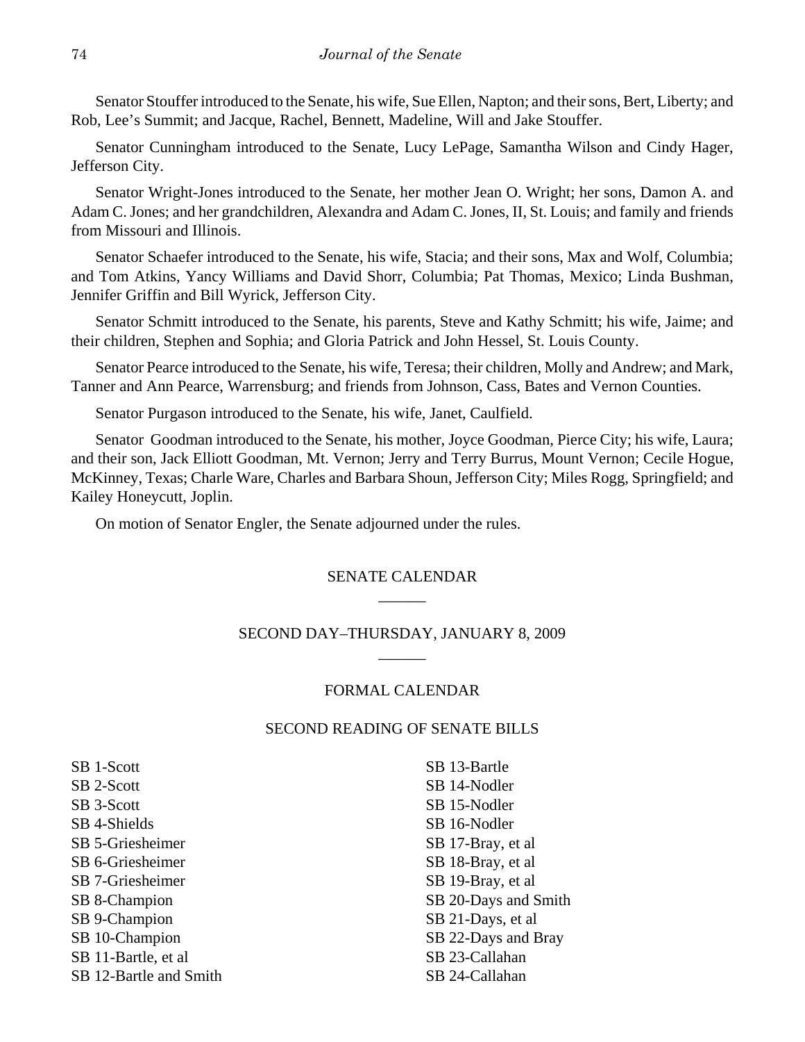Senator Stouffer introduced to the Senate, his wife, Sue Ellen, Napton; and their sons, Bert, Liberty; and Rob, Lee's Summit; and Jacque, Rachel, Bennett, Madeline, Will and Jake Stouffer.

Senator Cunningham introduced to the Senate, Lucy LePage, Samantha Wilson and Cindy Hager, Jefferson City.

Senator Wright-Jones introduced to the Senate, her mother Jean O. Wright; her sons, Damon A. and Adam C. Jones; and her grandchildren, Alexandra and Adam C. Jones, II, St. Louis; and family and friends from Missouri and Illinois.

Senator Schaefer introduced to the Senate, his wife, Stacia; and their sons, Max and Wolf, Columbia; and Tom Atkins, Yancy Williams and David Shorr, Columbia; Pat Thomas, Mexico; Linda Bushman, Jennifer Griffin and Bill Wyrick, Jefferson City.

Senator Schmitt introduced to the Senate, his parents, Steve and Kathy Schmitt; his wife, Jaime; and their children, Stephen and Sophia; and Gloria Patrick and John Hessel, St. Louis County.

Senator Pearce introduced to the Senate, his wife, Teresa; their children, Molly and Andrew; and Mark, Tanner and Ann Pearce, Warrensburg; and friends from Johnson, Cass, Bates and Vernon Counties.

Senator Purgason introduced to the Senate, his wife, Janet, Caulfield.

Senator Goodman introduced to the Senate, his mother, Joyce Goodman, Pierce City; his wife, Laura; and their son, Jack Elliott Goodman, Mt. Vernon; Jerry and Terry Burrus, Mount Vernon; Cecile Hogue, McKinney, Texas; Charle Ware, Charles and Barbara Shoun, Jefferson City; Miles Rogg, Springfield; and Kailey Honeycutt, Joplin.

On motion of Senator Engler, the Senate adjourned under the rules.

## SENATE CALENDAR

______

## SECOND DAY–THURSDAY, JANUARY 8, 2009

______

### FORMAL CALENDAR

### SECOND READING OF SENATE BILLS

SB 1-Scott
SB 2-Scott
SB 3-Scott
SB 4-Shields
SB 5-Griesheimer
SB 6-Griesheimer
SB 7-Griesheimer
SB 8-Champion
SB 9-Champion
SB 10-Champion
SB 11-Bartle, et al
SB 12-Bartle and Smith
SB 13-Bartle
SB 14-Nodler
SB 15-Nodler
SB 16-Nodler
SB 17-Bray, et al
SB 18-Bray, et al
SB 19-Bray, et al
SB 20-Days and Smith
SB 21-Days, et al
SB 22-Days and Bray
SB 23-Callahan
SB 24-Callahan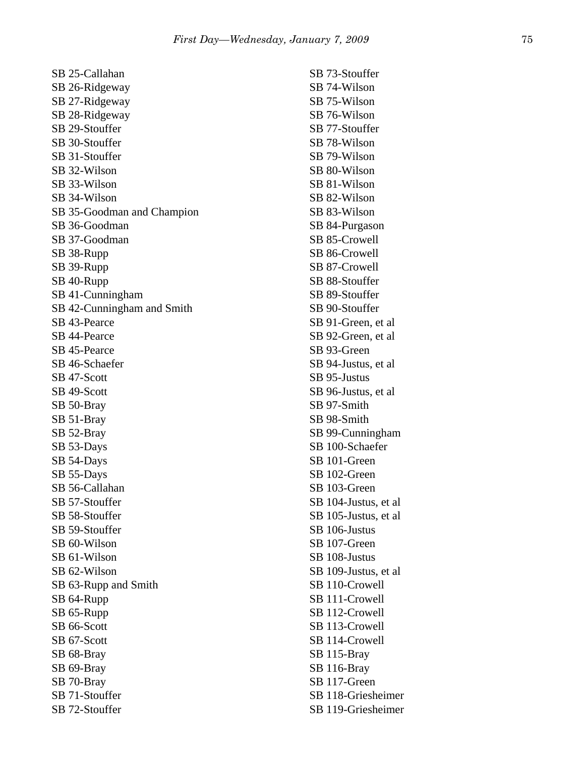SB 25-Callahan
SB 26-Ridgeway
SB 27-Ridgeway
SB 28-Ridgeway
SB 29-Stouffer
SB 30-Stouffer
SB 31-Stouffer
SB 32-Wilson
SB 33-Wilson
SB 34-Wilson
SB 35-Goodman and Champion
SB 36-Goodman
SB 37-Goodman
SB 38-Rupp
SB 39-Rupp
SB 40-Rupp
SB 41-Cunningham
SB 42-Cunningham and Smith
SB 43-Pearce
SB 44-Pearce
SB 45-Pearce
SB 46-Schaefer
SB 47-Scott
SB 49-Scott
SB 50-Bray
SB 51-Bray
SB 52-Bray
SB 53-Days
SB 54-Days
SB 55-Days
SB 56-Callahan
SB 57-Stouffer
SB 58-Stouffer
SB 59-Stouffer
SB 60-Wilson
SB 61-Wilson
SB 62-Wilson
SB 63-Rupp and Smith
SB 64-Rupp
SB 65-Rupp
SB 66-Scott
SB 67-Scott
SB 68-Bray
SB 69-Bray
SB 70-Bray
SB 71-Stouffer
SB 72-Stouffer
SB 73-Stouffer
SB 74-Wilson
SB 75-Wilson
SB 76-Wilson
SB 77-Stouffer
SB 78-Wilson
SB 79-Wilson
SB 80-Wilson
SB 81-Wilson
SB 82-Wilson
SB 83-Wilson
SB 84-Purgason
SB 85-Crowell
SB 86-Crowell
SB 87-Crowell
SB 88-Stouffer
SB 89-Stouffer
SB 90-Stouffer
SB 91-Green, et al
SB 92-Green, et al
SB 93-Green
SB 94-Justus, et al
SB 95-Justus
SB 96-Justus, et al
SB 97-Smith
SB 98-Smith
SB 99-Cunningham
SB 100-Schaefer
SB 101-Green
SB 102-Green
SB 103-Green
SB 104-Justus, et al
SB 105-Justus, et al
SB 106-Justus
SB 107-Green
SB 108-Justus
SB 109-Justus, et al
SB 110-Crowell
SB 111-Crowell
SB 112-Crowell
SB 113-Crowell
SB 114-Crowell
SB 115-Bray
SB 116-Bray
SB 117-Green
SB 118-Griesheimer
SB 119-Griesheimer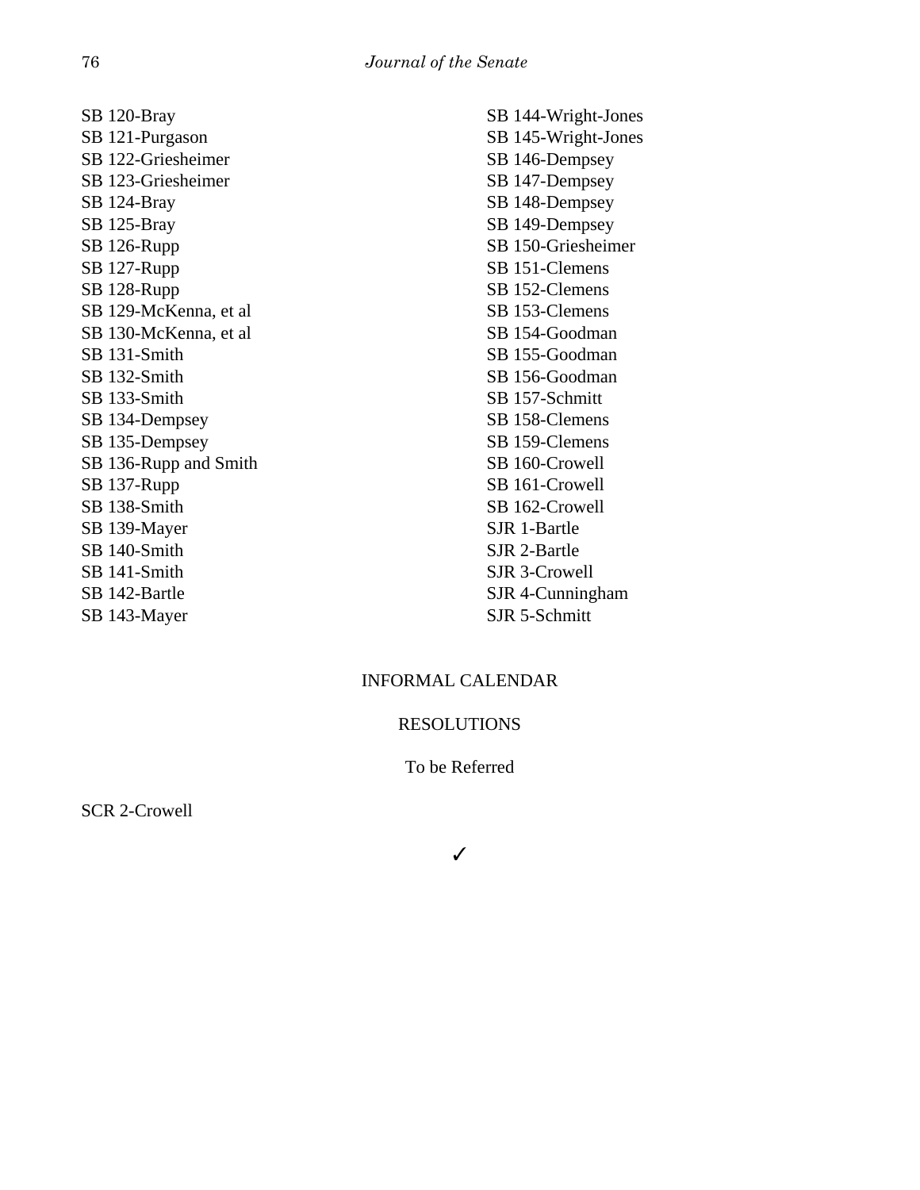SB 120-Bray
SB 121-Purgason
SB 122-Griesheimer
SB 123-Griesheimer
SB 124-Bray
SB 125-Bray
SB 126-Rupp
SB 127-Rupp
SB 128-Rupp
SB 129-McKenna, et al
SB 130-McKenna, et al
SB 131-Smith
SB 132-Smith
SB 133-Smith
SB 134-Dempsey
SB 135-Dempsey
SB 136-Rupp and Smith
SB 137-Rupp
SB 138-Smith
SB 139-Mayer
SB 140-Smith
SB 141-Smith
SB 142-Bartle
SB 143-Mayer
SB 144-Wright-Jones
SB 145-Wright-Jones
SB 146-Dempsey
SB 147-Dempsey
SB 148-Dempsey
SB 149-Dempsey
SB 150-Griesheimer
SB 151-Clemens
SB 152-Clemens
SB 153-Clemens
SB 154-Goodman
SB 155-Goodman
SB 156-Goodman
SB 157-Schmitt
SB 158-Clemens
SB 159-Clemens
SB 160-Crowell
SB 161-Crowell
SB 162-Crowell
SJR 1-Bartle
SJR 2-Bartle
SJR 3-Crowell
SJR 4-Cunningham
SJR 5-Schmitt

INFORMAL CALENDAR

RESOLUTIONS

To be Referred

SCR 2-Crowell

✓